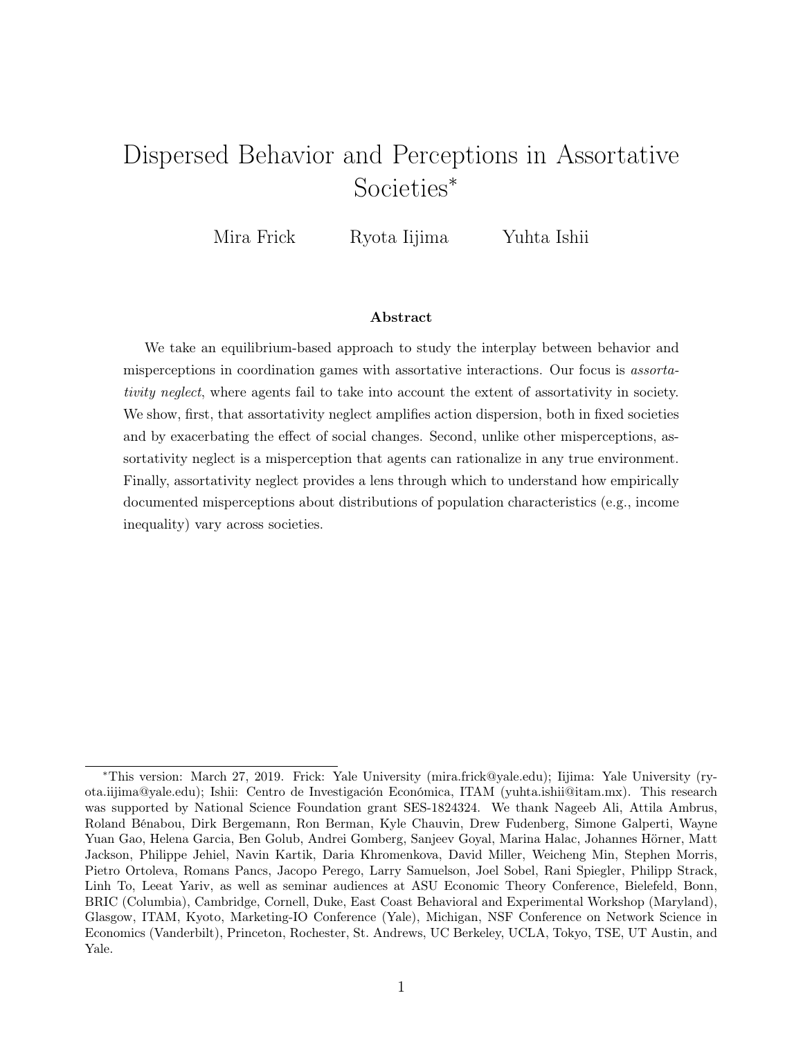# Dispersed Behavior and Perceptions in Assortative Societies*

Mira Frick    Ryota Iijima    Yuhta Ishii

## Abstract

We take an equilibrium-based approach to study the interplay between behavior and misperceptions in coordination games with assortative interactions. Our focus is *assortativity neglect*, where agents fail to take into account the extent of assortativity in society. We show, first, that assortativity neglect amplifies action dispersion, both in fixed societies and by exacerbating the effect of social changes. Second, unlike other misperceptions, assortativity neglect is a misperception that agents can rationalize in any true environment. Finally, assortativity neglect provides a lens through which to understand how empirically documented misperceptions about distributions of population characteristics (e.g., income inequality) vary across societies.

---

*This version: March 27, 2019. Frick: Yale University (mira.frick@yale.edu); Iijima: Yale University (ryota.iijima@yale.edu); Ishii: Centro de Investigación Económica, ITAM (yuhta.ishii@itam.mx). This research was supported by National Science Foundation grant SES-1824324. We thank Nageeb Ali, Attila Ambrus, Roland Bénabou, Dirk Bergemann, Ron Berman, Kyle Chauvin, Drew Fudenberg, Simone Galperti, Wayne Yuan Gao, Helena Garcia, Ben Golub, Andrei Gomberg, Sanjeev Goyal, Marina Halac, Johannes Hörner, Matt Jackson, Philippe Jehiel, Navin Kartik, Daria Khromenkova, David Miller, Weicheng Min, Stephen Morris, Pietro Ortoleva, Romans Pancs, Jacopo Perego, Larry Samuelson, Joel Sobel, Rani Spiegler, Philipp Strack, Linh To, Leeat Yariv, as well as seminar audiences at ASU Economic Theory Conference, Bielefeld, Bonn, BRIC (Columbia), Cambridge, Cornell, Duke, East Coast Behavioral and Experimental Workshop (Maryland), Glasgow, ITAM, Kyoto, Marketing-IO Conference (Yale), Michigan, NSF Conference on Network Science in Economics (Vanderbilt), Princeton, Rochester, St. Andrews, UC Berkeley, UCLA, Tokyo, TSE, UT Austin, and Yale.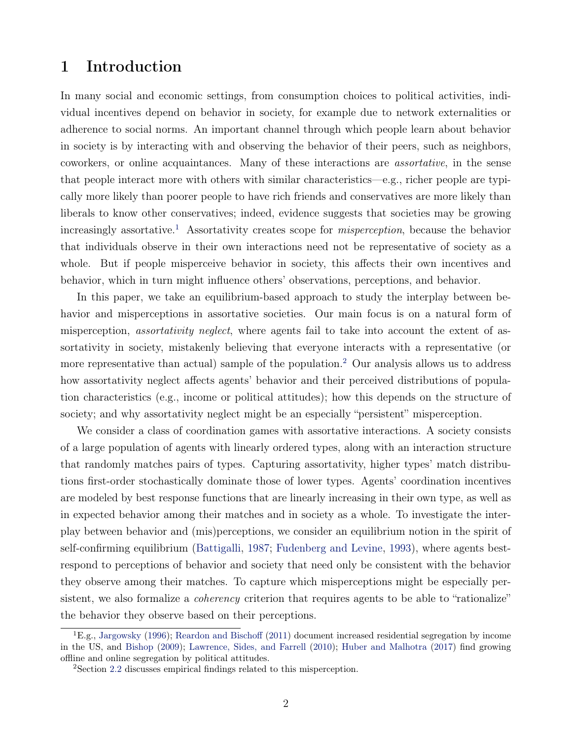# 1 Introduction

In many social and economic settings, from consumption choices to political activities, individual incentives depend on behavior in society, for example due to network externalities or adherence to social norms. An important channel through which people learn about behavior in society is by interacting with and observing the behavior of their peers, such as neighbors, coworkers, or online acquaintances. Many of these interactions are *assortative*, in the sense that people interact more with others with similar characteristics—e.g., richer people are typically more likely than poorer people to have rich friends and conservatives are more likely than liberals to know other conservatives; indeed, evidence suggests that societies may be growing increasingly assortative.[1] Assortativity creates scope for *misperception*, because the behavior that individuals observe in their own interactions need not be representative of society as a whole. But if people misperceive behavior in society, this affects their own incentives and behavior, which in turn might influence others' observations, perceptions, and behavior.

In this paper, we take an equilibrium-based approach to study the interplay between behavior and misperceptions in assortative societies. Our main focus is on a natural form of misperception, *assortativity neglect*, where agents fail to take into account the extent of assortativity in society, mistakenly believing that everyone interacts with a representative (or more representative than actual) sample of the population.[2] Our analysis allows us to address how assortativity neglect affects agents' behavior and their perceived distributions of population characteristics (e.g., income or political attitudes); how this depends on the structure of society; and why assortativity neglect might be an especially "persistent" misperception.

We consider a class of coordination games with assortative interactions. A society consists of a large population of agents with linearly ordered types, along with an interaction structure that randomly matches pairs of types. Capturing assortativity, higher types' match distributions first-order stochastically dominate those of lower types. Agents' coordination incentives are modeled by best response functions that are linearly increasing in their own type, as well as in expected behavior among their matches and in society as a whole. To investigate the interplay between behavior and (mis)perceptions, we consider an equilibrium notion in the spirit of self-confirming equilibrium (Battigalli, 1987; Fudenberg and Levine, 1993), where agents best-respond to perceptions of behavior and society that need only be consistent with the behavior they observe among their matches. To capture which misperceptions might be especially persistent, we also formalize a *coherency* criterion that requires agents to be able to "rationalize" the behavior they observe based on their perceptions.

---

[1] E.g., Jargowsky (1996); Reardon and Bischoff (2011) document increased residential segregation by income in the US, and Bishop (2009); Lawrence, Sides, and Farrell (2010); Huber and Malhotra (2017) find growing offline and online segregation by political attitudes.

[2] Section 2.2 discusses empirical findings related to this misperception.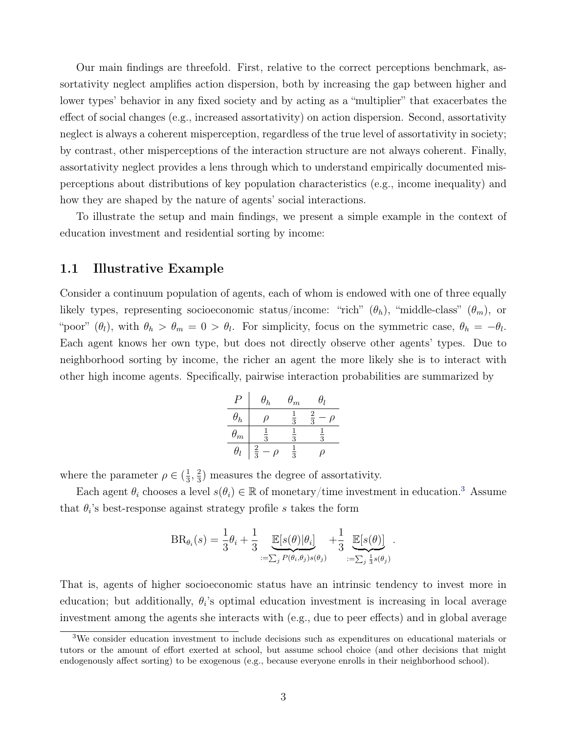Our main findings are threefold. First, relative to the correct perceptions benchmark, assortativity neglect amplifies action dispersion, both by increasing the gap between higher and lower types' behavior in any fixed society and by acting as a "multiplier" that exacerbates the effect of social changes (e.g., increased assortativity) on action dispersion. Second, assortativity neglect is always a coherent misperception, regardless of the true level of assortativity in society; by contrast, other misperceptions of the interaction structure are not always coherent. Finally, assortativity neglect provides a lens through which to understand empirically documented misperceptions about distributions of key population characteristics (e.g., income inequality) and how they are shaped by the nature of agents' social interactions.

To illustrate the setup and main findings, we present a simple example in the context of education investment and residential sorting by income:

## 1.1 Illustrative Example

Consider a continuum population of agents, each of whom is endowed with one of three equally likely types, representing socioeconomic status/income: "rich" ($\theta_h$), "middle-class" ($\theta_m$), or "poor" ($\theta_l$), with $\theta_h > \theta_m = 0 > \theta_l$. For simplicity, focus on the symmetric case, $\theta_h = -\theta_l$. Each agent knows her own type, but does not directly observe other agents' types. Due to neighborhood sorting by income, the richer an agent the more likely she is to interact with other high income agents. Specifically, pairwise interaction probabilities are summarized by

| $P$ | $\theta_h$ | $\theta_m$ | $\theta_l$ |
|---|---|---|---|
| $\theta_h$ | $\rho$ | $\frac{1}{3}$ | $\frac{2}{3} - \rho$ |
| $\theta_m$ | $\frac{1}{3}$ | $\frac{1}{3}$ | $\frac{1}{3}$ |
| $\theta_l$ | $\frac{2}{3} - \rho$ | $\frac{1}{3}$ | $\rho$ |

where the parameter $\rho \in (\frac{1}{3}, \frac{2}{3})$ measures the degree of assortativity.

Each agent $\theta_i$ chooses a level $s(\theta_i) \in \mathbb{R}$ of monetary/time investment in education.[3] Assume that $\theta_i$'s best-response against strategy profile $s$ takes the form

$$\mathrm{BR}_{\theta_i}(s) = \frac{1}{3}\theta_i + \frac{1}{3} \underbrace{\mathbb{E}[s(\theta)|\theta_i]}_{:=\sum_j P(\theta_i,\theta_j)s(\theta_j)} + \frac{1}{3} \underbrace{\mathbb{E}[s(\theta)]}_{:=\sum_j \frac{1}{3}s(\theta_j)} .$$

That is, agents of higher socioeconomic status have an intrinsic tendency to invest more in education; but additionally, $\theta_i$'s optimal education investment is increasing in local average investment among the agents she interacts with (e.g., due to peer effects) and in global average

[3]We consider education investment to include decisions such as expenditures on educational materials or tutors or the amount of effort exerted at school, but assume school choice (and other decisions that might endogenously affect sorting) to be exogenous (e.g., because everyone enrolls in their neighborhood school).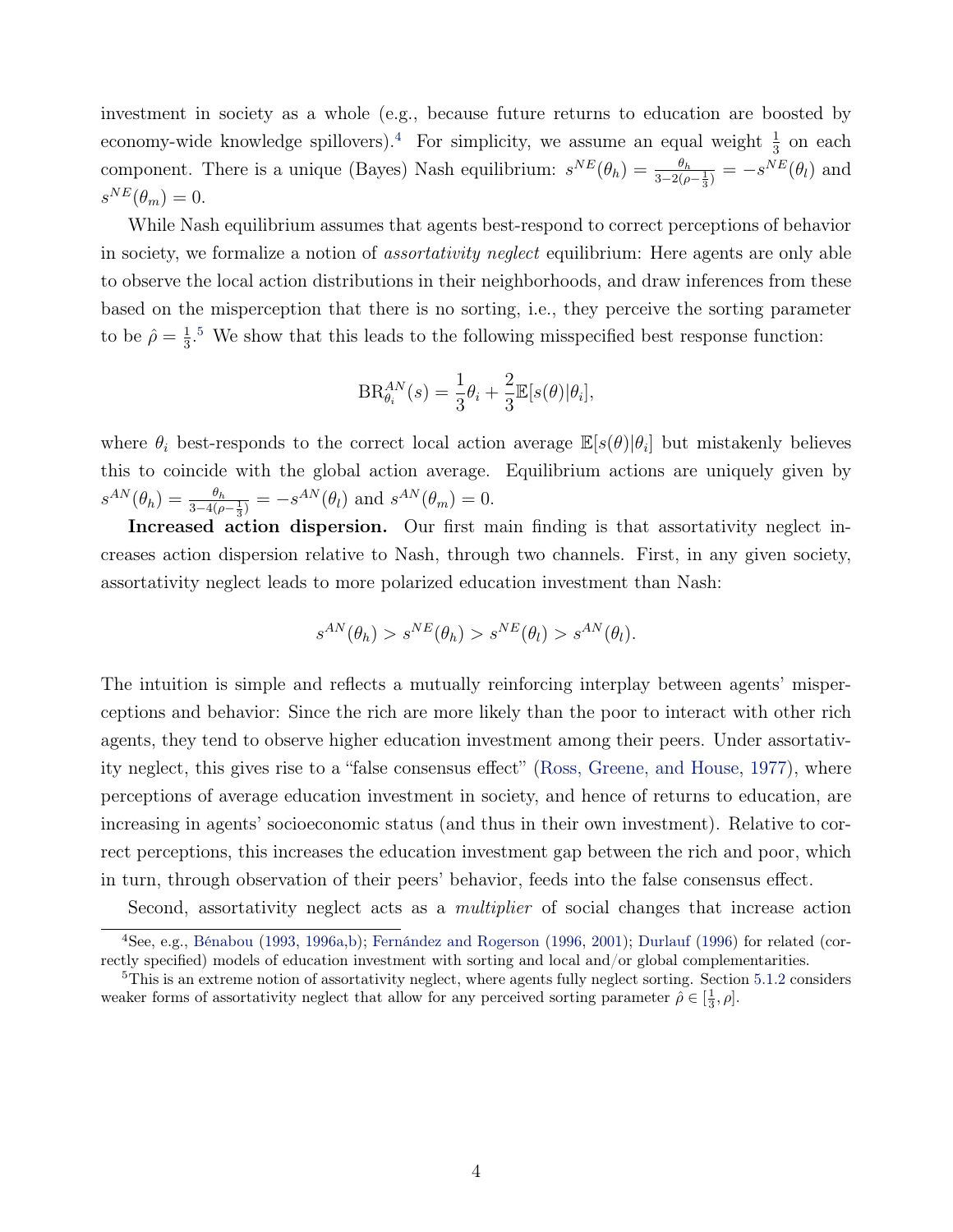investment in society as a whole (e.g., because future returns to education are boosted by economy-wide knowledge spillovers).[4] For simplicity, we assume an equal weight $\frac{1}{3}$ on each component. There is a unique (Bayes) Nash equilibrium: $s^{NE}(\theta_h) = \frac{\theta_h}{3-2(\rho-\frac{1}{3})} = -s^{NE}(\theta_l)$ and $s^{NE}(\theta_m) = 0$.

While Nash equilibrium assumes that agents best-respond to correct perceptions of behavior in society, we formalize a notion of *assortativity neglect* equilibrium: Here agents are only able to observe the local action distributions in their neighborhoods, and draw inferences from these based on the misperception that there is no sorting, i.e., they perceive the sorting parameter to be $\hat{\rho} = \frac{1}{3}$.[5] We show that this leads to the following misspecified best response function:

$$\text{BR}^{AN}_{\theta_i}(s) = \frac{1}{3}\theta_i + \frac{2}{3}\mathbb{E}[s(\theta)|\theta_i],$$

where $\theta_i$ best-responds to the correct local action average $\mathbb{E}[s(\theta)|\theta_i]$ but mistakenly believes this to coincide with the global action average. Equilibrium actions are uniquely given by $s^{AN}(\theta_h) = \frac{\theta_h}{3-4(\rho-\frac{1}{3})} = -s^{AN}(\theta_l)$ and $s^{AN}(\theta_m) = 0$.

**Increased action dispersion.** Our first main finding is that assortativity neglect increases action dispersion relative to Nash, through two channels. First, in any given society, assortativity neglect leads to more polarized education investment than Nash:

$$s^{AN}(\theta_h) > s^{NE}(\theta_h) > s^{NE}(\theta_l) > s^{AN}(\theta_l).$$

The intuition is simple and reflects a mutually reinforcing interplay between agents' misperceptions and behavior: Since the rich are more likely than the poor to interact with other rich agents, they tend to observe higher education investment among their peers. Under assortativity neglect, this gives rise to a "false consensus effect" (Ross, Greene, and House, 1977), where perceptions of average education investment in society, and hence of returns to education, are increasing in agents' socioeconomic status (and thus in their own investment). Relative to correct perceptions, this increases the education investment gap between the rich and poor, which in turn, through observation of their peers' behavior, feeds into the false consensus effect.

Second, assortativity neglect acts as a *multiplier* of social changes that increase action

[4] See, e.g., Bénabou (1993, 1996a,b); Fernández and Rogerson (1996, 2001); Durlauf (1996) for related (correctly specified) models of education investment with sorting and local and/or global complementarities.

[5] This is an extreme notion of assortativity neglect, where agents fully neglect sorting. Section 5.1.2 considers weaker forms of assortativity neglect that allow for any perceived sorting parameter $\hat{\rho} \in [\frac{1}{3}, \rho]$.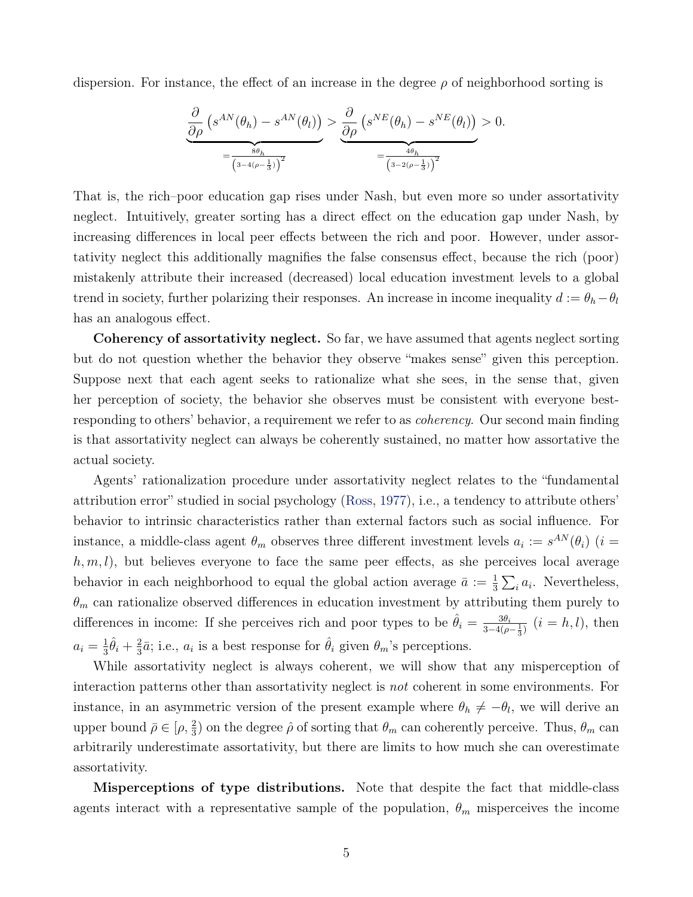dispersion. For instance, the effect of an increase in the degree $\rho$ of neighborhood sorting is

$$\underbrace{\frac{\partial}{\partial \rho}\left(s^{AN}(\theta_h) - s^{AN}(\theta_l)\right)}_{=\frac{8\theta_h}{\left(3-4(\rho-\frac{1}{3})\right)^2}} > \underbrace{\frac{\partial}{\partial \rho}\left(s^{NE}(\theta_h) - s^{NE}(\theta_l)\right)}_{=\frac{4\theta_h}{\left(3-2(\rho-\frac{1}{3})\right)^2}} > 0.$$

That is, the rich–poor education gap rises under Nash, but even more so under assortativity neglect. Intuitively, greater sorting has a direct effect on the education gap under Nash, by increasing differences in local peer effects between the rich and poor. However, under assortativity neglect this additionally magnifies the false consensus effect, because the rich (poor) mistakenly attribute their increased (decreased) local education investment levels to a global trend in society, further polarizing their responses. An increase in income inequality $d := \theta_h - \theta_l$ has an analogous effect.

**Coherency of assortativity neglect.** So far, we have assumed that agents neglect sorting but do not question whether the behavior they observe "makes sense" given this perception. Suppose next that each agent seeks to rationalize what she sees, in the sense that, given her perception of society, the behavior she observes must be consistent with everyone best-responding to others' behavior, a requirement we refer to as *coherency*. Our second main finding is that assortativity neglect can always be coherently sustained, no matter how assortative the actual society.

Agents' rationalization procedure under assortativity neglect relates to the "fundamental attribution error" studied in social psychology (Ross, 1977), i.e., a tendency to attribute others' behavior to intrinsic characteristics rather than external factors such as social influence. For instance, a middle-class agent $\theta_m$ observes three different investment levels $a_i := s^{AN}(\theta_i)$ ($i = h, m, l$), but believes everyone to face the same peer effects, as she perceives local average behavior in each neighborhood to equal the global action average $\bar{a} := \frac{1}{3}\sum_i a_i$. Nevertheless, $\theta_m$ can rationalize observed differences in education investment by attributing them purely to differences in income: If she perceives rich and poor types to be $\hat{\theta}_i = \frac{3\theta_i}{3-4(\rho-\frac{1}{3})}$ ($i = h, l$), then $a_i = \frac{1}{3}\hat{\theta}_i + \frac{2}{3}\bar{a}$; i.e., $a_i$ is a best response for $\hat{\theta}_i$ given $\theta_m$'s perceptions.

While assortativity neglect is always coherent, we will show that any misperception of interaction patterns other than assortativity neglect is *not* coherent in some environments. For instance, in an asymmetric version of the present example where $\theta_h \neq -\theta_l$, we will derive an upper bound $\bar{\rho} \in [\rho, \frac{2}{3})$ on the degree $\hat{\rho}$ of sorting that $\theta_m$ can coherently perceive. Thus, $\theta_m$ can arbitrarily underestimate assortativity, but there are limits to how much she can overestimate assortativity.

**Misperceptions of type distributions.** Note that despite the fact that middle-class agents interact with a representative sample of the population, $\theta_m$ misperceives the income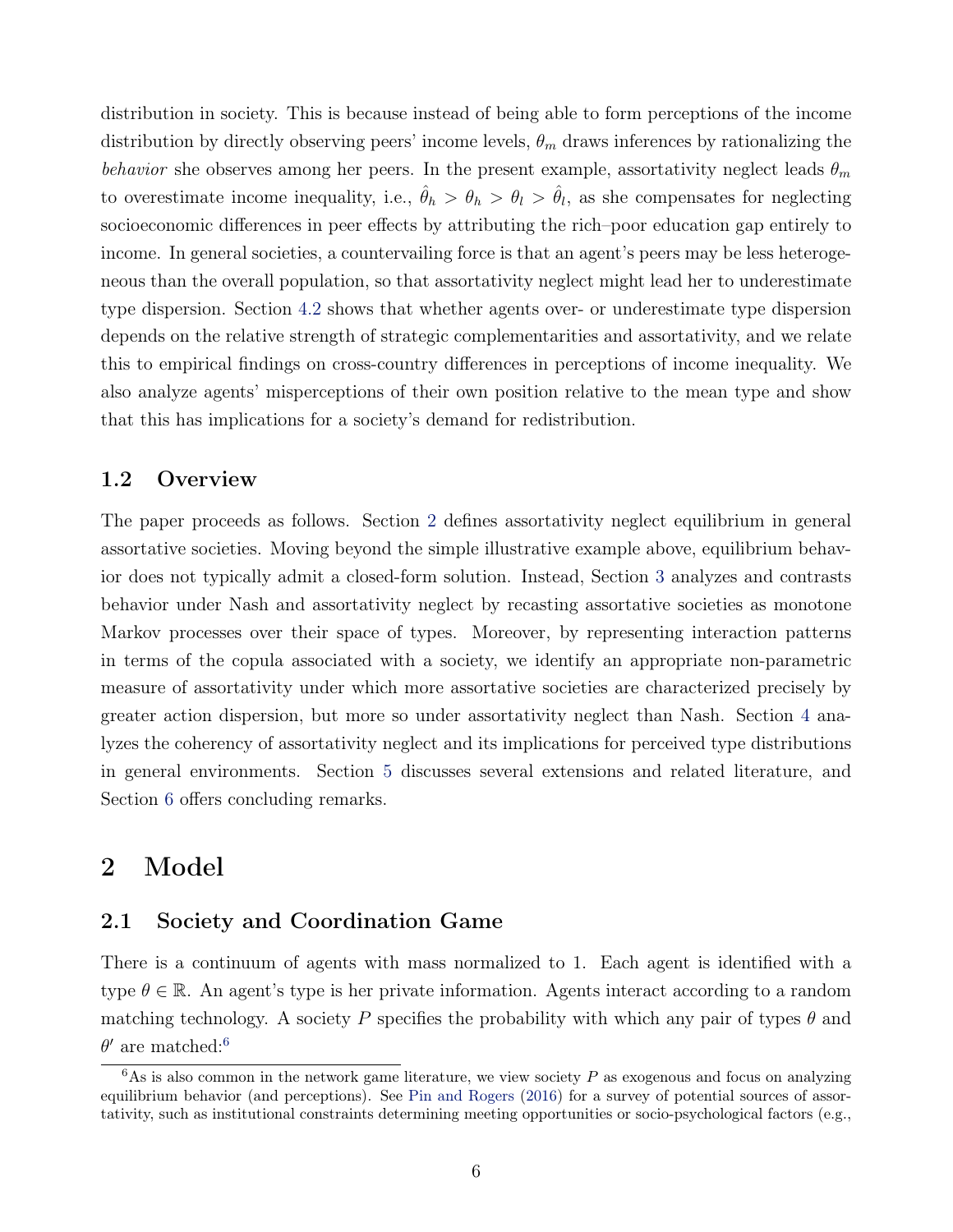distribution in society. This is because instead of being able to form perceptions of the income distribution by directly observing peers' income levels, $\theta_m$ draws inferences by rationalizing the *behavior* she observes among her peers. In the present example, assortativity neglect leads $\theta_m$ to overestimate income inequality, i.e., $\hat{\theta}_h > \theta_h > \theta_l > \hat{\theta}_l$, as she compensates for neglecting socioeconomic differences in peer effects by attributing the rich–poor education gap entirely to income. In general societies, a countervailing force is that an agent's peers may be less heterogeneous than the overall population, so that assortativity neglect might lead her to underestimate type dispersion. Section 4.2 shows that whether agents over- or underestimate type dispersion depends on the relative strength of strategic complementarities and assortativity, and we relate this to empirical findings on cross-country differences in perceptions of income inequality. We also analyze agents' misperceptions of their own position relative to the mean type and show that this has implications for a society's demand for redistribution.

### 1.2 Overview

The paper proceeds as follows. Section 2 defines assortativity neglect equilibrium in general assortative societies. Moving beyond the simple illustrative example above, equilibrium behavior does not typically admit a closed-form solution. Instead, Section 3 analyzes and contrasts behavior under Nash and assortativity neglect by recasting assortative societies as monotone Markov processes over their space of types. Moreover, by representing interaction patterns in terms of the copula associated with a society, we identify an appropriate non-parametric measure of assortativity under which more assortative societies are characterized precisely by greater action dispersion, but more so under assortativity neglect than Nash. Section 4 analyzes the coherency of assortativity neglect and its implications for perceived type distributions in general environments. Section 5 discusses several extensions and related literature, and Section 6 offers concluding remarks.

## 2 Model

### 2.1 Society and Coordination Game

There is a continuum of agents with mass normalized to 1. Each agent is identified with a type $\theta \in \mathbb{R}$. An agent's type is her private information. Agents interact according to a random matching technology. A society $P$ specifies the probability with which any pair of types $\theta$ and $\theta'$ are matched:[6]

[6] As is also common in the network game literature, we view society $P$ as exogenous and focus on analyzing equilibrium behavior (and perceptions). See Pin and Rogers (2016) for a survey of potential sources of assortativity, such as institutional constraints determining meeting opportunities or socio-psychological factors (e.g.,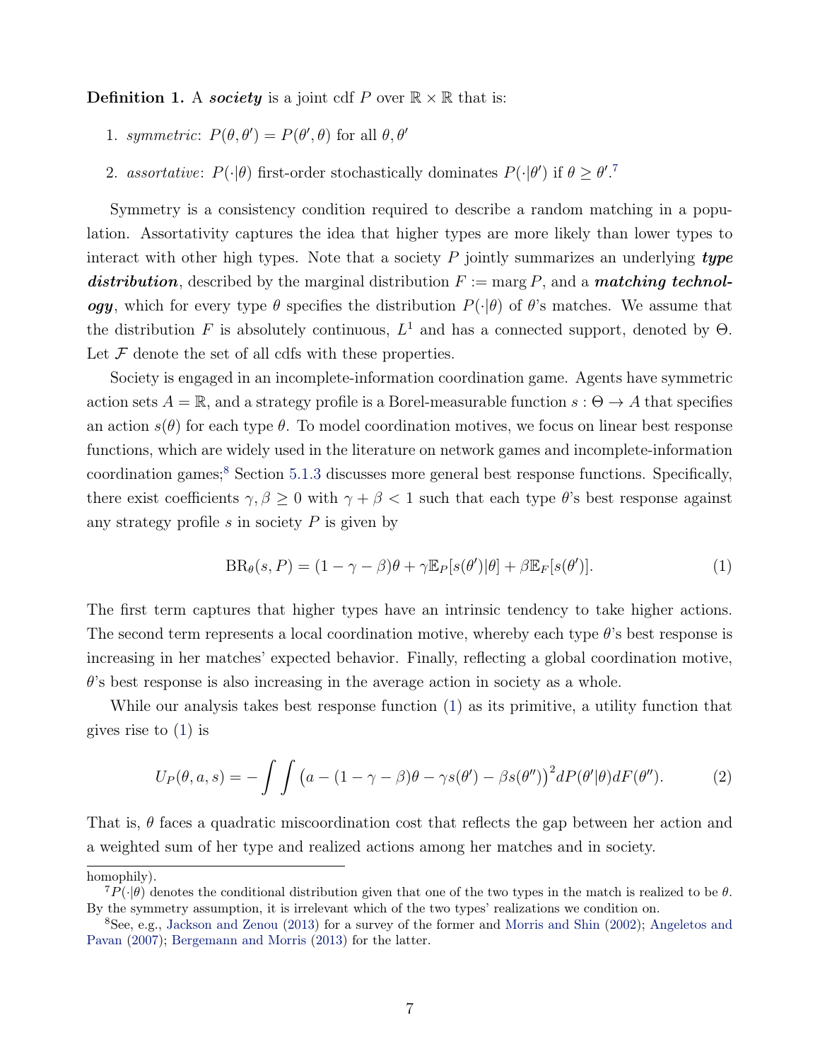**Definition 1.** A ***society*** is a joint cdf $P$ over $\mathbb{R} \times \mathbb{R}$ that is:

1. *symmetric*: $P(\theta, \theta') = P(\theta', \theta)$ for all $\theta, \theta'$
2. *assortative*: $P(\cdot|\theta)$ first-order stochastically dominates $P(\cdot|\theta')$ if $\theta \geq \theta'$.[7]

Symmetry is a consistency condition required to describe a random matching in a population. Assortativity captures the idea that higher types are more likely than lower types to interact with other high types. Note that a society $P$ jointly summarizes an underlying ***type distribution***, described by the marginal distribution $F := \operatorname{marg} P$, and a ***matching technology***, which for every type $\theta$ specifies the distribution $P(\cdot|\theta)$ of $\theta$'s matches. We assume that the distribution $F$ is absolutely continuous, $L^1$ and has a connected support, denoted by $\Theta$. Let $\mathcal{F}$ denote the set of all cdfs with these properties.

Society is engaged in an incomplete-information coordination game. Agents have symmetric action sets $A = \mathbb{R}$, and a strategy profile is a Borel-measurable function $s : \Theta \to A$ that specifies an action $s(\theta)$ for each type $\theta$. To model coordination motives, we focus on linear best response functions, which are widely used in the literature on network games and incomplete-information coordination games;[8] Section 5.1.3 discusses more general best response functions. Specifically, there exist coefficients $\gamma, \beta \geq 0$ with $\gamma + \beta < 1$ such that each type $\theta$'s best response against any strategy profile $s$ in society $P$ is given by

$$\mathrm{BR}_\theta(s, P) = (1 - \gamma - \beta)\theta + \gamma \mathbb{E}_P[s(\theta')|\theta] + \beta \mathbb{E}_F[s(\theta')]. \tag{1}$$

The first term captures that higher types have an intrinsic tendency to take higher actions. The second term represents a local coordination motive, whereby each type $\theta$'s best response is increasing in her matches' expected behavior. Finally, reflecting a global coordination motive, $\theta$'s best response is also increasing in the average action in society as a whole.

While our analysis takes best response function (1) as its primitive, a utility function that gives rise to (1) is

$$U_P(\theta, a, s) = -\int\int \left(a - (1 - \gamma - \beta)\theta - \gamma s(\theta') - \beta s(\theta'')\right)^2 dP(\theta'|\theta) dF(\theta''). \tag{2}$$

That is, $\theta$ faces a quadratic miscoordination cost that reflects the gap between her action and a weighted sum of her type and realized actions among her matches and in society.

---

homophily).

[7] $P(\cdot|\theta)$ denotes the conditional distribution given that one of the two types in the match is realized to be $\theta$. By the symmetry assumption, it is irrelevant which of the two types' realizations we condition on.

[8] See, e.g., Jackson and Zenou (2013) for a survey of the former and Morris and Shin (2002); Angeletos and Pavan (2007); Bergemann and Morris (2013) for the latter.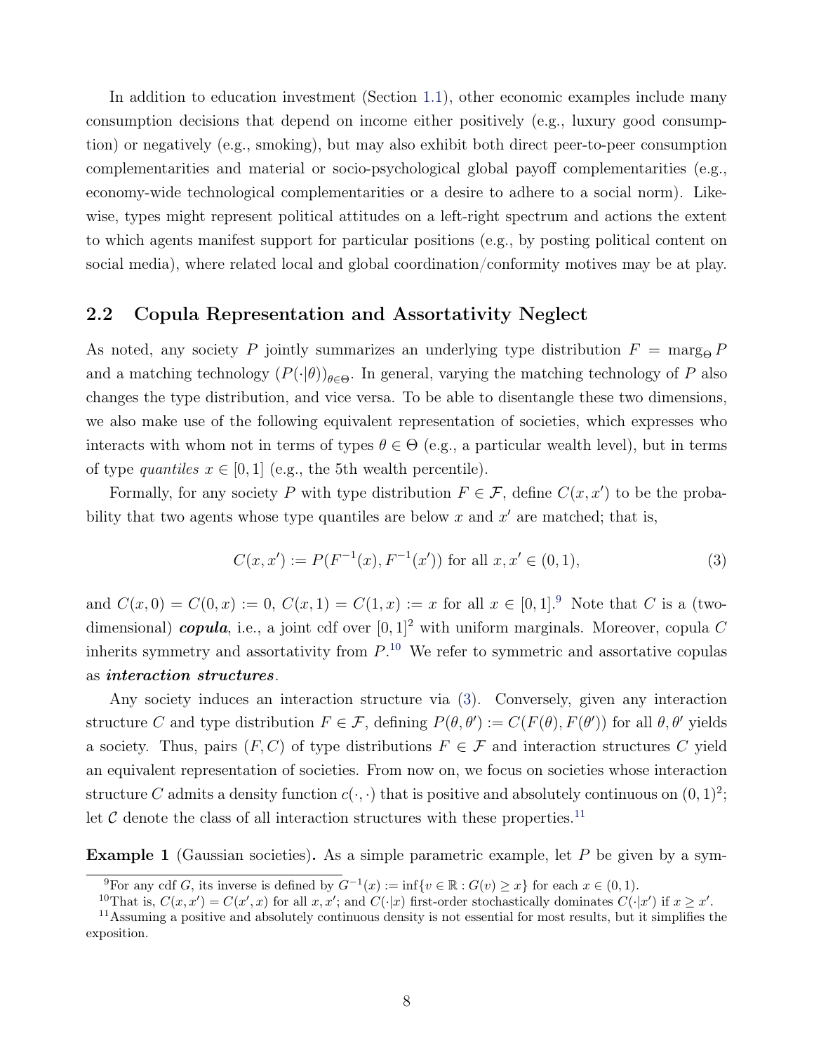In addition to education investment (Section 1.1), other economic examples include many consumption decisions that depend on income either positively (e.g., luxury good consumption) or negatively (e.g., smoking), but may also exhibit both direct peer-to-peer consumption complementarities and material or socio-psychological global payoff complementarities (e.g., economy-wide technological complementarities or a desire to adhere to a social norm). Likewise, types might represent political attitudes on a left-right spectrum and actions the extent to which agents manifest support for particular positions (e.g., by posting political content on social media), where related local and global coordination/conformity motives may be at play.

## 2.2 Copula Representation and Assortativity Neglect

As noted, any society $P$ jointly summarizes an underlying type distribution $F = \text{marg}_\Theta P$ and a matching technology $(P(\cdot|\theta))_{\theta\in\Theta}$. In general, varying the matching technology of $P$ also changes the type distribution, and vice versa. To be able to disentangle these two dimensions, we also make use of the following equivalent representation of societies, which expresses who interacts with whom not in terms of types $\theta \in \Theta$ (e.g., a particular wealth level), but in terms of type *quantiles* $x \in [0, 1]$ (e.g., the 5th wealth percentile).

Formally, for any society $P$ with type distribution $F \in \mathcal{F}$, define $C(x, x')$ to be the probability that two agents whose type quantiles are below $x$ and $x'$ are matched; that is,

$$C(x, x') := P(F^{-1}(x), F^{-1}(x')) \text{ for all } x, x' \in (0, 1), \tag{3}$$

and $C(x, 0) = C(0, x) := 0$, $C(x, 1) = C(1, x) := x$ for all $x \in [0, 1]$.[9] Note that $C$ is a (two-dimensional) ***copula***, i.e., a joint cdf over $[0, 1]^2$ with uniform marginals. Moreover, copula $C$ inherits symmetry and assortativity from $P$.[10] We refer to symmetric and assortative copulas as ***interaction structures***.

Any society induces an interaction structure via (3). Conversely, given any interaction structure $C$ and type distribution $F \in \mathcal{F}$, defining $P(\theta, \theta') := C(F(\theta), F(\theta'))$ for all $\theta, \theta'$ yields a society. Thus, pairs $(F, C)$ of type distributions $F \in \mathcal{F}$ and interaction structures $C$ yield an equivalent representation of societies. From now on, we focus on societies whose interaction structure $C$ admits a density function $c(\cdot, \cdot)$ that is positive and absolutely continuous on $(0, 1)^2$; let $\mathcal{C}$ denote the class of all interaction structures with these properties.[11]

**Example 1** (Gaussian societies)**.** As a simple parametric example, let $P$ be given by a sym-

[9] For any cdf $G$, its inverse is defined by $G^{-1}(x) := \inf\{v \in \mathbb{R} : G(v) \geq x\}$ for each $x \in (0, 1)$.

[10] That is, $C(x, x') = C(x', x)$ for all $x, x'$; and $C(\cdot|x)$ first-order stochastically dominates $C(\cdot|x')$ if $x \geq x'$.

[11] Assuming a positive and absolutely continuous density is not essential for most results, but it simplifies the exposition.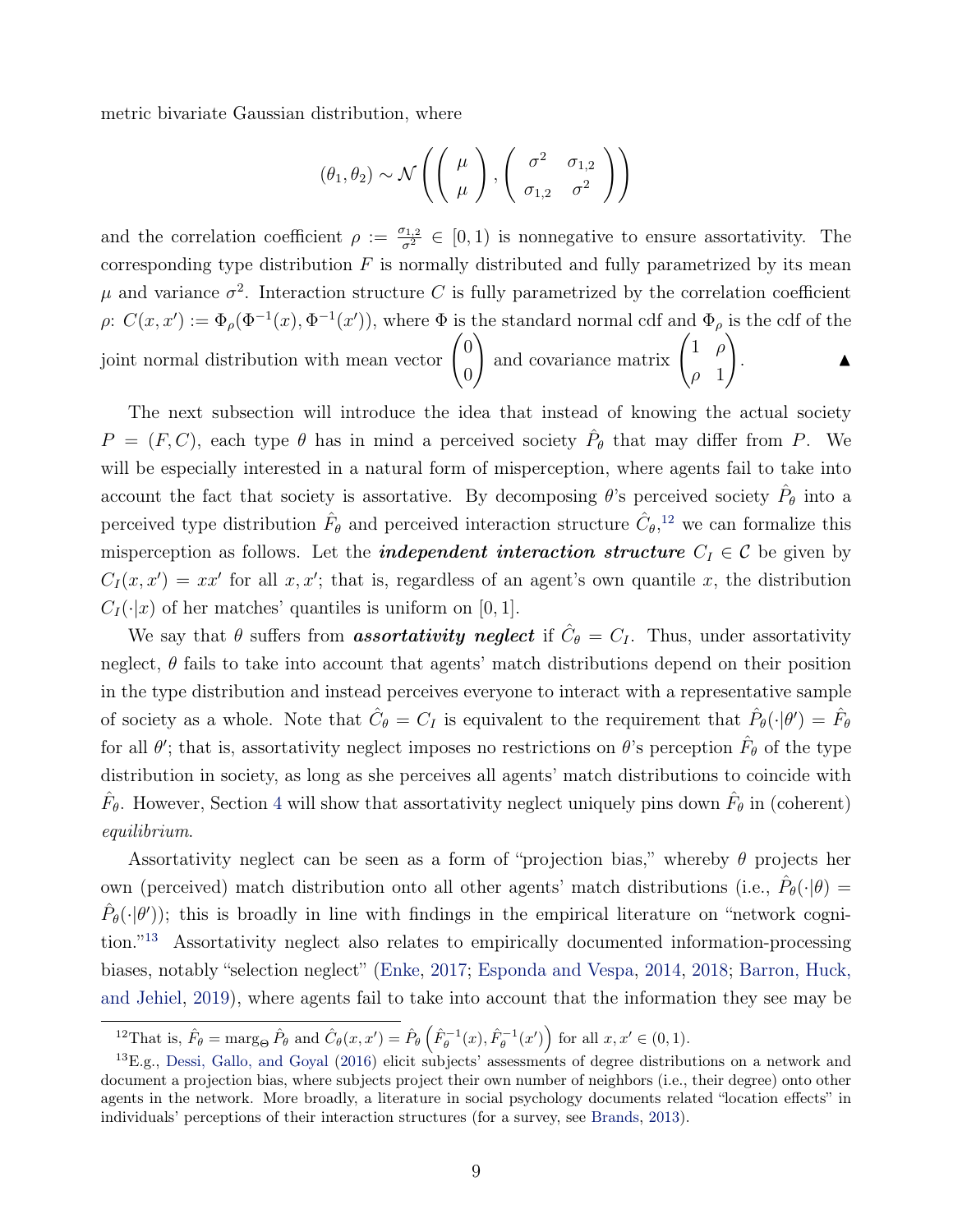metric bivariate Gaussian distribution, where

$$(\theta_1, \theta_2) \sim \mathcal{N}\left( \begin{pmatrix} \mu \\ \mu \end{pmatrix}, \begin{pmatrix} \sigma^2 & \sigma_{1,2} \\ \sigma_{1,2} & \sigma^2 \end{pmatrix} \right)$$

and the correlation coefficient $\rho := \frac{\sigma_{1,2}}{\sigma^2} \in [0, 1)$ is nonnegative to ensure assortativity. The corresponding type distribution $F$ is normally distributed and fully parametrized by its mean $\mu$ and variance $\sigma^2$. Interaction structure $C$ is fully parametrized by the correlation coefficient $\rho$: $C(x, x') := \Phi_\rho(\Phi^{-1}(x), \Phi^{-1}(x'))$, where $\Phi$ is the standard normal cdf and $\Phi_\rho$ is the cdf of the joint normal distribution with mean vector $\begin{pmatrix} 0 \\ 0 \end{pmatrix}$ and covariance matrix $\begin{pmatrix} 1 & \rho \\ \rho & 1 \end{pmatrix}$. ▲

The next subsection will introduce the idea that instead of knowing the actual society $P = (F, C)$, each type $\theta$ has in mind a perceived society $\hat{P}_\theta$ that may differ from $P$. We will be especially interested in a natural form of misperception, where agents fail to take into account the fact that society is assortative. By decomposing $\theta$'s perceived society $\hat{P}_\theta$ into a perceived type distribution $\hat{F}_\theta$ and perceived interaction structure $\hat{C}_\theta$,[12] we can formalize this misperception as follows. Let the ***independent interaction structure*** $C_I \in \mathcal{C}$ be given by $C_I(x, x') = xx'$ for all $x, x'$; that is, regardless of an agent's own quantile $x$, the distribution $C_I(\cdot|x)$ of her matches' quantiles is uniform on $[0, 1]$.

We say that $\theta$ suffers from ***assortativity neglect*** if $\hat{C}_\theta = C_I$. Thus, under assortativity neglect, $\theta$ fails to take into account that agents' match distributions depend on their position in the type distribution and instead perceives everyone to interact with a representative sample of society as a whole. Note that $\hat{C}_\theta = C_I$ is equivalent to the requirement that $\hat{P}_\theta(\cdot|\theta') = \hat{F}_\theta$ for all $\theta'$; that is, assortativity neglect imposes no restrictions on $\theta$'s perception $\hat{F}_\theta$ of the type distribution in society, as long as she perceives all agents' match distributions to coincide with $\hat{F}_\theta$. However, Section 4 will show that assortativity neglect uniquely pins down $\hat{F}_\theta$ in (coherent) *equilibrium*.

Assortativity neglect can be seen as a form of "projection bias," whereby $\theta$ projects her own (perceived) match distribution onto all other agents' match distributions (i.e., $\hat{P}_\theta(\cdot|\theta) = \hat{P}_\theta(\cdot|\theta')$); this is broadly in line with findings in the empirical literature on "network cognition."[13] Assortativity neglect also relates to empirically documented information-processing biases, notably "selection neglect" (Enke, 2017; Esponda and Vespa, 2014, 2018; Barron, Huck, and Jehiel, 2019), where agents fail to take into account that the information they see may be

[12] That is, $\hat{F}_\theta = \text{marg}_\Theta \hat{P}_\theta$ and $\hat{C}_\theta(x, x') = \hat{P}_\theta\left(\hat{F}_\theta^{-1}(x), \hat{F}_\theta^{-1}(x')\right)$ for all $x, x' \in (0, 1)$.

[13] E.g., Dessi, Gallo, and Goyal (2016) elicit subjects' assessments of degree distributions on a network and document a projection bias, where subjects project their own number of neighbors (i.e., their degree) onto other agents in the network. More broadly, a literature in social psychology documents related "location effects" in individuals' perceptions of their interaction structures (for a survey, see Brands, 2013).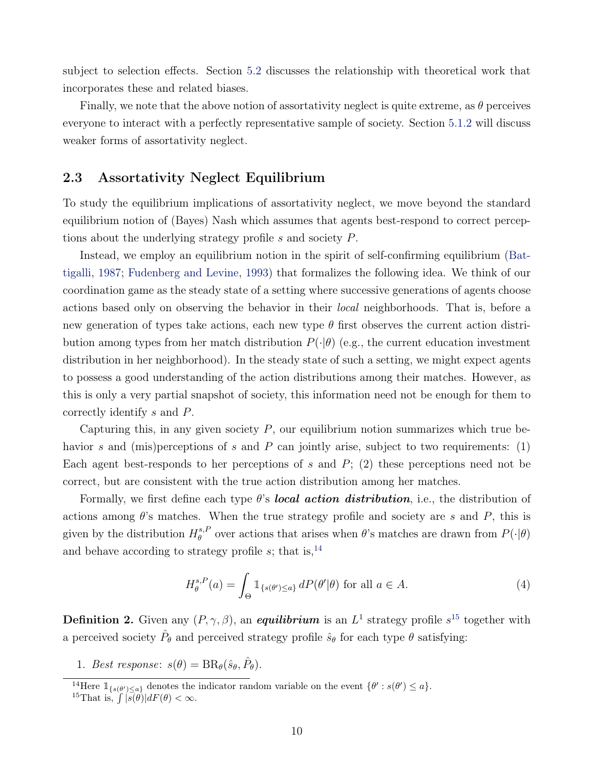subject to selection effects. Section 5.2 discusses the relationship with theoretical work that incorporates these and related biases.

Finally, we note that the above notion of assortativity neglect is quite extreme, as $\theta$ perceives everyone to interact with a perfectly representative sample of society. Section 5.1.2 will discuss weaker forms of assortativity neglect.

## 2.3 Assortativity Neglect Equilibrium

To study the equilibrium implications of assortativity neglect, we move beyond the standard equilibrium notion of (Bayes) Nash which assumes that agents best-respond to correct perceptions about the underlying strategy profile $s$ and society $P$.

Instead, we employ an equilibrium notion in the spirit of self-confirming equilibrium (Battigalli, 1987; Fudenberg and Levine, 1993) that formalizes the following idea. We think of our coordination game as the steady state of a setting where successive generations of agents choose actions based only on observing the behavior in their *local* neighborhoods. That is, before a new generation of types take actions, each new type $\theta$ first observes the current action distribution among types from her match distribution $P(\cdot|\theta)$ (e.g., the current education investment distribution in her neighborhood). In the steady state of such a setting, we might expect agents to possess a good understanding of the action distributions among their matches. However, as this is only a very partial snapshot of society, this information need not be enough for them to correctly identify $s$ and $P$.

Capturing this, in any given society $P$, our equilibrium notion summarizes which true behavior $s$ and (mis)perceptions of $s$ and $P$ can jointly arise, subject to two requirements: (1) Each agent best-responds to her perceptions of $s$ and $P$; (2) these perceptions need not be correct, but are consistent with the true action distribution among her matches.

Formally, we first define each type $\theta$'s ***local action distribution***, i.e., the distribution of actions among $\theta$'s matches. When the true strategy profile and society are $s$ and $P$, this is given by the distribution $H_\theta^{s,P}$ over actions that arises when $\theta$'s matches are drawn from $P(\cdot|\theta)$ and behave according to strategy profile $s$; that is,[14]

$$H_\theta^{s,P}(a) = \int_\Theta \mathbb{1}_{\{s(\theta')\leq a\}}\, dP(\theta'|\theta) \text{ for all } a \in A. \tag{4}$$

**Definition 2.** Given any $(P, \gamma, \beta)$, an ***equilibrium*** is an $L^1$ strategy profile $s$[15] together with a perceived society $\hat{P}_\theta$ and perceived strategy profile $\hat{s}_\theta$ for each type $\theta$ satisfying:

1. *Best response*: $s(\theta) = \mathrm{BR}_\theta(\hat{s}_\theta, \hat{P}_\theta)$.

[14] Here $\mathbb{1}_{\{s(\theta')\leq a\}}$ denotes the indicator random variable on the event $\{\theta' : s(\theta') \leq a\}$.

[15] That is, $\int |s(\theta)| dF(\theta) < \infty$.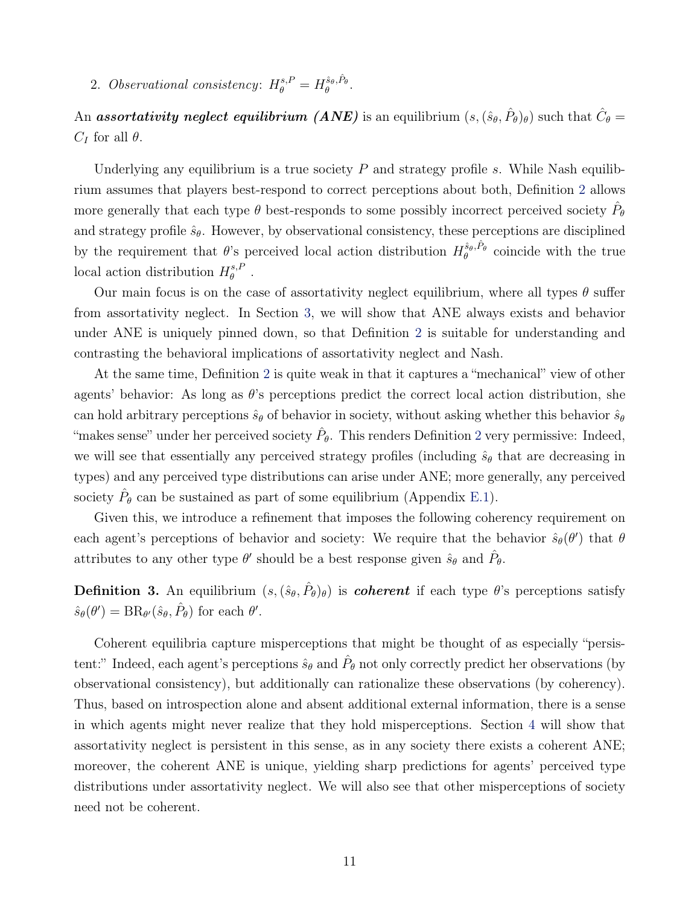2. *Observational consistency*: $H_\theta^{s,P} = H_\theta^{\hat{s}_\theta,\hat{P}_\theta}$.

An ***assortativity neglect equilibrium (ANE)*** is an equilibrium $(s,(\hat{s}_\theta,\hat{P}_\theta)_\theta)$ such that $\hat{C}_\theta = C_I$ for all $\theta$.

Underlying any equilibrium is a true society $P$ and strategy profile $s$. While Nash equilibrium assumes that players best-respond to correct perceptions about both, Definition 2 allows more generally that each type $\theta$ best-responds to some possibly incorrect perceived society $\hat{P}_\theta$ and strategy profile $\hat{s}_\theta$. However, by observational consistency, these perceptions are disciplined by the requirement that $\theta$'s perceived local action distribution $H_\theta^{\hat{s}_\theta,\hat{P}_\theta}$ coincide with the true local action distribution $H_\theta^{s,P}$.

Our main focus is on the case of assortativity neglect equilibrium, where all types $\theta$ suffer from assortativity neglect. In Section 3, we will show that ANE always exists and behavior under ANE is uniquely pinned down, so that Definition 2 is suitable for understanding and contrasting the behavioral implications of assortativity neglect and Nash.

At the same time, Definition 2 is quite weak in that it captures a "mechanical" view of other agents' behavior: As long as $\theta$'s perceptions predict the correct local action distribution, she can hold arbitrary perceptions $\hat{s}_\theta$ of behavior in society, without asking whether this behavior $\hat{s}_\theta$ "makes sense" under her perceived society $\hat{P}_\theta$. This renders Definition 2 very permissive: Indeed, we will see that essentially any perceived strategy profiles (including $\hat{s}_\theta$ that are decreasing in types) and any perceived type distributions can arise under ANE; more generally, any perceived society $\hat{P}_\theta$ can be sustained as part of some equilibrium (Appendix E.1).

Given this, we introduce a refinement that imposes the following coherency requirement on each agent's perceptions of behavior and society: We require that the behavior $\hat{s}_\theta(\theta')$ that $\theta$ attributes to any other type $\theta'$ should be a best response given $\hat{s}_\theta$ and $\hat{P}_\theta$.

**Definition 3.** An equilibrium $(s,(\hat{s}_\theta,\hat{P}_\theta)_\theta)$ is ***coherent*** if each type $\theta$'s perceptions satisfy $\hat{s}_\theta(\theta') = \mathrm{BR}_{\theta'}(\hat{s}_\theta,\hat{P}_\theta)$ for each $\theta'$.

Coherent equilibria capture misperceptions that might be thought of as especially "persistent:" Indeed, each agent's perceptions $\hat{s}_\theta$ and $\hat{P}_\theta$ not only correctly predict her observations (by observational consistency), but additionally can rationalize these observations (by coherency). Thus, based on introspection alone and absent additional external information, there is a sense in which agents might never realize that they hold misperceptions. Section 4 will show that assortativity neglect is persistent in this sense, as in any society there exists a coherent ANE; moreover, the coherent ANE is unique, yielding sharp predictions for agents' perceived type distributions under assortativity neglect. We will also see that other misperceptions of society need not be coherent.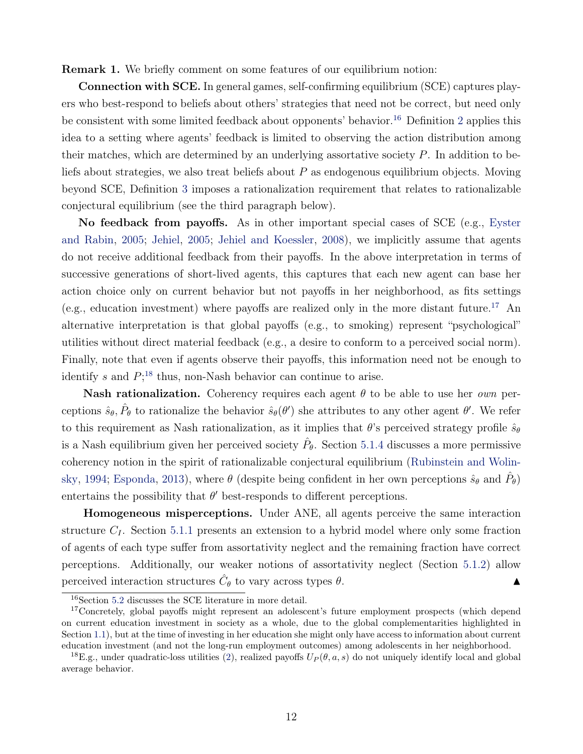**Remark 1.** We briefly comment on some features of our equilibrium notion:

**Connection with SCE.** In general games, self-confirming equilibrium (SCE) captures players who best-respond to beliefs about others' strategies that need not be correct, but need only be consistent with some limited feedback about opponents' behavior.[16] Definition 2 applies this idea to a setting where agents' feedback is limited to observing the action distribution among their matches, which are determined by an underlying assortative society $P$. In addition to beliefs about strategies, we also treat beliefs about $P$ as endogenous equilibrium objects. Moving beyond SCE, Definition 3 imposes a rationalization requirement that relates to rationalizable conjectural equilibrium (see the third paragraph below).

**No feedback from payoffs.** As in other important special cases of SCE (e.g., Eyster and Rabin, 2005; Jehiel, 2005; Jehiel and Koessler, 2008), we implicitly assume that agents do not receive additional feedback from their payoffs. In the above interpretation in terms of successive generations of short-lived agents, this captures that each new agent can base her action choice only on current behavior but not payoffs in her neighborhood, as fits settings (e.g., education investment) where payoffs are realized only in the more distant future.[17] An alternative interpretation is that global payoffs (e.g., to smoking) represent "psychological" utilities without direct material feedback (e.g., a desire to conform to a perceived social norm). Finally, note that even if agents observe their payoffs, this information need not be enough to identify $s$ and $P$;[18] thus, non-Nash behavior can continue to arise.

**Nash rationalization.** Coherency requires each agent $\theta$ to be able to use her *own* perceptions $\hat{s}_\theta, \hat{P}_\theta$ to rationalize the behavior $\hat{s}_\theta(\theta')$ she attributes to any other agent $\theta'$. We refer to this requirement as Nash rationalization, as it implies that $\theta$'s perceived strategy profile $\hat{s}_\theta$ is a Nash equilibrium given her perceived society $\hat{P}_\theta$. Section 5.1.4 discusses a more permissive coherency notion in the spirit of rationalizable conjectural equilibrium (Rubinstein and Wolinsky, 1994; Esponda, 2013), where $\theta$ (despite being confident in her own perceptions $\hat{s}_\theta$ and $\hat{P}_\theta$) entertains the possibility that $\theta'$ best-responds to different perceptions.

**Homogeneous misperceptions.** Under ANE, all agents perceive the same interaction structure $C_I$. Section 5.1.1 presents an extension to a hybrid model where only some fraction of agents of each type suffer from assortativity neglect and the remaining fraction have correct perceptions. Additionally, our weaker notions of assortativity neglect (Section 5.1.2) allow perceived interaction structures $\hat{C}_\theta$ to vary across types $\theta$. ▲

[16] Section 5.2 discusses the SCE literature in more detail.

[17] Concretely, global payoffs might represent an adolescent's future employment prospects (which depend on current education investment in society as a whole, due to the global complementarities highlighted in Section 1.1), but at the time of investing in her education she might only have access to information about current education investment (and not the long-run employment outcomes) among adolescents in her neighborhood.

[18] E.g., under quadratic-loss utilities (2), realized payoffs $U_P(\theta, a, s)$ do not uniquely identify local and global average behavior.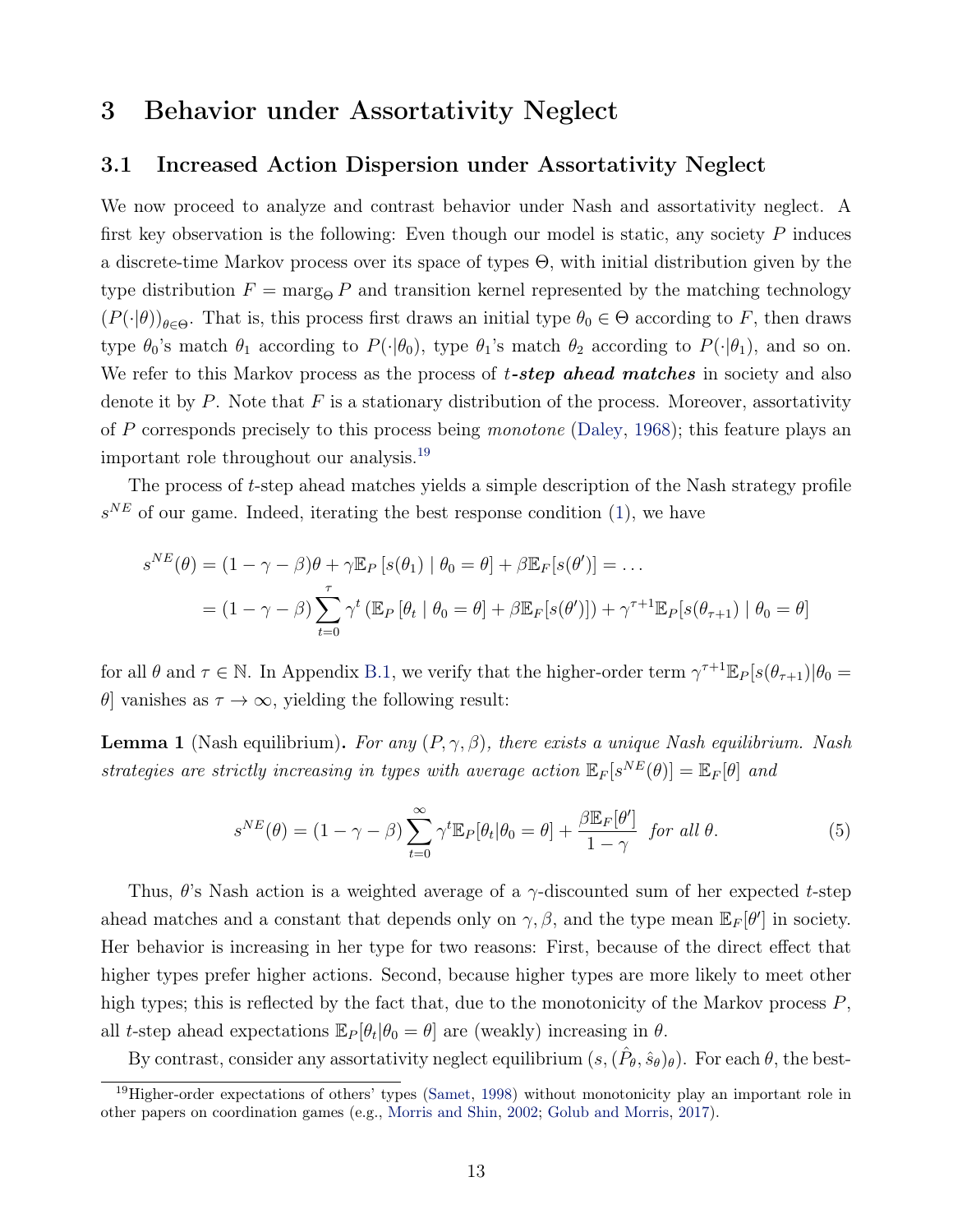# 3 Behavior under Assortativity Neglect

## 3.1 Increased Action Dispersion under Assortativity Neglect

We now proceed to analyze and contrast behavior under Nash and assortativity neglect. A first key observation is the following: Even though our model is static, any society $P$ induces a discrete-time Markov process over its space of types $\Theta$, with initial distribution given by the type distribution $F = \text{marg}_\Theta P$ and transition kernel represented by the matching technology $(P(\cdot|\theta))_{\theta\in\Theta}$. That is, this process first draws an initial type $\theta_0 \in \Theta$ according to $F$, then draws type $\theta_0$'s match $\theta_1$ according to $P(\cdot|\theta_0)$, type $\theta_1$'s match $\theta_2$ according to $P(\cdot|\theta_1)$, and so on. We refer to this Markov process as the process of ***t-step ahead matches*** in society and also denote it by $P$. Note that $F$ is a stationary distribution of the process. Moreover, assortativity of $P$ corresponds precisely to this process being *monotone* (Daley, 1968); this feature plays an important role throughout our analysis.[19]

The process of $t$-step ahead matches yields a simple description of the Nash strategy profile $s^{NE}$ of our game. Indeed, iterating the best response condition (1), we have

$$
\begin{aligned}
s^{NE}(\theta) &= (1-\gamma-\beta)\theta + \gamma \mathbb{E}_P\left[s(\theta_1) \mid \theta_0 = \theta\right] + \beta \mathbb{E}_F[s(\theta')] = \ldots \\
&= (1-\gamma-\beta)\sum_{t=0}^{\tau} \gamma^t \left(\mathbb{E}_P\left[\theta_t \mid \theta_0 = \theta\right] + \beta \mathbb{E}_F[s(\theta')]\right) + \gamma^{\tau+1}\mathbb{E}_P[s(\theta_{\tau+1}) \mid \theta_0 = \theta]
\end{aligned}
$$

for all $\theta$ and $\tau \in \mathbb{N}$. In Appendix B.1, we verify that the higher-order term $\gamma^{\tau+1}\mathbb{E}_P[s(\theta_{\tau+1})|\theta_0 = \theta]$ vanishes as $\tau \to \infty$, yielding the following result:

**Lemma 1** (Nash equilibrium)**.** *For any $(P, \gamma, \beta)$, there exists a unique Nash equilibrium. Nash strategies are strictly increasing in types with average action $\mathbb{E}_F[s^{NE}(\theta)] = \mathbb{E}_F[\theta]$ and*

$$
s^{NE}(\theta) = (1-\gamma-\beta)\sum_{t=0}^{\infty} \gamma^t \mathbb{E}_P[\theta_t|\theta_0 = \theta] + \frac{\beta \mathbb{E}_F[\theta']}{1-\gamma} \quad \textit{for all } \theta. \tag{5}
$$

Thus, $\theta$'s Nash action is a weighted average of a $\gamma$-discounted sum of her expected $t$-step ahead matches and a constant that depends only on $\gamma, \beta$, and the type mean $\mathbb{E}_F[\theta']$ in society. Her behavior is increasing in her type for two reasons: First, because of the direct effect that higher types prefer higher actions. Second, because higher types are more likely to meet other high types; this is reflected by the fact that, due to the monotonicity of the Markov process $P$, all $t$-step ahead expectations $\mathbb{E}_P[\theta_t|\theta_0 = \theta]$ are (weakly) increasing in $\theta$.

By contrast, consider any assortativity neglect equilibrium $(s, (\hat{P}_\theta, \hat{s}_\theta)_\theta)$. For each $\theta$, the best-

[19] Higher-order expectations of others' types (Samet, 1998) without monotonicity play an important role in other papers on coordination games (e.g., Morris and Shin, 2002; Golub and Morris, 2017).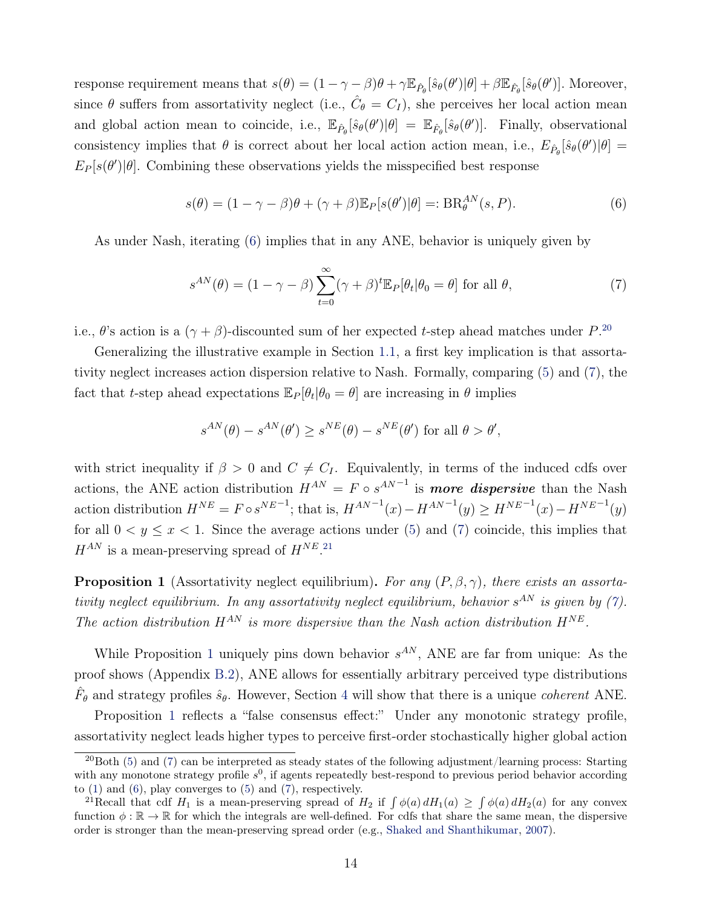response requirement means that $s(\theta) = (1-\gamma-\beta)\theta + \gamma \mathbb{E}_{\hat{P}_\theta}[\hat{s}_\theta(\theta')|\theta] + \beta \mathbb{E}_{\hat{F}_\theta}[\hat{s}_\theta(\theta')]$. Moreover, since $\theta$ suffers from assortativity neglect (i.e., $\hat{C}_\theta = C_I$), she perceives her local action mean and global action mean to coincide, i.e., $\mathbb{E}_{\hat{P}_\theta}[\hat{s}_\theta(\theta')|\theta] = \mathbb{E}_{\hat{F}_\theta}[\hat{s}_\theta(\theta')]$. Finally, observational consistency implies that $\theta$ is correct about her local action action mean, i.e., $E_{\hat{P}_\theta}[\hat{s}_\theta(\theta')|\theta] = E_P[s(\theta')|\theta]$. Combining these observations yields the misspecified best response

$$s(\theta) = (1-\gamma-\beta)\theta + (\gamma+\beta)\mathbb{E}_P[s(\theta')|\theta] =: \mathrm{BR}_\theta^{AN}(s, P). \tag{6}$$

As under Nash, iterating (6) implies that in any ANE, behavior is uniquely given by

$$s^{AN}(\theta) = (1-\gamma-\beta)\sum_{t=0}^{\infty}(\gamma+\beta)^t \mathbb{E}_P[\theta_t|\theta_0 = \theta] \text{ for all } \theta, \tag{7}$$

i.e., $\theta$'s action is a $(\gamma+\beta)$-discounted sum of her expected $t$-step ahead matches under $P$.[20]

Generalizing the illustrative example in Section 1.1, a first key implication is that assortativity neglect increases action dispersion relative to Nash. Formally, comparing (5) and (7), the fact that $t$-step ahead expectations $\mathbb{E}_P[\theta_t|\theta_0 = \theta]$ are increasing in $\theta$ implies

$$s^{AN}(\theta) - s^{AN}(\theta') \geq s^{NE}(\theta) - s^{NE}(\theta') \text{ for all } \theta > \theta',$$

with strict inequality if $\beta > 0$ and $C \neq C_I$. Equivalently, in terms of the induced cdfs over actions, the ANE action distribution $H^{AN} = F \circ s^{AN^{-1}}$ is ***more dispersive*** than the Nash action distribution $H^{NE} = F \circ s^{NE^{-1}}$; that is, $H^{AN^{-1}}(x) - H^{AN^{-1}}(y) \geq H^{NE^{-1}}(x) - H^{NE^{-1}}(y)$ for all $0 < y \leq x < 1$. Since the average actions under (5) and (7) coincide, this implies that $H^{AN}$ is a mean-preserving spread of $H^{NE}$.[21]

**Proposition 1** (Assortativity neglect equilibrium)**.** *For any $(P, \beta, \gamma)$, there exists an assortativity neglect equilibrium. In any assortativity neglect equilibrium, behavior $s^{AN}$ is given by (7). The action distribution $H^{AN}$ is more dispersive than the Nash action distribution $H^{NE}$.*

While Proposition 1 uniquely pins down behavior $s^{AN}$, ANE are far from unique: As the proof shows (Appendix B.2), ANE allows for essentially arbitrary perceived type distributions $\hat{F}_\theta$ and strategy profiles $\hat{s}_\theta$. However, Section 4 will show that there is a unique *coherent* ANE.

Proposition 1 reflects a "false consensus effect:" Under any monotonic strategy profile, assortativity neglect leads higher types to perceive first-order stochastically higher global action

---

[20] Both (5) and (7) can be interpreted as steady states of the following adjustment/learning process: Starting with any monotone strategy profile $s^0$, if agents repeatedly best-respond to previous period behavior according to (1) and (6), play converges to (5) and (7), respectively.

[21] Recall that cdf $H_1$ is a mean-preserving spread of $H_2$ if $\int \phi(a)\, dH_1(a) \geq \int \phi(a)\, dH_2(a)$ for any convex function $\phi : \mathbb{R} \to \mathbb{R}$ for which the integrals are well-defined. For cdfs that share the same mean, the dispersive order is stronger than the mean-preserving spread order (e.g., Shaked and Shanthikumar, 2007).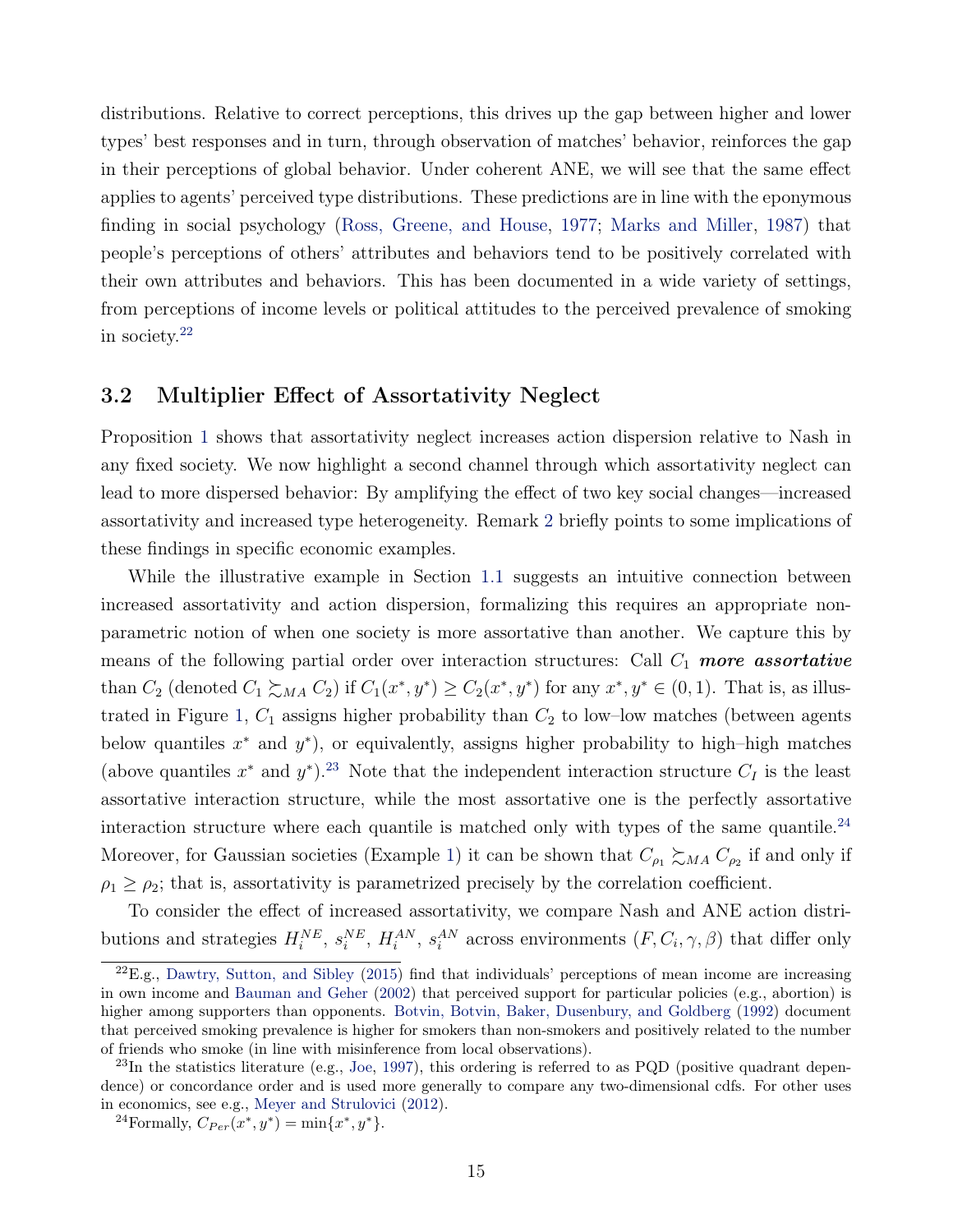distributions. Relative to correct perceptions, this drives up the gap between higher and lower types' best responses and in turn, through observation of matches' behavior, reinforces the gap in their perceptions of global behavior. Under coherent ANE, we will see that the same effect applies to agents' perceived type distributions. These predictions are in line with the eponymous finding in social psychology (Ross, Greene, and House, 1977; Marks and Miller, 1987) that people's perceptions of others' attributes and behaviors tend to be positively correlated with their own attributes and behaviors. This has been documented in a wide variety of settings, from perceptions of income levels or political attitudes to the perceived prevalence of smoking in society.[22]

## 3.2 Multiplier Effect of Assortativity Neglect

Proposition 1 shows that assortativity neglect increases action dispersion relative to Nash in any fixed society. We now highlight a second channel through which assortativity neglect can lead to more dispersed behavior: By amplifying the effect of two key social changes—increased assortativity and increased type heterogeneity. Remark 2 briefly points to some implications of these findings in specific economic examples.

While the illustrative example in Section 1.1 suggests an intuitive connection between increased assortativity and action dispersion, formalizing this requires an appropriate non-parametric notion of when one society is more assortative than another. We capture this by means of the following partial order over interaction structures: Call $C_1$ ***more assortative*** than $C_2$ (denoted $C_1 \succsim_{MA} C_2$) if $C_1(x^*, y^*) \geq C_2(x^*, y^*)$ for any $x^*, y^* \in (0, 1)$. That is, as illustrated in Figure 1, $C_1$ assigns higher probability than $C_2$ to low–low matches (between agents below quantiles $x^*$ and $y^*$), or equivalently, assigns higher probability to high–high matches (above quantiles $x^*$ and $y^*$).[23] Note that the independent interaction structure $C_I$ is the least assortative interaction structure, while the most assortative one is the perfectly assortative interaction structure where each quantile is matched only with types of the same quantile.[24] Moreover, for Gaussian societies (Example 1) it can be shown that $C_{\rho_1} \succsim_{MA} C_{\rho_2}$ if and only if $\rho_1 \geq \rho_2$; that is, assortativity is parametrized precisely by the correlation coefficient.

To consider the effect of increased assortativity, we compare Nash and ANE action distributions and strategies $H_i^{NE}$, $s_i^{NE}$, $H_i^{AN}$, $s_i^{AN}$ across environments $(F, C_i, \gamma, \beta)$ that differ only

[22] E.g., Dawtry, Sutton, and Sibley (2015) find that individuals' perceptions of mean income are increasing in own income and Bauman and Geher (2002) that perceived support for particular policies (e.g., abortion) is higher among supporters than opponents. Botvin, Botvin, Baker, Dusenbury, and Goldberg (1992) document that perceived smoking prevalence is higher for smokers than non-smokers and positively related to the number of friends who smoke (in line with misinference from local observations).

[23] In the statistics literature (e.g., Joe, 1997), this ordering is referred to as PQD (positive quadrant dependence) or concordance order and is used more generally to compare any two-dimensional cdfs. For other uses in economics, see e.g., Meyer and Strulovici (2012).

[24] Formally, $C_{Per}(x^*, y^*) = \min\{x^*, y^*\}$.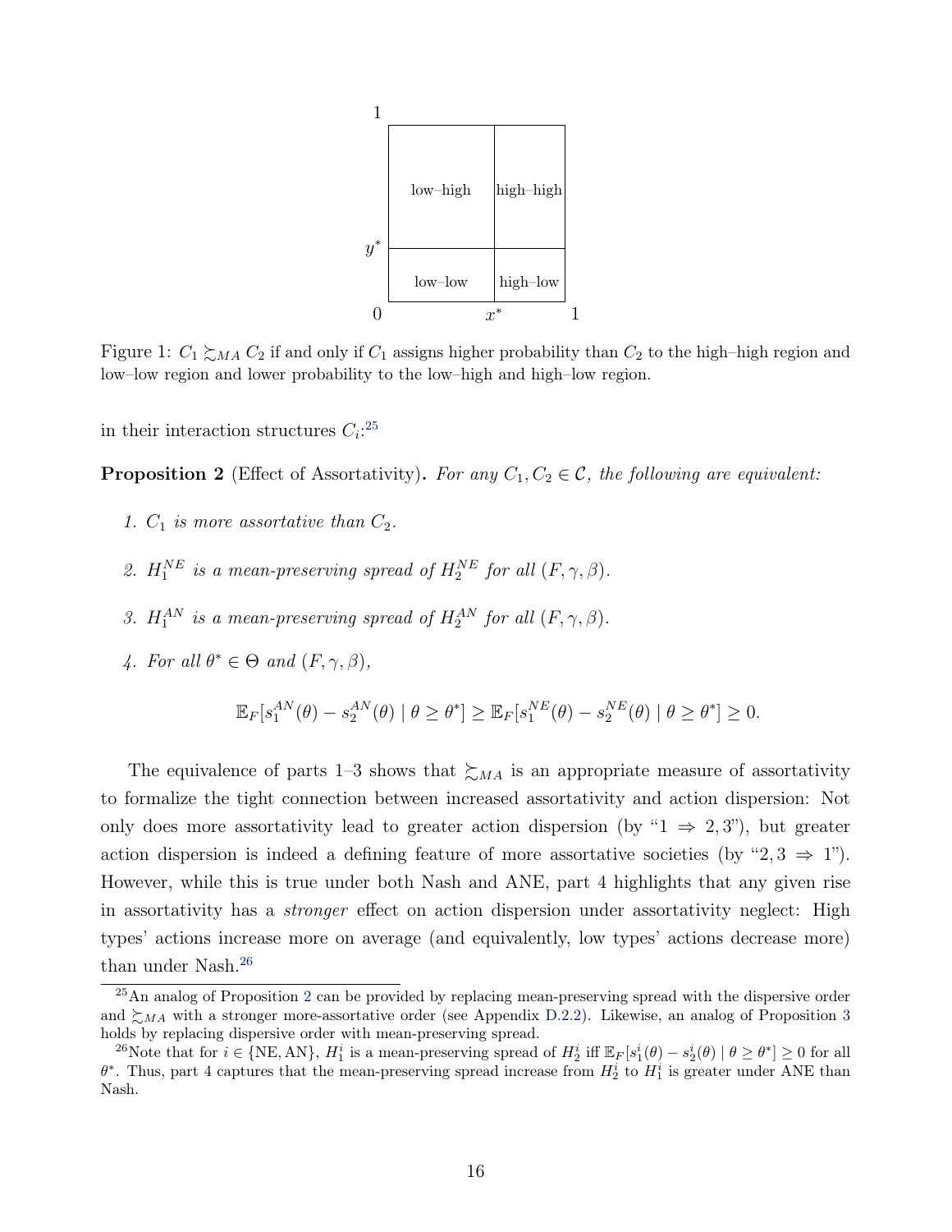Figure 1: $C_1 \succsim_{MA} C_2$ if and only if $C_1$ assigns higher probability than $C_2$ to the high–high region and low–low region and lower probability to the low–high and high–low region.

in their interaction structures $C_i$:[25]

**Proposition 2** (Effect of Assortativity). *For any $C_1, C_2 \in \mathcal{C}$, the following are equivalent:*

1. *$C_1$ is more assortative than $C_2$.*
2. *$H_1^{NE}$ is a mean-preserving spread of $H_2^{NE}$ for all $(F, \gamma, \beta)$.*
3. *$H_1^{AN}$ is a mean-preserving spread of $H_2^{AN}$ for all $(F, \gamma, \beta)$.*
4. *For all $\theta^* \in \Theta$ and $(F, \gamma, \beta)$,*

$$\mathbb{E}_F[s_1^{AN}(\theta) - s_2^{AN}(\theta) \mid \theta \geq \theta^*] \geq \mathbb{E}_F[s_1^{NE}(\theta) - s_2^{NE}(\theta) \mid \theta \geq \theta^*] \geq 0.$$

The equivalence of parts 1–3 shows that $\succsim_{MA}$ is an appropriate measure of assortativity to formalize the tight connection between increased assortativity and action dispersion: Not only does more assortativity lead to greater action dispersion (by "1 $\Rightarrow$ 2, 3"), but greater action dispersion is indeed a defining feature of more assortative societies (by "2, 3 $\Rightarrow$ 1"). However, while this is true under both Nash and ANE, part 4 highlights that any given rise in assortativity has a *stronger* effect on action dispersion under assortativity neglect: High types' actions increase more on average (and equivalently, low types' actions decrease more) than under Nash.[26]

[25] An analog of Proposition 2 can be provided by replacing mean-preserving spread with the dispersive order and $\succsim_{MA}$ with a stronger more-assortative order (see Appendix D.2.2). Likewise, an analog of Proposition 3 holds by replacing dispersive order with mean-preserving spread.

[26] Note that for $i \in \{\text{NE}, \text{AN}\}$, $H_1^i$ is a mean-preserving spread of $H_2^i$ iff $\mathbb{E}_F[s_1^i(\theta) - s_2^i(\theta) \mid \theta \geq \theta^*] \geq 0$ for all $\theta^*$. Thus, part 4 captures that the mean-preserving spread increase from $H_2^i$ to $H_1^i$ is greater under ANE than Nash.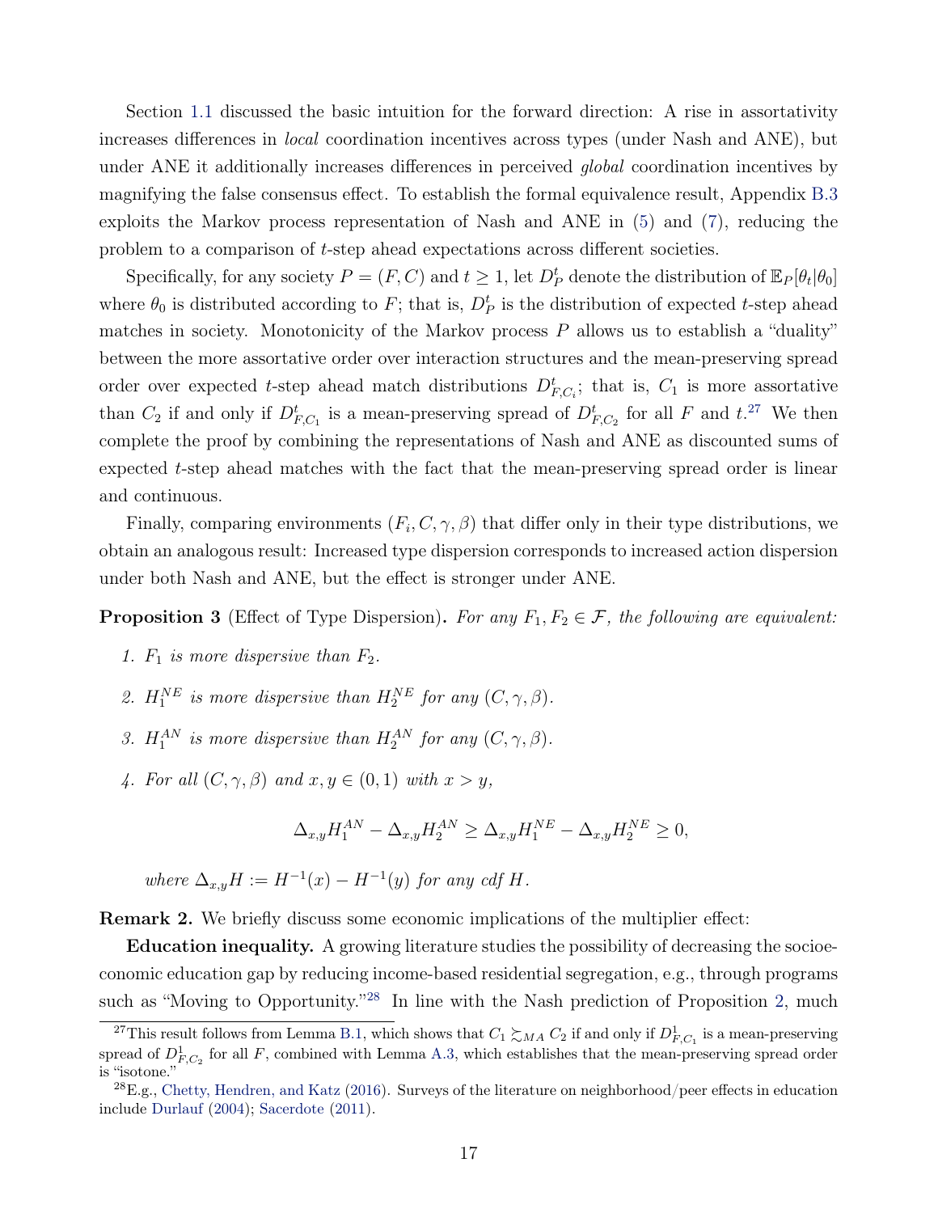Section 1.1 discussed the basic intuition for the forward direction: A rise in assortativity increases differences in *local* coordination incentives across types (under Nash and ANE), but under ANE it additionally increases differences in perceived *global* coordination incentives by magnifying the false consensus effect. To establish the formal equivalence result, Appendix B.3 exploits the Markov process representation of Nash and ANE in (5) and (7), reducing the problem to a comparison of $t$-step ahead expectations across different societies.

Specifically, for any society $P = (F, C)$ and $t \geq 1$, let $D_P^t$ denote the distribution of $\mathbb{E}_P[\theta_t|\theta_0]$ where $\theta_0$ is distributed according to $F$; that is, $D_P^t$ is the distribution of expected $t$-step ahead matches in society. Monotonicity of the Markov process $P$ allows us to establish a "duality" between the more assortative order over interaction structures and the mean-preserving spread order over expected $t$-step ahead match distributions $D_{F,C_i}^t$; that is, $C_1$ is more assortative than $C_2$ if and only if $D_{F,C_1}^t$ is a mean-preserving spread of $D_{F,C_2}^t$ for all $F$ and $t$.[27] We then complete the proof by combining the representations of Nash and ANE as discounted sums of expected $t$-step ahead matches with the fact that the mean-preserving spread order is linear and continuous.

Finally, comparing environments $(F_i, C, \gamma, \beta)$ that differ only in their type distributions, we obtain an analogous result: Increased type dispersion corresponds to increased action dispersion under both Nash and ANE, but the effect is stronger under ANE.

**Proposition 3** (Effect of Type Dispersion)**.** *For any $F_1, F_2 \in \mathcal{F}$, the following are equivalent:*

1. *$F_1$ is more dispersive than $F_2$.*
2. *$H_1^{NE}$ is more dispersive than $H_2^{NE}$ for any $(C, \gamma, \beta)$.*
3. *$H_1^{AN}$ is more dispersive than $H_2^{AN}$ for any $(C, \gamma, \beta)$.*
4. *For all $(C, \gamma, \beta)$ and $x, y \in (0, 1)$ with $x > y$,*

$$\Delta_{x,y} H_1^{AN} - \Delta_{x,y} H_2^{AN} \geq \Delta_{x,y} H_1^{NE} - \Delta_{x,y} H_2^{NE} \geq 0,$$

   *where $\Delta_{x,y} H := H^{-1}(x) - H^{-1}(y)$ for any cdf $H$.*

**Remark 2.** We briefly discuss some economic implications of the multiplier effect:

**Education inequality.** A growing literature studies the possibility of decreasing the socioeconomic education gap by reducing income-based residential segregation, e.g., through programs such as "Moving to Opportunity."[28] In line with the Nash prediction of Proposition 2, much

---

[27] This result follows from Lemma B.1, which shows that $C_1 \succsim_{MA} C_2$ if and only if $D_{F,C_1}^1$ is a mean-preserving spread of $D_{F,C_2}^1$ for all $F$, combined with Lemma A.3, which establishes that the mean-preserving spread order is "isotone."

[28] E.g., Chetty, Hendren, and Katz (2016). Surveys of the literature on neighborhood/peer effects in education include Durlauf (2004); Sacerdote (2011).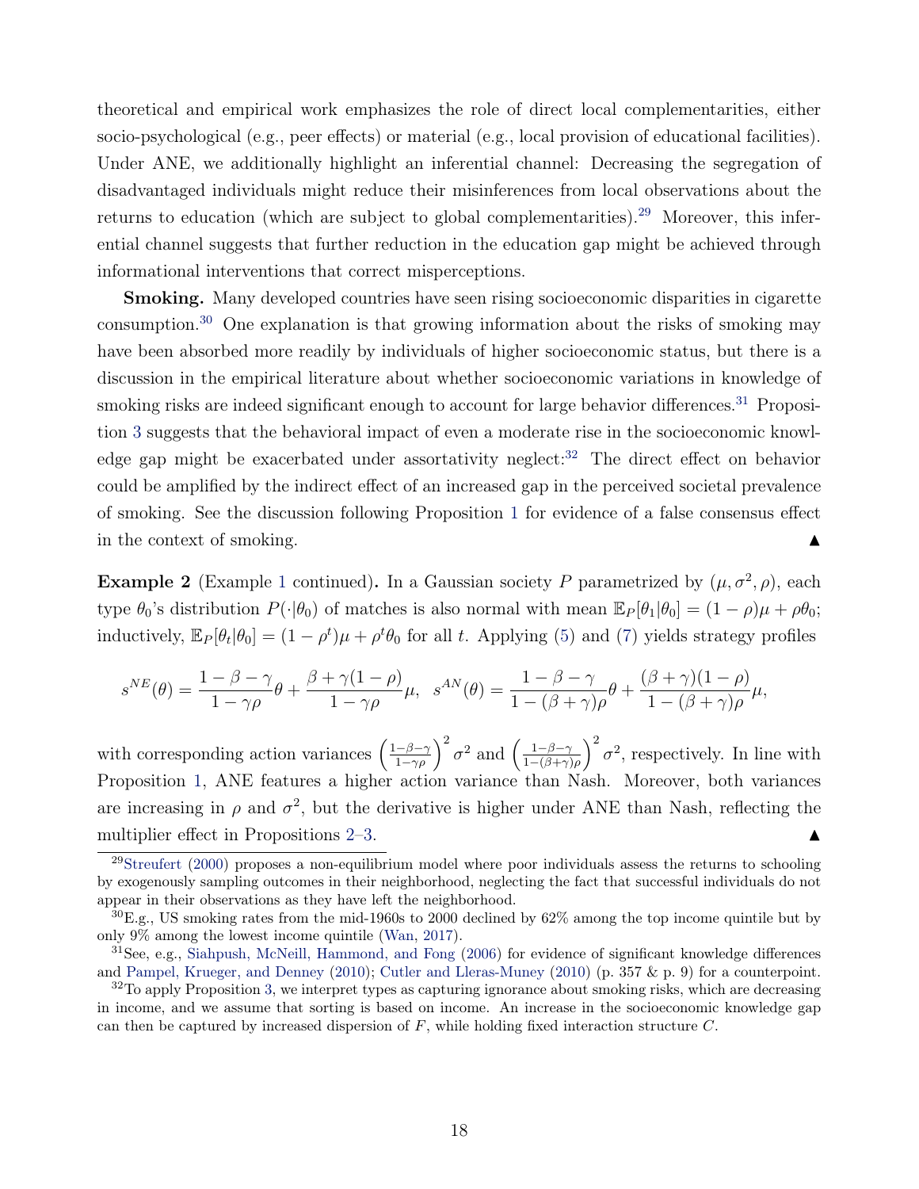theoretical and empirical work emphasizes the role of direct local complementarities, either socio-psychological (e.g., peer effects) or material (e.g., local provision of educational facilities). Under ANE, we additionally highlight an inferential channel: Decreasing the segregation of disadvantaged individuals might reduce their misinferences from local observations about the returns to education (which are subject to global complementarities).[29] Moreover, this inferential channel suggests that further reduction in the education gap might be achieved through informational interventions that correct misperceptions.

**Smoking.** Many developed countries have seen rising socioeconomic disparities in cigarette consumption.[30] One explanation is that growing information about the risks of smoking may have been absorbed more readily by individuals of higher socioeconomic status, but there is a discussion in the empirical literature about whether socioeconomic variations in knowledge of smoking risks are indeed significant enough to account for large behavior differences.[31] Proposition 3 suggests that the behavioral impact of even a moderate rise in the socioeconomic knowledge gap might be exacerbated under assortativity neglect:[32] The direct effect on behavior could be amplified by the indirect effect of an increased gap in the perceived societal prevalence of smoking. See the discussion following Proposition 1 for evidence of a false consensus effect in the context of smoking. ▲

**Example 2** (Example 1 continued)**.** In a Gaussian society $P$ parametrized by $(\mu, \sigma^2, \rho)$, each type $\theta_0$'s distribution $P(\cdot|\theta_0)$ of matches is also normal with mean $\mathbb{E}_P[\theta_1|\theta_0] = (1-\rho)\mu + \rho\theta_0$; inductively, $\mathbb{E}_P[\theta_t|\theta_0] = (1-\rho^t)\mu + \rho^t\theta_0$ for all $t$. Applying (5) and (7) yields strategy profiles

$$s^{NE}(\theta) = \frac{1-\beta-\gamma}{1-\gamma\rho}\theta + \frac{\beta+\gamma(1-\rho)}{1-\gamma\rho}\mu, \quad s^{AN}(\theta) = \frac{1-\beta-\gamma}{1-(\beta+\gamma)\rho}\theta + \frac{(\beta+\gamma)(1-\rho)}{1-(\beta+\gamma)\rho}\mu,$$

with corresponding action variances $\left(\frac{1-\beta-\gamma}{1-\gamma\rho}\right)^2\sigma^2$ and $\left(\frac{1-\beta-\gamma}{1-(\beta+\gamma)\rho}\right)^2\sigma^2$, respectively. In line with Proposition 1, ANE features a higher action variance than Nash. Moreover, both variances are increasing in $\rho$ and $\sigma^2$, but the derivative is higher under ANE than Nash, reflecting the multiplier effect in Propositions 2–3. ▲

[29] Streufert (2000) proposes a non-equilibrium model where poor individuals assess the returns to schooling by exogenously sampling outcomes in their neighborhood, neglecting the fact that successful individuals do not appear in their observations as they have left the neighborhood.

[30] E.g., US smoking rates from the mid-1960s to 2000 declined by 62% among the top income quintile but by only 9% among the lowest income quintile (Wan, 2017).

[31] See, e.g., Siahpush, McNeill, Hammond, and Fong (2006) for evidence of significant knowledge differences and Pampel, Krueger, and Denney (2010); Cutler and Lleras-Muney (2010) (p. 357 & p. 9) for a counterpoint.

[32] To apply Proposition 3, we interpret types as capturing ignorance about smoking risks, which are decreasing in income, and we assume that sorting is based on income. An increase in the socioeconomic knowledge gap can then be captured by increased dispersion of $F$, while holding fixed interaction structure $C$.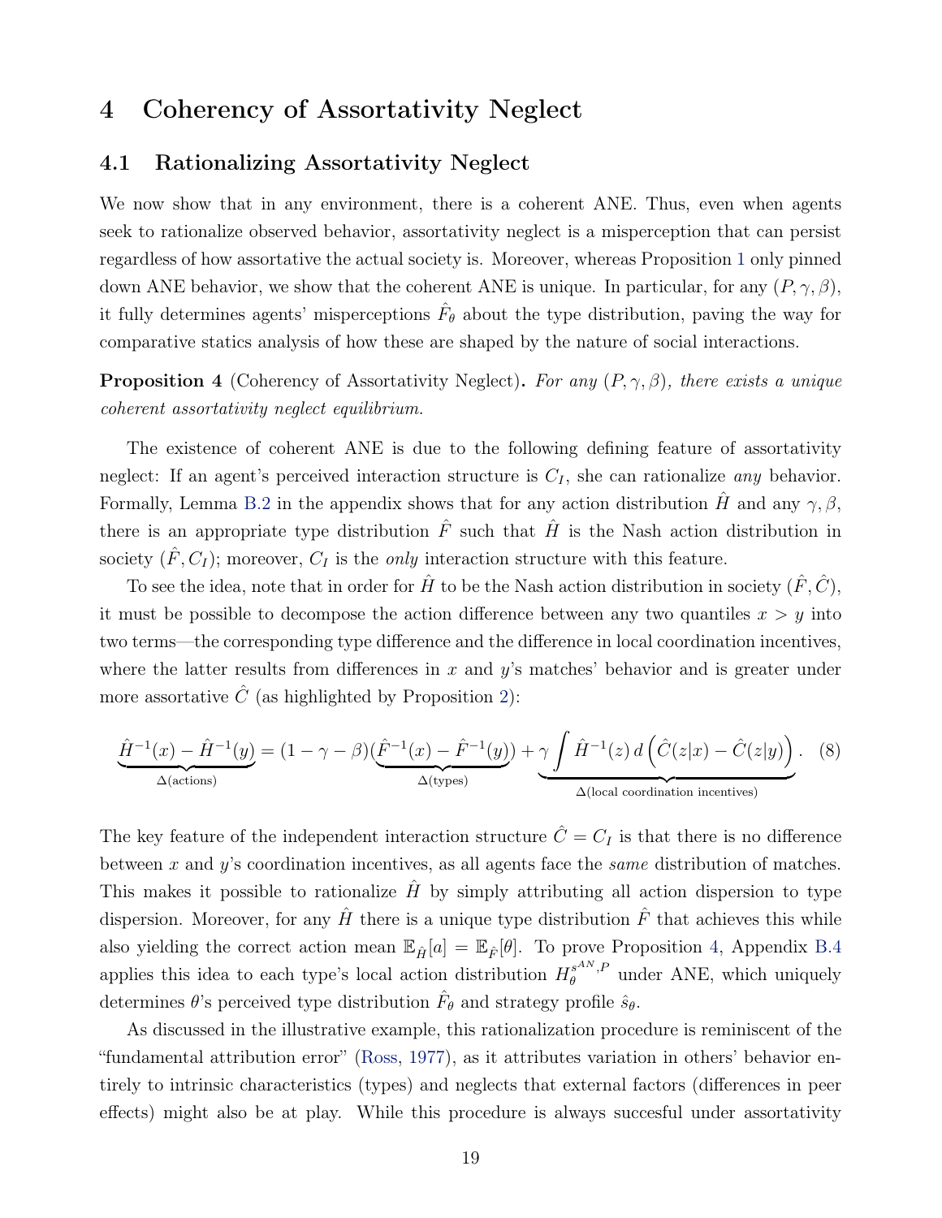# 4 Coherency of Assortativity Neglect

## 4.1 Rationalizing Assortativity Neglect

We now show that in any environment, there is a coherent ANE. Thus, even when agents seek to rationalize observed behavior, assortativity neglect is a misperception that can persist regardless of how assortative the actual society is. Moreover, whereas Proposition 1 only pinned down ANE behavior, we show that the coherent ANE is unique. In particular, for any $(P, \gamma, \beta)$, it fully determines agents' misperceptions $\hat{F}_\theta$ about the type distribution, paving the way for comparative statics analysis of how these are shaped by the nature of social interactions.

**Proposition 4** (Coherency of Assortativity Neglect)**.** *For any $(P, \gamma, \beta)$, there exists a unique coherent assortativity neglect equilibrium.*

The existence of coherent ANE is due to the following defining feature of assortativity neglect: If an agent's perceived interaction structure is $C_I$, she can rationalize *any* behavior. Formally, Lemma B.2 in the appendix shows that for any action distribution $\hat{H}$ and any $\gamma, \beta$, there is an appropriate type distribution $\hat{F}$ such that $\hat{H}$ is the Nash action distribution in society $(\hat{F}, C_I)$; moreover, $C_I$ is the *only* interaction structure with this feature.

To see the idea, note that in order for $\hat{H}$ to be the Nash action distribution in society $(\hat{F}, \hat{C})$, it must be possible to decompose the action difference between any two quantiles $x > y$ into two terms—the corresponding type difference and the difference in local coordination incentives, where the latter results from differences in $x$ and $y$'s matches' behavior and is greater under more assortative $\hat{C}$ (as highlighted by Proposition 2):

$$\underbrace{\hat{H}^{-1}(x) - \hat{H}^{-1}(y)}_{\Delta(\text{actions})} = (1 - \gamma - \beta)(\underbrace{\hat{F}^{-1}(x) - \hat{F}^{-1}(y)}_{\Delta(\text{types})}) + \underbrace{\gamma \int \hat{H}^{-1}(z)\, d\left(\hat{C}(z|x) - \hat{C}(z|y)\right)}_{\Delta(\text{local coordination incentives})}. \quad (8)$$

The key feature of the independent interaction structure $\hat{C} = C_I$ is that there is no difference between $x$ and $y$'s coordination incentives, as all agents face the *same* distribution of matches. This makes it possible to rationalize $\hat{H}$ by simply attributing all action dispersion to type dispersion. Moreover, for any $\hat{H}$ there is a unique type distribution $\hat{F}$ that achieves this while also yielding the correct action mean $\mathbb{E}_{\hat{H}}[a] = \mathbb{E}_{\hat{F}}[\theta]$. To prove Proposition 4, Appendix B.4 applies this idea to each type's local action distribution $H_\theta^{s^{AN},P}$ under ANE, which uniquely determines $\theta$'s perceived type distribution $\hat{F}_\theta$ and strategy profile $\hat{s}_\theta$.

As discussed in the illustrative example, this rationalization procedure is reminiscent of the "fundamental attribution error" (Ross, 1977), as it attributes variation in others' behavior entirely to intrinsic characteristics (types) and neglects that external factors (differences in peer effects) might also be at play. While this procedure is always succesful under assortativity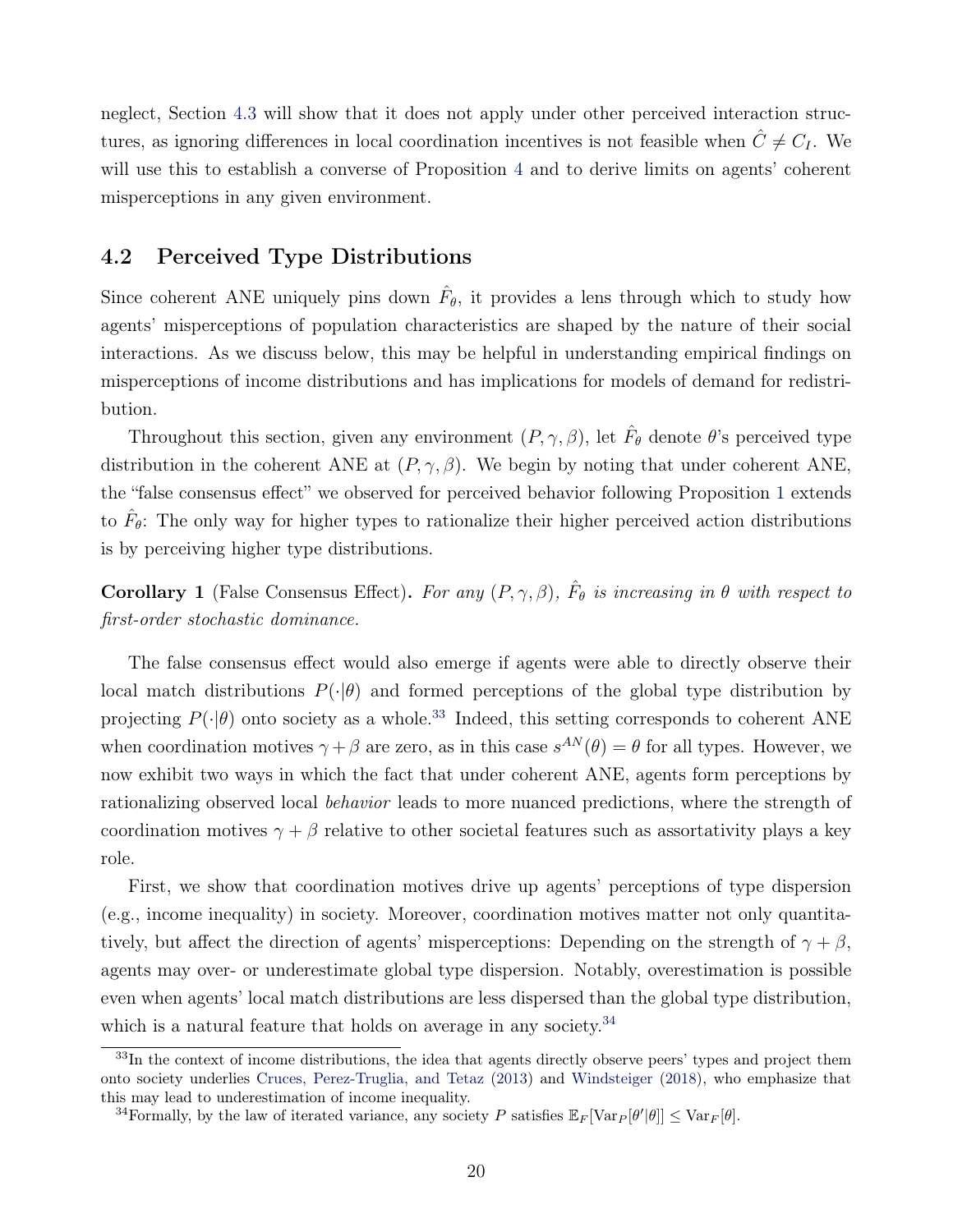neglect, Section 4.3 will show that it does not apply under other perceived interaction structures, as ignoring differences in local coordination incentives is not feasible when $\hat{C} \neq C_I$. We will use this to establish a converse of Proposition 4 and to derive limits on agents' coherent misperceptions in any given environment.

## 4.2 Perceived Type Distributions

Since coherent ANE uniquely pins down $\hat{F}_\theta$, it provides a lens through which to study how agents' misperceptions of population characteristics are shaped by the nature of their social interactions. As we discuss below, this may be helpful in understanding empirical findings on misperceptions of income distributions and has implications for models of demand for redistribution.

Throughout this section, given any environment $(P, \gamma, \beta)$, let $\hat{F}_\theta$ denote $\theta$'s perceived type distribution in the coherent ANE at $(P, \gamma, \beta)$. We begin by noting that under coherent ANE, the "false consensus effect" we observed for perceived behavior following Proposition 1 extends to $\hat{F}_\theta$: The only way for higher types to rationalize their higher perceived action distributions is by perceiving higher type distributions.

**Corollary 1** (False Consensus Effect)**.** *For any $(P, \gamma, \beta)$, $\hat{F}_\theta$ is increasing in $\theta$ with respect to first-order stochastic dominance.*

The false consensus effect would also emerge if agents were able to directly observe their local match distributions $P(\cdot|\theta)$ and formed perceptions of the global type distribution by projecting $P(\cdot|\theta)$ onto society as a whole.[33] Indeed, this setting corresponds to coherent ANE when coordination motives $\gamma + \beta$ are zero, as in this case $s^{AN}(\theta) = \theta$ for all types. However, we now exhibit two ways in which the fact that under coherent ANE, agents form perceptions by rationalizing observed local *behavior* leads to more nuanced predictions, where the strength of coordination motives $\gamma + \beta$ relative to other societal features such as assortativity plays a key role.

First, we show that coordination motives drive up agents' perceptions of type dispersion (e.g., income inequality) in society. Moreover, coordination motives matter not only quantitatively, but affect the direction of agents' misperceptions: Depending on the strength of $\gamma + \beta$, agents may over- or underestimate global type dispersion. Notably, overestimation is possible even when agents' local match distributions are less dispersed than the global type distribution, which is a natural feature that holds on average in any society.[34]

[33] In the context of income distributions, the idea that agents directly observe peers' types and project them onto society underlies Cruces, Perez-Truglia, and Tetaz (2013) and Windsteiger (2018), who emphasize that this may lead to underestimation of income inequality.

[34] Formally, by the law of iterated variance, any society $P$ satisfies $\mathbb{E}_F[\text{Var}_P[\theta'|\theta]] \leq \text{Var}_F[\theta]$.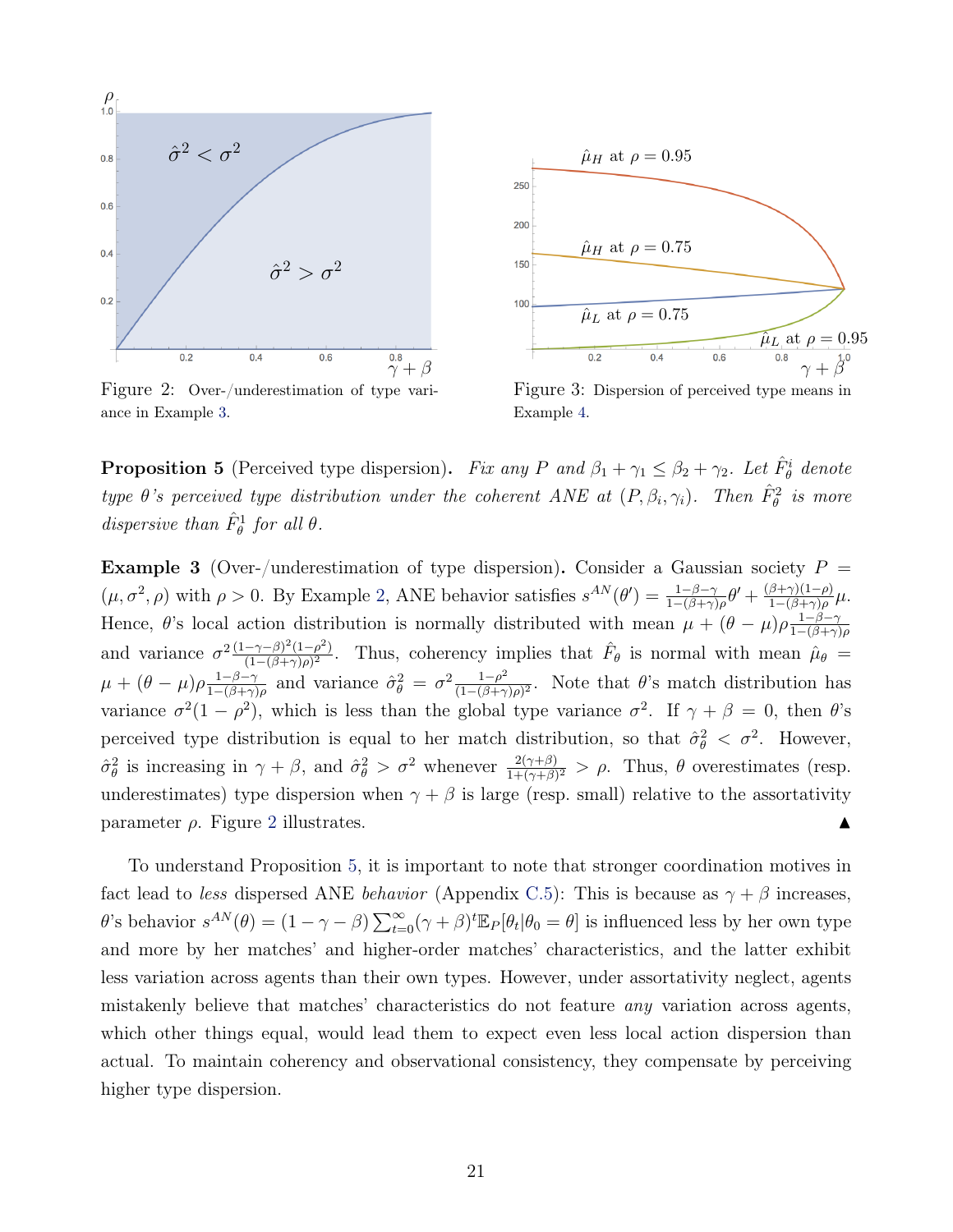Figure 2: Over-/underestimation of type variance in Example 3.

Figure 3: Dispersion of perceived type means in Example 4.

**Proposition 5** (Perceived type dispersion). *Fix any $P$ and $\beta_1 + \gamma_1 \leq \beta_2 + \gamma_2$. Let $\hat{F}^i_\theta$ denote type $\theta$'s perceived type distribution under the coherent ANE at $(P, \beta_i, \gamma_i)$. Then $\hat{F}^2_\theta$ is more dispersive than $\hat{F}^1_\theta$ for all $\theta$.*

**Example 3** (Over-/underestimation of type dispersion). Consider a Gaussian society $P = (\mu, \sigma^2, \rho)$ with $\rho > 0$. By Example 2, ANE behavior satisfies $s^{AN}(\theta') = \frac{1-\beta-\gamma}{1-(\beta+\gamma)\rho}\theta' + \frac{(\beta+\gamma)(1-\rho)}{1-(\beta+\gamma)\rho}\mu$. Hence, $\theta$'s local action distribution is normally distributed with mean $\mu + (\theta - \mu)\rho\frac{1-\beta-\gamma}{1-(\beta+\gamma)\rho}$ and variance $\sigma^2\frac{(1-\gamma-\beta)^2(1-\rho^2)}{(1-(\beta+\gamma)\rho)^2}$. Thus, coherency implies that $\hat{F}_\theta$ is normal with mean $\hat{\mu}_\theta = \mu + (\theta - \mu)\rho\frac{1-\beta-\gamma}{1-(\beta+\gamma)\rho}$ and variance $\hat{\sigma}^2_\theta = \sigma^2\frac{1-\rho^2}{(1-(\beta+\gamma)\rho)^2}$. Note that $\theta$'s match distribution has variance $\sigma^2(1-\rho^2)$, which is less than the global type variance $\sigma^2$. If $\gamma + \beta = 0$, then $\theta$'s perceived type distribution is equal to her match distribution, so that $\hat{\sigma}^2_\theta < \sigma^2$. However, $\hat{\sigma}^2_\theta$ is increasing in $\gamma + \beta$, and $\hat{\sigma}^2_\theta > \sigma^2$ whenever $\frac{2(\gamma+\beta)}{1+(\gamma+\beta)^2} > \rho$. Thus, $\theta$ overestimates (resp. underestimates) type dispersion when $\gamma + \beta$ is large (resp. small) relative to the assortativity parameter $\rho$. Figure 2 illustrates. ▲

To understand Proposition 5, it is important to note that stronger coordination motives in fact lead to *less* dispersed ANE *behavior* (Appendix C.5): This is because as $\gamma + \beta$ increases, $\theta$'s behavior $s^{AN}(\theta) = (1-\gamma-\beta)\sum_{t=0}^{\infty}(\gamma+\beta)^t \mathbb{E}_P[\theta_t|\theta_0 = \theta]$ is influenced less by her own type and more by her matches' and higher-order matches' characteristics, and the latter exhibit less variation across agents than their own types. However, under assortativity neglect, agents mistakenly believe that matches' characteristics do not feature *any* variation across agents, which other things equal, would lead them to expect even less local action dispersion than actual. To maintain coherency and observational consistency, they compensate by perceiving higher type dispersion.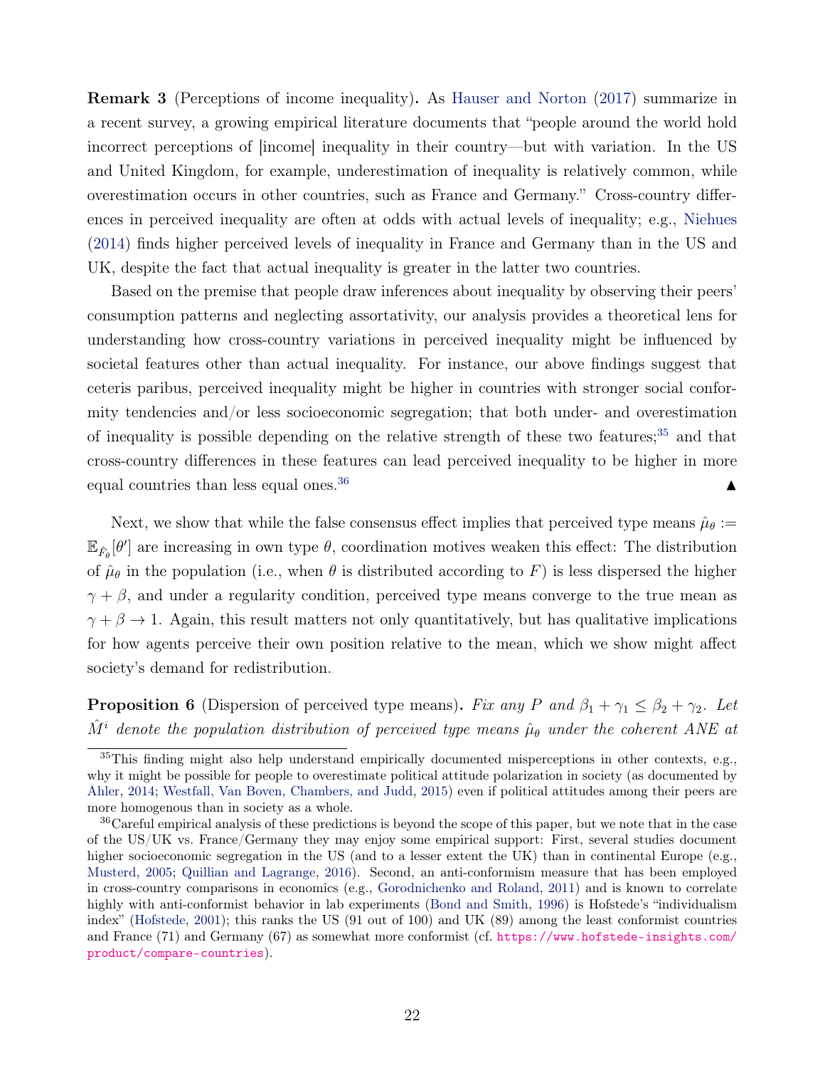**Remark 3** (Perceptions of income inequality)**.** As Hauser and Norton (2017) summarize in a recent survey, a growing empirical literature documents that "people around the world hold incorrect perceptions of [income] inequality in their country—but with variation. In the US and United Kingdom, for example, underestimation of inequality is relatively common, while overestimation occurs in other countries, such as France and Germany." Cross-country differences in perceived inequality are often at odds with actual levels of inequality; e.g., Niehues (2014) finds higher perceived levels of inequality in France and Germany than in the US and UK, despite the fact that actual inequality is greater in the latter two countries.

Based on the premise that people draw inferences about inequality by observing their peers' consumption patterns and neglecting assortativity, our analysis provides a theoretical lens for understanding how cross-country variations in perceived inequality might be influenced by societal features other than actual inequality. For instance, our above findings suggest that ceteris paribus, perceived inequality might be higher in countries with stronger social conformity tendencies and/or less socioeconomic segregation; that both under- and overestimation of inequality is possible depending on the relative strength of these two features;[35] and that cross-country differences in these features can lead perceived inequality to be higher in more equal countries than less equal ones.[36] ▲

Next, we show that while the false consensus effect implies that perceived type means $\hat{\mu}_\theta := \mathbb{E}_{\hat{F}_\theta}[\theta']$ are increasing in own type $\theta$, coordination motives weaken this effect: The distribution of $\hat{\mu}_\theta$ in the population (i.e., when $\theta$ is distributed according to $F$) is less dispersed the higher $\gamma + \beta$, and under a regularity condition, perceived type means converge to the true mean as $\gamma + \beta \to 1$. Again, this result matters not only quantitatively, but has qualitative implications for how agents perceive their own position relative to the mean, which we show might affect society's demand for redistribution.

**Proposition 6** (Dispersion of perceived type means)**.** *Fix any $P$ and $\beta_1 + \gamma_1 \leq \beta_2 + \gamma_2$. Let $\hat{M}^i$ denote the population distribution of perceived type means $\hat{\mu}_\theta$ under the coherent ANE at*

---

[35] This finding might also help understand empirically documented misperceptions in other contexts, e.g., why it might be possible for people to overestimate political attitude polarization in society (as documented by Ahler, 2014; Westfall, Van Boven, Chambers, and Judd, 2015) even if political attitudes among their peers are more homogenous than in society as a whole.

[36] Careful empirical analysis of these predictions is beyond the scope of this paper, but we note that in the case of the US/UK vs. France/Germany they may enjoy some empirical support: First, several studies document higher socioeconomic segregation in the US (and to a lesser extent the UK) than in continental Europe (e.g., Musterd, 2005; Quillian and Lagrange, 2016). Second, an anti-conformism measure that has been employed in cross-country comparisons in economics (e.g., Gorodnichenko and Roland, 2011) and is known to correlate highly with anti-conformist behavior in lab experiments (Bond and Smith, 1996) is Hofstede's "individualism index" (Hofstede, 2001); this ranks the US (91 out of 100) and UK (89) among the least conformist countries and France (71) and Germany (67) as somewhat more conformist (cf. https://www.hofstede-insights.com/product/compare-countries).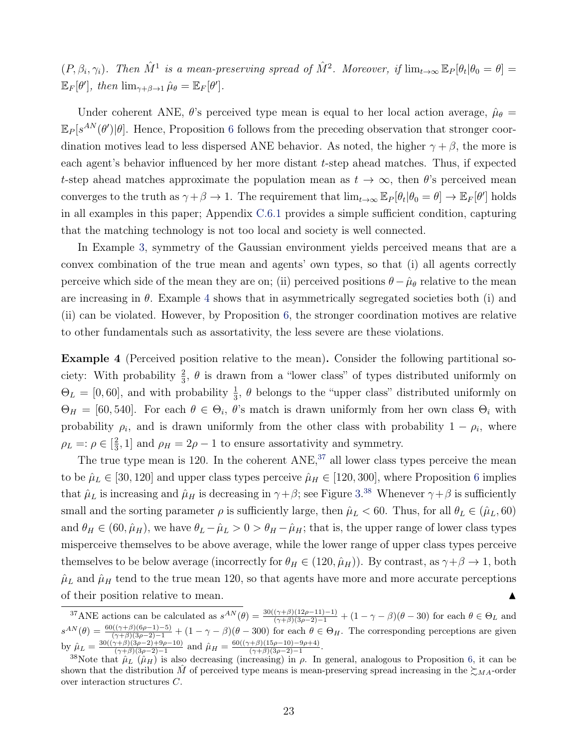$(P, \beta_i, \gamma_i)$. *Then* $\hat{M}^1$ *is a mean-preserving spread of* $\hat{M}^2$. *Moreover, if* $\lim_{t\to\infty} \mathbb{E}_P[\theta_t|\theta_0 = \theta] = \mathbb{E}_F[\theta']$, *then* $\lim_{\gamma+\beta\to 1} \hat{\mu}_\theta = \mathbb{E}_F[\theta']$.

Under coherent ANE, $\theta$'s perceived type mean is equal to her local action average, $\hat{\mu}_\theta = \mathbb{E}_P[s^{AN}(\theta')|\theta]$. Hence, Proposition 6 follows from the preceding observation that stronger coordination motives lead to less dispersed ANE behavior. As noted, the higher $\gamma + \beta$, the more is each agent's behavior influenced by her more distant $t$-step ahead matches. Thus, if expected $t$-step ahead matches approximate the population mean as $t \to \infty$, then $\theta$'s perceived mean converges to the truth as $\gamma+\beta \to 1$. The requirement that $\lim_{t\to\infty} \mathbb{E}_P[\theta_t|\theta_0 = \theta] \to \mathbb{E}_F[\theta']$ holds in all examples in this paper; Appendix C.6.1 provides a simple sufficient condition, capturing that the matching technology is not too local and society is well connected.

In Example 3, symmetry of the Gaussian environment yields perceived means that are a convex combination of the true mean and agents' own types, so that (i) all agents correctly perceive which side of the mean they are on; (ii) perceived positions $\theta - \hat{\mu}_\theta$ relative to the mean are increasing in $\theta$. Example 4 shows that in asymmetrically segregated societies both (i) and (ii) can be violated. However, by Proposition 6, the stronger coordination motives are relative to other fundamentals such as assortativity, the less severe are these violations.

**Example 4** (Perceived position relative to the mean)**.** Consider the following partitional society: With probability $\frac{2}{3}$, $\theta$ is drawn from a "lower class" of types distributed uniformly on $\Theta_L = [0, 60]$, and with probability $\frac{1}{3}$, $\theta$ belongs to the "upper class" distributed uniformly on $\Theta_H = [60, 540]$. For each $\theta \in \Theta_i$, $\theta$'s match is drawn uniformly from her own class $\Theta_i$ with probability $\rho_i$, and is drawn uniformly from the other class with probability $1 - \rho_i$, where $\rho_L =: \rho \in [\frac{2}{3}, 1]$ and $\rho_H = 2\rho - 1$ to ensure assortativity and symmetry.

The true type mean is 120. In the coherent ANE,[37] all lower class types perceive the mean to be $\hat{\mu}_L \in [30, 120]$ and upper class types perceive $\hat{\mu}_H \in [120, 300]$, where Proposition 6 implies that $\hat{\mu}_L$ is increasing and $\hat{\mu}_H$ is decreasing in $\gamma+\beta$; see Figure 3.[38] Whenever $\gamma+\beta$ is sufficiently small and the sorting parameter $\rho$ is sufficiently large, then $\hat{\mu}_L < 60$. Thus, for all $\theta_L \in (\hat{\mu}_L, 60)$ and $\theta_H \in (60, \hat{\mu}_H)$, we have $\theta_L - \hat{\mu}_L > 0 > \theta_H - \hat{\mu}_H$; that is, the upper range of lower class types misperceive themselves to be above average, while the lower range of upper class types perceive themselves to be below average (incorrectly for $\theta_H \in (120, \hat{\mu}_H)$). By contrast, as $\gamma+\beta \to 1$, both $\hat{\mu}_L$ and $\hat{\mu}_H$ tend to the true mean 120, so that agents have more and more accurate perceptions of their position relative to mean. ▲

[37] ANE actions can be calculated as $s^{AN}(\theta) = \frac{30((\gamma+\beta)(12\rho-11)-1)}{(\gamma+\beta)(3\rho-2)-1} + (1-\gamma-\beta)(\theta - 30)$ for each $\theta \in \Theta_L$ and $s^{AN}(\theta) = \frac{60((\gamma+\beta)(6\rho-1)-5)}{(\gamma+\beta)(3\rho-2)-1} + (1-\gamma-\beta)(\theta - 300)$ for each $\theta \in \Theta_H$. The corresponding perceptions are given by $\hat{\mu}_L = \frac{30((\gamma+\beta)(3\rho-2)+9\rho-10)}{(\gamma+\beta)(3\rho-2)-1}$ and $\hat{\mu}_H = \frac{60((\gamma+\beta)(15\rho-10)-9\rho+4)}{(\gamma+\beta)(3\rho-2)-1}$.

[38] Note that $\hat{\mu}_L$ ($\hat{\mu}_H$) is also decreasing (increasing) in $\rho$. In general, analogous to Proposition 6, it can be shown that the distribution $\hat{M}$ of perceived type means is mean-preserving spread increasing in the $\succsim_{MA}$-order over interaction structures $C$.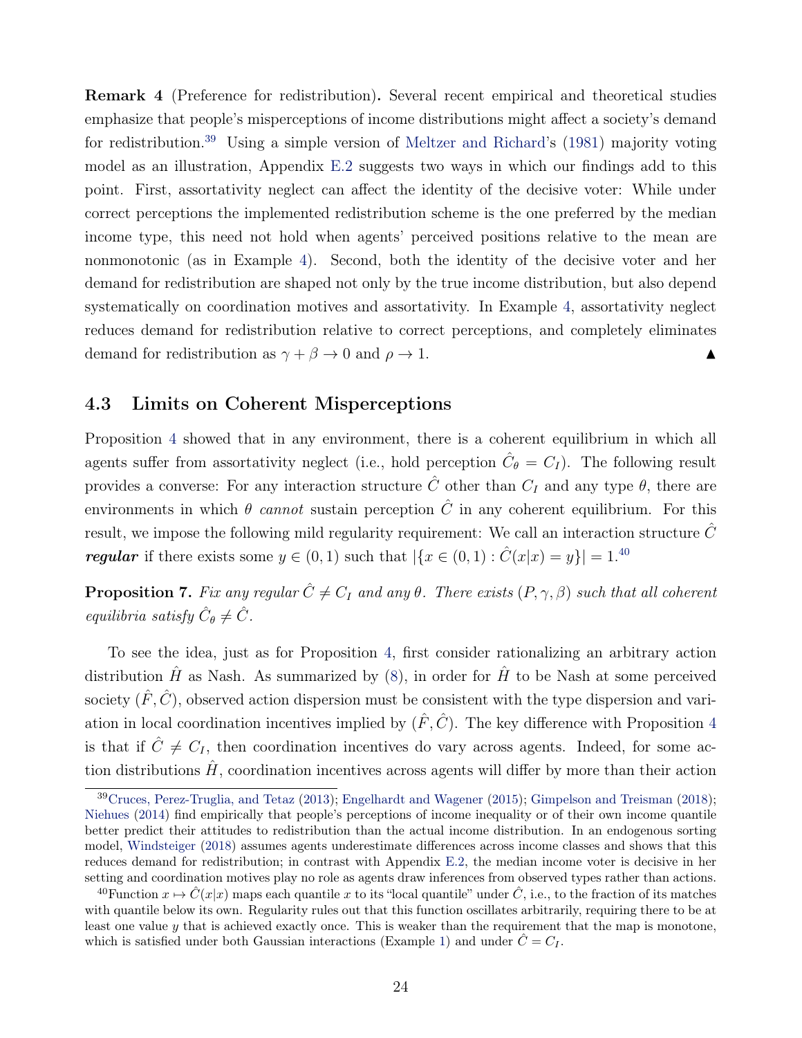**Remark 4** (Preference for redistribution)**.** Several recent empirical and theoretical studies emphasize that people's misperceptions of income distributions might affect a society's demand for redistribution.[39] Using a simple version of Meltzer and Richard's (1981) majority voting model as an illustration, Appendix E.2 suggests two ways in which our findings add to this point. First, assortativity neglect can affect the identity of the decisive voter: While under correct perceptions the implemented redistribution scheme is the one preferred by the median income type, this need not hold when agents' perceived positions relative to the mean are nonmonotonic (as in Example 4). Second, both the identity of the decisive voter and her demand for redistribution are shaped not only by the true income distribution, but also depend systematically on coordination motives and assortativity. In Example 4, assortativity neglect reduces demand for redistribution relative to correct perceptions, and completely eliminates demand for redistribution as $\gamma + \beta \to 0$ and $\rho \to 1$. ▲

### 4.3 Limits on Coherent Misperceptions

Proposition 4 showed that in any environment, there is a coherent equilibrium in which all agents suffer from assortativity neglect (i.e., hold perception $\hat{C}_\theta = C_I$). The following result provides a converse: For any interaction structure $\hat{C}$ other than $C_I$ and any type $\theta$, there are environments in which $\theta$ *cannot* sustain perception $\hat{C}$ in any coherent equilibrium. For this result, we impose the following mild regularity requirement: We call an interaction structure $\hat{C}$ ***regular*** if there exists some $y \in (0,1)$ such that $|\{x \in (0,1) : \hat{C}(x|x) = y\}| = 1$.[40]

**Proposition 7.** *Fix any regular $\hat{C} \neq C_I$ and any $\theta$. There exists $(P, \gamma, \beta)$ such that all coherent equilibria satisfy $\hat{C}_\theta \neq \hat{C}$.*

To see the idea, just as for Proposition 4, first consider rationalizing an arbitrary action distribution $\hat{H}$ as Nash. As summarized by (8), in order for $\hat{H}$ to be Nash at some perceived society $(\hat{F}, \hat{C})$, observed action dispersion must be consistent with the type dispersion and variation in local coordination incentives implied by $(\hat{F}, \hat{C})$. The key difference with Proposition 4 is that if $\hat{C} \neq C_I$, then coordination incentives do vary across agents. Indeed, for some action distributions $\hat{H}$, coordination incentives across agents will differ by more than their action

[39] Cruces, Perez-Truglia, and Tetaz (2013); Engelhardt and Wagener (2015); Gimpelson and Treisman (2018); Niehues (2014) find empirically that people's perceptions of income inequality or of their own income quantile better predict their attitudes to redistribution than the actual income distribution. In an endogenous sorting model, Windsteiger (2018) assumes agents underestimate differences across income classes and shows that this reduces demand for redistribution; in contrast with Appendix E.2, the median income voter is decisive in her setting and coordination motives play no role as agents draw inferences from observed types rather than actions.

[40] Function $x \mapsto \hat{C}(x|x)$ maps each quantile $x$ to its "local quantile" under $\hat{C}$, i.e., to the fraction of its matches with quantile below its own. Regularity rules out that this function oscillates arbitrarily, requiring there to be at least one value $y$ that is achieved exactly once. This is weaker than the requirement that the map is monotone, which is satisfied under both Gaussian interactions (Example 1) and under $\hat{C} = C_I$.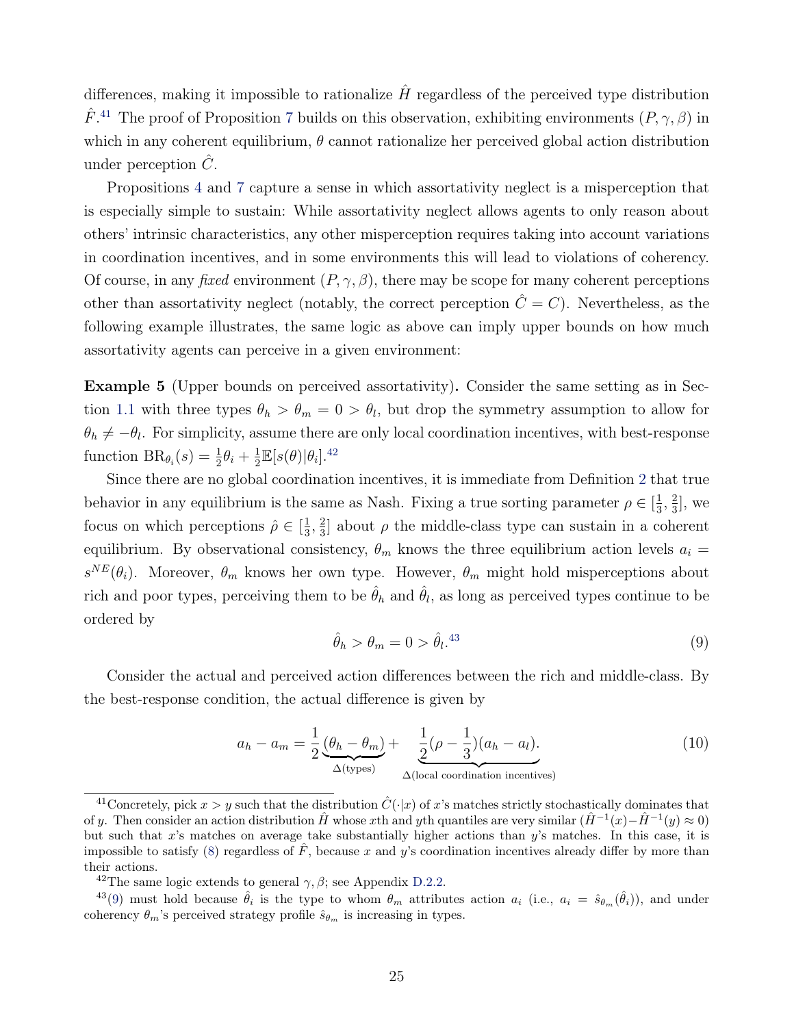differences, making it impossible to rationalize $\hat{H}$ regardless of the perceived type distribution $\hat{F}$.[41] The proof of Proposition 7 builds on this observation, exhibiting environments $(P, \gamma, \beta)$ in which in any coherent equilibrium, $\theta$ cannot rationalize her perceived global action distribution under perception $\hat{C}$.

Propositions 4 and 7 capture a sense in which assortativity neglect is a misperception that is especially simple to sustain: While assortativity neglect allows agents to only reason about others' intrinsic characteristics, any other misperception requires taking into account variations in coordination incentives, and in some environments this will lead to violations of coherency. Of course, in any *fixed* environment $(P, \gamma, \beta)$, there may be scope for many coherent perceptions other than assortativity neglect (notably, the correct perception $\hat{C} = C$). Nevertheless, as the following example illustrates, the same logic as above can imply upper bounds on how much assortativity agents can perceive in a given environment:

**Example 5** (Upper bounds on perceived assortativity)**.** Consider the same setting as in Section 1.1 with three types $\theta_h > \theta_m = 0 > \theta_l$, but drop the symmetry assumption to allow for $\theta_h \neq -\theta_l$. For simplicity, assume there are only local coordination incentives, with best-response function $\text{BR}_{\theta_i}(s) = \frac{1}{2}\theta_i + \frac{1}{2}\mathbb{E}[s(\theta)|\theta_i]$.[42]

Since there are no global coordination incentives, it is immediate from Definition 2 that true behavior in any equilibrium is the same as Nash. Fixing a true sorting parameter $\rho \in [\frac{1}{3}, \frac{2}{3}]$, we focus on which perceptions $\hat{\rho} \in [\frac{1}{3}, \frac{2}{3}]$ about $\rho$ the middle-class type can sustain in a coherent equilibrium. By observational consistency, $\theta_m$ knows the three equilibrium action levels $a_i = s^{NE}(\theta_i)$. Moreover, $\theta_m$ knows her own type. However, $\theta_m$ might hold misperceptions about rich and poor types, perceiving them to be $\hat{\theta}_h$ and $\hat{\theta}_l$, as long as perceived types continue to be ordered by

$$\hat{\theta}_h > \theta_m = 0 > \hat{\theta}_l.\text{[43]} \tag{9}$$

Consider the actual and perceived action differences between the rich and middle-class. By the best-response condition, the actual difference is given by

$$a_h - a_m = \frac{1}{2}\underbrace{(\theta_h - \theta_m)}_{\Delta(\text{types})} + \underbrace{\frac{1}{2}(\rho - \frac{1}{3})(a_h - a_l)}_{\Delta(\text{local coordination incentives})}. \tag{10}$$

[41] Concretely, pick $x > y$ such that the distribution $\hat{C}(\cdot|x)$ of $x$'s matches strictly stochastically dominates that of $y$. Then consider an action distribution $\hat{H}$ whose $x$th and $y$th quantiles are very similar ($\hat{H}^{-1}(x) - \hat{H}^{-1}(y) \approx 0$) but such that $x$'s matches on average take substantially higher actions than $y$'s matches. In this case, it is impossible to satisfy (8) regardless of $\hat{F}$, because $x$ and $y$'s coordination incentives already differ by more than their actions.

[42] The same logic extends to general $\gamma, \beta$; see Appendix D.2.2.

[43] (9) must hold because $\hat{\theta}_i$ is the type to whom $\theta_m$ attributes action $a_i$ (i.e., $a_i = \hat{s}_{\theta_m}(\hat{\theta}_i)$), and under coherency $\theta_m$'s perceived strategy profile $\hat{s}_{\theta_m}$ is increasing in types.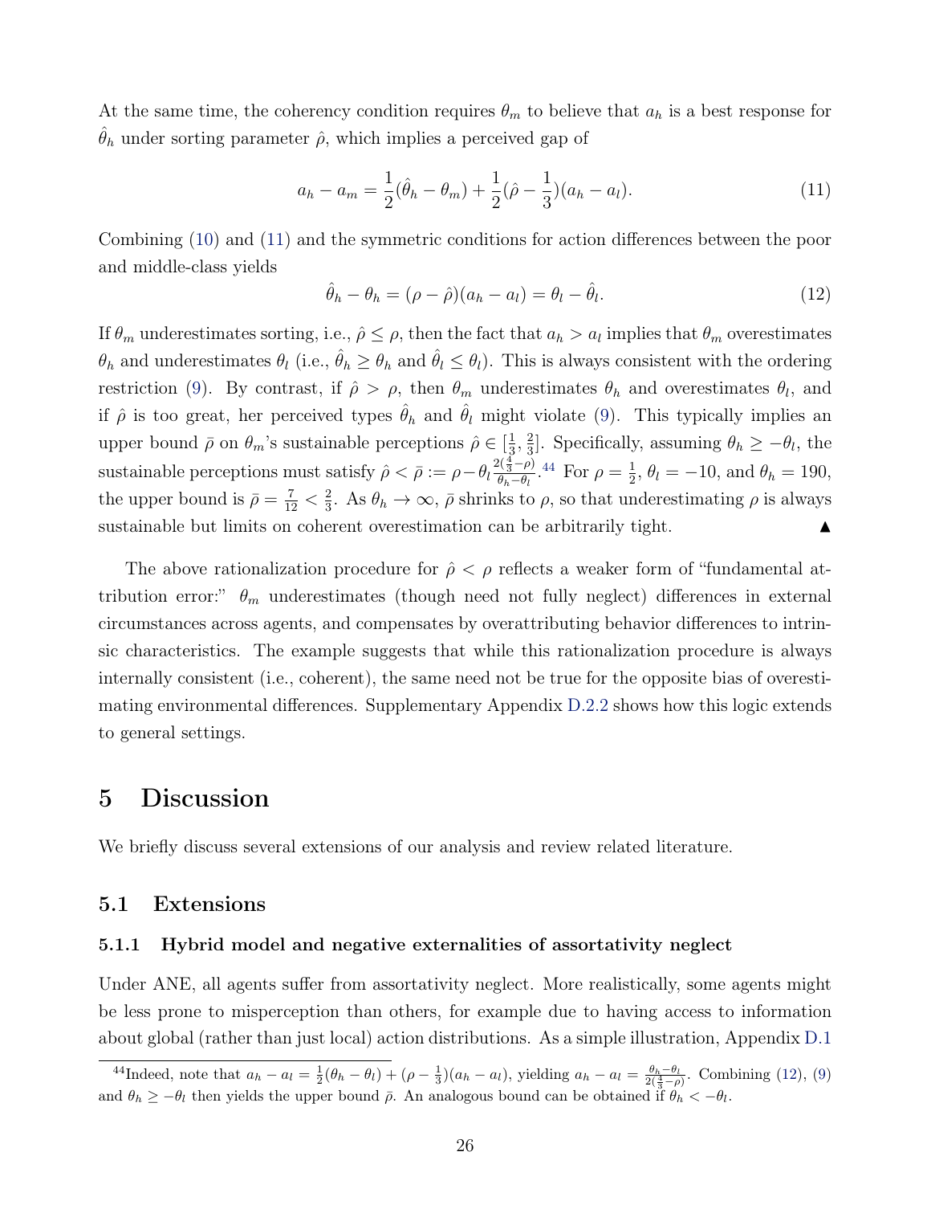At the same time, the coherency condition requires $\theta_m$ to believe that $a_h$ is a best response for $\hat{\theta}_h$ under sorting parameter $\hat{\rho}$, which implies a perceived gap of

$$a_h - a_m = \frac{1}{2}(\hat{\theta}_h - \theta_m) + \frac{1}{2}(\hat{\rho} - \frac{1}{3})(a_h - a_l). \tag{11}$$

Combining (10) and (11) and the symmetric conditions for action differences between the poor and middle-class yields

$$\hat{\theta}_h - \theta_h = (\rho - \hat{\rho})(a_h - a_l) = \theta_l - \hat{\theta}_l. \tag{12}$$

If $\theta_m$ underestimates sorting, i.e., $\hat{\rho} \leq \rho$, then the fact that $a_h > a_l$ implies that $\theta_m$ overestimates $\theta_h$ and underestimates $\theta_l$ (i.e., $\hat{\theta}_h \geq \theta_h$ and $\hat{\theta}_l \leq \theta_l$). This is always consistent with the ordering restriction (9). By contrast, if $\hat{\rho} > \rho$, then $\theta_m$ underestimates $\theta_h$ and overestimates $\theta_l$, and if $\hat{\rho}$ is too great, her perceived types $\hat{\theta}_h$ and $\hat{\theta}_l$ might violate (9). This typically implies an upper bound $\bar{\rho}$ on $\theta_m$'s sustainable perceptions $\hat{\rho} \in [\frac{1}{3}, \frac{2}{3}]$. Specifically, assuming $\theta_h \geq -\theta_l$, the sustainable perceptions must satisfy $\hat{\rho} < \bar{\rho} := \rho - \theta_l \frac{2(\frac{4}{3} - \rho)}{\theta_h - \theta_l}$.[44] For $\rho = \frac{1}{2}$, $\theta_l = -10$, and $\theta_h = 190$, the upper bound is $\bar{\rho} = \frac{7}{12} < \frac{2}{3}$. As $\theta_h \to \infty$, $\bar{\rho}$ shrinks to $\rho$, so that underestimating $\rho$ is always sustainable but limits on coherent overestimation can be arbitrarily tight. ▲

The above rationalization procedure for $\hat{\rho} < \rho$ reflects a weaker form of "fundamental attribution error:" $\theta_m$ underestimates (though need not fully neglect) differences in external circumstances across agents, and compensates by overattributing behavior differences to intrinsic characteristics. The example suggests that while this rationalization procedure is always internally consistent (i.e., coherent), the same need not be true for the opposite bias of overestimating environmental differences. Supplementary Appendix D.2.2 shows how this logic extends to general settings.

# 5 Discussion

We briefly discuss several extensions of our analysis and review related literature.

## 5.1 Extensions

### 5.1.1 Hybrid model and negative externalities of assortativity neglect

Under ANE, all agents suffer from assortativity neglect. More realistically, some agents might be less prone to misperception than others, for example due to having access to information about global (rather than just local) action distributions. As a simple illustration, Appendix D.1

[44] Indeed, note that $a_h - a_l = \frac{1}{2}(\theta_h - \theta_l) + (\rho - \frac{1}{3})(a_h - a_l)$, yielding $a_h - a_l = \frac{\theta_h - \theta_l}{2(\frac{4}{3} - \rho)}$. Combining (12), (9) and $\theta_h \geq -\theta_l$ then yields the upper bound $\bar{\rho}$. An analogous bound can be obtained if $\theta_h < -\theta_l$.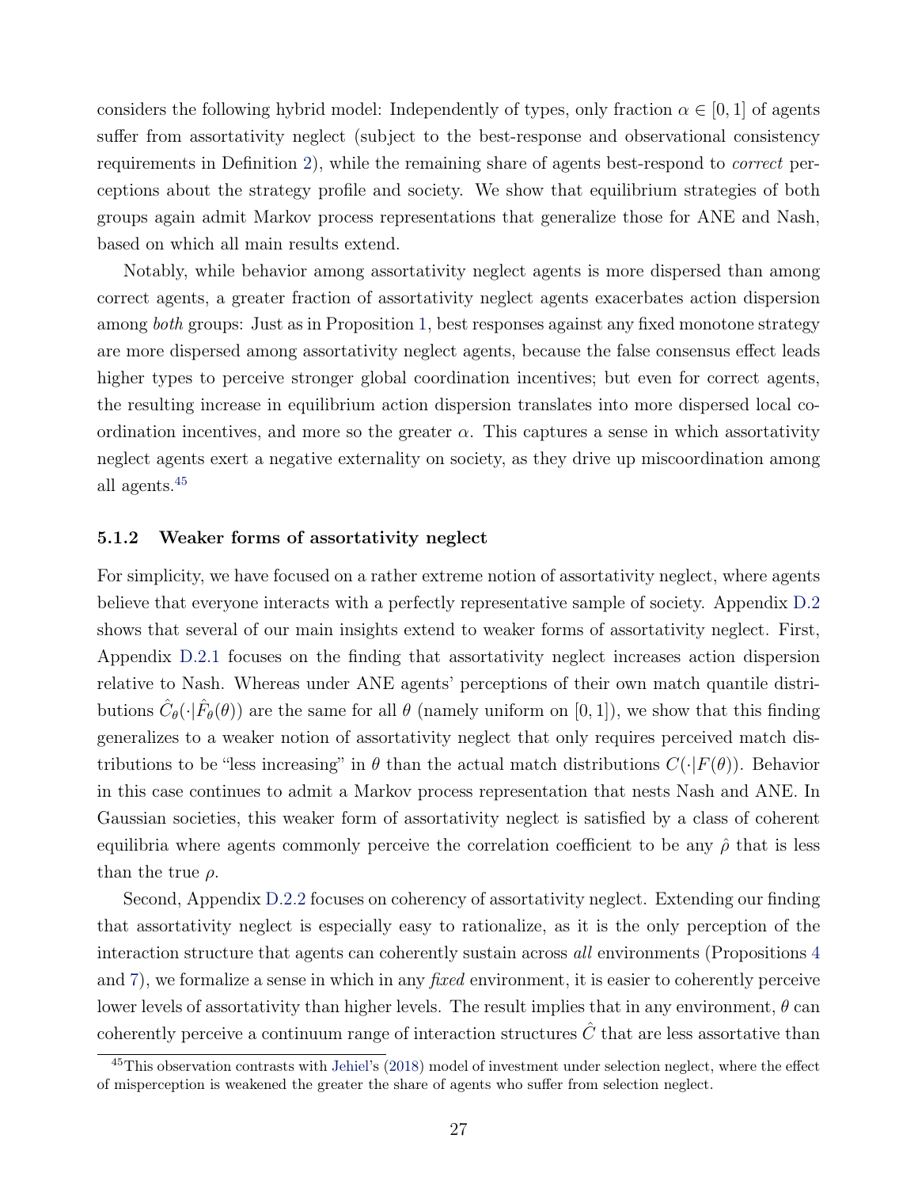considers the following hybrid model: Independently of types, only fraction $\alpha \in [0,1]$ of agents suffer from assortativity neglect (subject to the best-response and observational consistency requirements in Definition 2), while the remaining share of agents best-respond to *correct* perceptions about the strategy profile and society. We show that equilibrium strategies of both groups again admit Markov process representations that generalize those for ANE and Nash, based on which all main results extend.

Notably, while behavior among assortativity neglect agents is more dispersed than among correct agents, a greater fraction of assortativity neglect agents exacerbates action dispersion among *both* groups: Just as in Proposition 1, best responses against any fixed monotone strategy are more dispersed among assortativity neglect agents, because the false consensus effect leads higher types to perceive stronger global coordination incentives; but even for correct agents, the resulting increase in equilibrium action dispersion translates into more dispersed local coordination incentives, and more so the greater $\alpha$. This captures a sense in which assortativity neglect agents exert a negative externality on society, as they drive up miscoordination among all agents.[45]

### 5.1.2 Weaker forms of assortativity neglect

For simplicity, we have focused on a rather extreme notion of assortativity neglect, where agents believe that everyone interacts with a perfectly representative sample of society. Appendix D.2 shows that several of our main insights extend to weaker forms of assortativity neglect. First, Appendix D.2.1 focuses on the finding that assortativity neglect increases action dispersion relative to Nash. Whereas under ANE agents' perceptions of their own match quantile distributions $\hat{C}_\theta(\cdot|\hat{F}_\theta(\theta))$ are the same for all $\theta$ (namely uniform on $[0,1]$), we show that this finding generalizes to a weaker notion of assortativity neglect that only requires perceived match distributions to be "less increasing" in $\theta$ than the actual match distributions $C(\cdot|F(\theta))$. Behavior in this case continues to admit a Markov process representation that nests Nash and ANE. In Gaussian societies, this weaker form of assortativity neglect is satisfied by a class of coherent equilibria where agents commonly perceive the correlation coefficient to be any $\hat{\rho}$ that is less than the true $\rho$.

Second, Appendix D.2.2 focuses on coherency of assortativity neglect. Extending our finding that assortativity neglect is especially easy to rationalize, as it is the only perception of the interaction structure that agents can coherently sustain across *all* environments (Propositions 4 and 7), we formalize a sense in which in any *fixed* environment, it is easier to coherently perceive lower levels of assortativity than higher levels. The result implies that in any environment, $\theta$ can coherently perceive a continuum range of interaction structures $\hat{C}$ that are less assortative than

[45] This observation contrasts with Jehiel's (2018) model of investment under selection neglect, where the effect of misperception is weakened the greater the share of agents who suffer from selection neglect.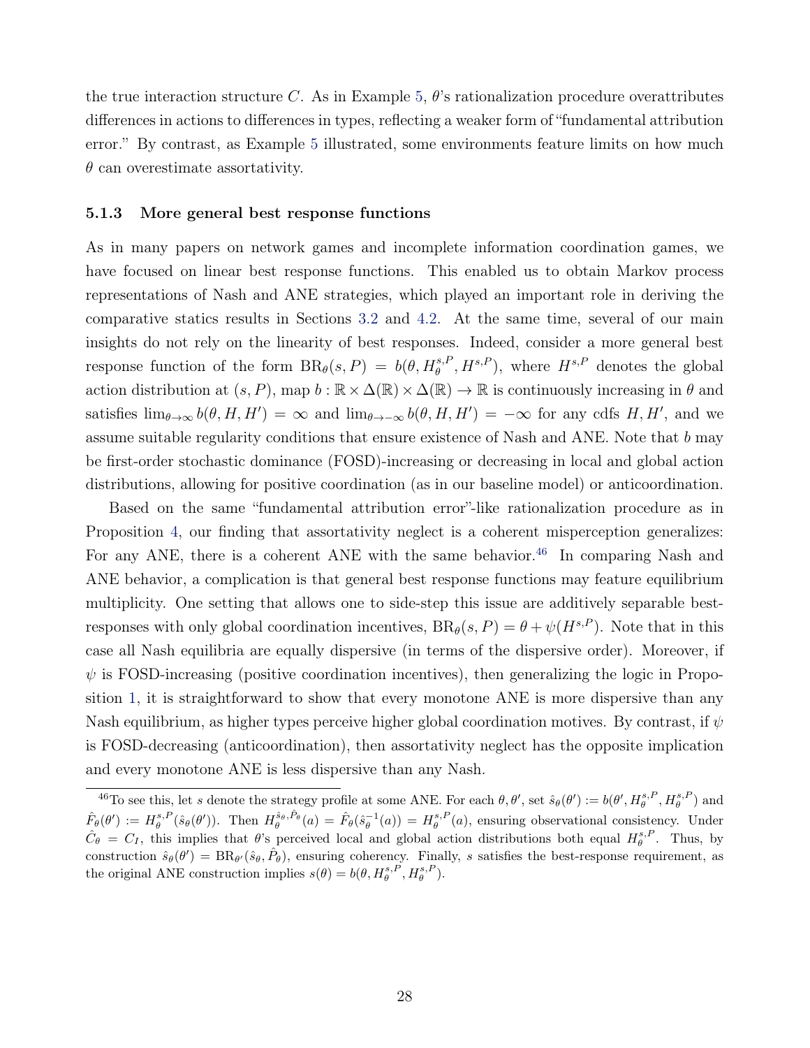the true interaction structure $C$. As in Example 5, $\theta$'s rationalization procedure overattributes differences in actions to differences in types, reflecting a weaker form of "fundamental attribution error." By contrast, as Example 5 illustrated, some environments feature limits on how much $\theta$ can overestimate assortativity.

### 5.1.3 More general best response functions

As in many papers on network games and incomplete information coordination games, we have focused on linear best response functions. This enabled us to obtain Markov process representations of Nash and ANE strategies, which played an important role in deriving the comparative statics results in Sections 3.2 and 4.2. At the same time, several of our main insights do not rely on the linearity of best responses. Indeed, consider a more general best response function of the form $\text{BR}_\theta(s, P) = b(\theta, H_\theta^{s,P}, H^{s,P})$, where $H^{s,P}$ denotes the global action distribution at $(s, P)$, map $b : \mathbb{R} \times \Delta(\mathbb{R}) \times \Delta(\mathbb{R}) \to \mathbb{R}$ is continuously increasing in $\theta$ and satisfies $\lim_{\theta \to \infty} b(\theta, H, H') = \infty$ and $\lim_{\theta \to -\infty} b(\theta, H, H') = -\infty$ for any cdfs $H, H'$, and we assume suitable regularity conditions that ensure existence of Nash and ANE. Note that $b$ may be first-order stochastic dominance (FOSD)-increasing or decreasing in local and global action distributions, allowing for positive coordination (as in our baseline model) or anticoordination.

Based on the same "fundamental attribution error"-like rationalization procedure as in Proposition 4, our finding that assortativity neglect is a coherent misperception generalizes: For any ANE, there is a coherent ANE with the same behavior.[46] In comparing Nash and ANE behavior, a complication is that general best response functions may feature equilibrium multiplicity. One setting that allows one to side-step this issue are additively separable best-responses with only global coordination incentives, $\text{BR}_\theta(s, P) = \theta + \psi(H^{s,P})$. Note that in this case all Nash equilibria are equally dispersive (in terms of the dispersive order). Moreover, if $\psi$ is FOSD-increasing (positive coordination incentives), then generalizing the logic in Proposition 1, it is straightforward to show that every monotone ANE is more dispersive than any Nash equilibrium, as higher types perceive higher global coordination motives. By contrast, if $\psi$ is FOSD-decreasing (anticoordination), then assortativity neglect has the opposite implication and every monotone ANE is less dispersive than any Nash.

[46] To see this, let $s$ denote the strategy profile at some ANE. For each $\theta, \theta'$, set $\hat{s}_\theta(\theta') := b(\theta', H_\theta^{s,P}, H_\theta^{s,P})$ and $\hat{F}_\theta(\theta') := H_\theta^{s,P}(\hat{s}_\theta(\theta'))$. Then $H_\theta^{\hat{s}_\theta, \hat{P}_\theta}(a) = \hat{F}_\theta(\hat{s}_\theta^{-1}(a)) = H_\theta^{s,P}(a)$, ensuring observational consistency. Under $\hat{C}_\theta = C_I$, this implies that $\theta$'s perceived local and global action distributions both equal $H_\theta^{s,P}$. Thus, by construction $\hat{s}_\theta(\theta') = \text{BR}_{\theta'}(\hat{s}_\theta, \hat{P}_\theta)$, ensuring coherency. Finally, $s$ satisfies the best-response requirement, as the original ANE construction implies $s(\theta) = b(\theta, H_\theta^{s,P}, H_\theta^{s,P})$.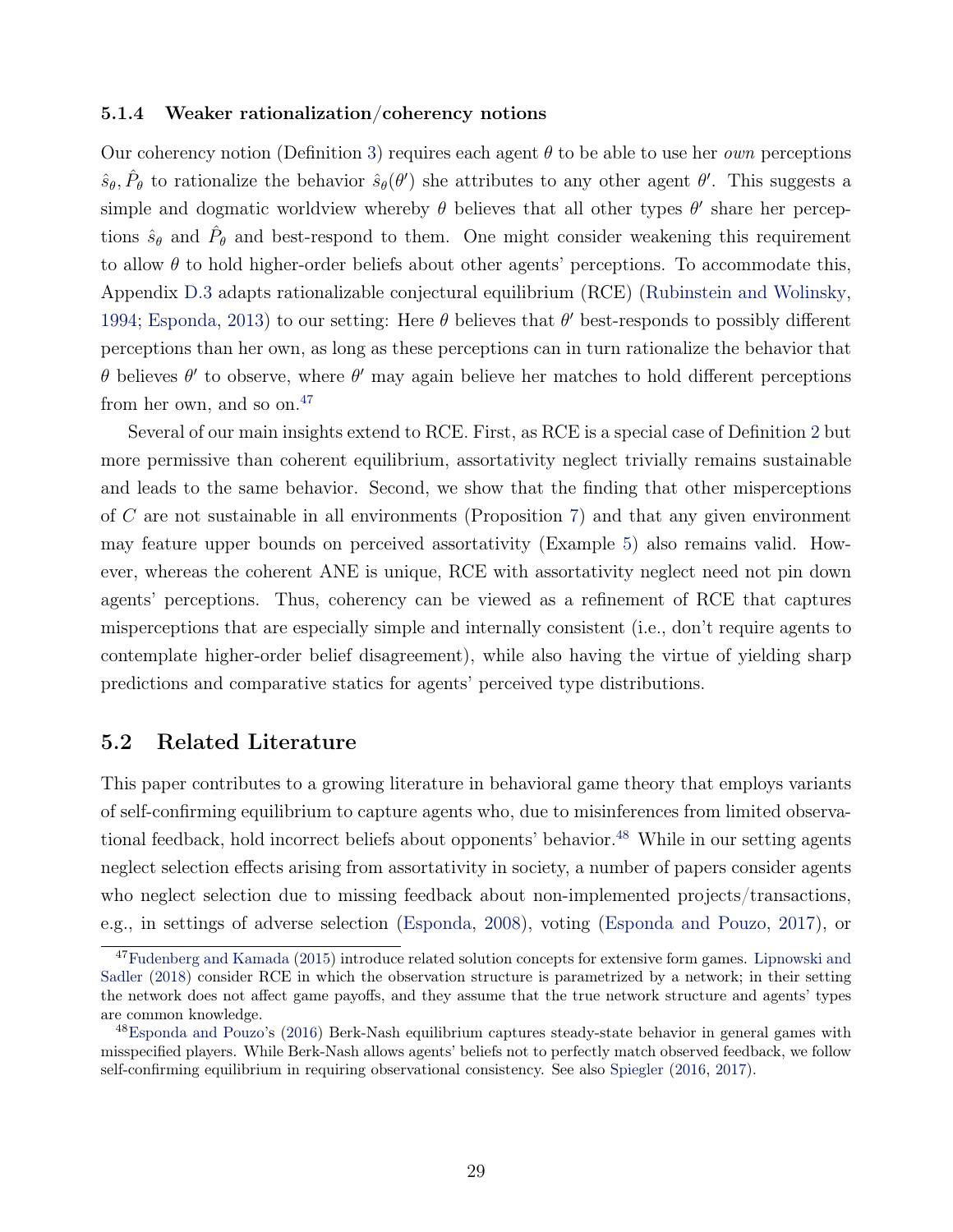#### 5.1.4 Weaker rationalization/coherency notions

Our coherency notion (Definition 3) requires each agent $\theta$ to be able to use her *own* perceptions $\hat{s}_\theta, \hat{P}_\theta$ to rationalize the behavior $\hat{s}_\theta(\theta')$ she attributes to any other agent $\theta'$. This suggests a simple and dogmatic worldview whereby $\theta$ believes that all other types $\theta'$ share her perceptions $\hat{s}_\theta$ and $\hat{P}_\theta$ and best-respond to them. One might consider weakening this requirement to allow $\theta$ to hold higher-order beliefs about other agents' perceptions. To accommodate this, Appendix D.3 adapts rationalizable conjectural equilibrium (RCE) (Rubinstein and Wolinsky, 1994; Esponda, 2013) to our setting: Here $\theta$ believes that $\theta'$ best-responds to possibly different perceptions than her own, as long as these perceptions can in turn rationalize the behavior that $\theta$ believes $\theta'$ to observe, where $\theta'$ may again believe her matches to hold different perceptions from her own, and so on.[47]

Several of our main insights extend to RCE. First, as RCE is a special case of Definition 2 but more permissive than coherent equilibrium, assortativity neglect trivially remains sustainable and leads to the same behavior. Second, we show that the finding that other misperceptions of $C$ are not sustainable in all environments (Proposition 7) and that any given environment may feature upper bounds on perceived assortativity (Example 5) also remains valid. However, whereas the coherent ANE is unique, RCE with assortativity neglect need not pin down agents' perceptions. Thus, coherency can be viewed as a refinement of RCE that captures misperceptions that are especially simple and internally consistent (i.e., don't require agents to contemplate higher-order belief disagreement), while also having the virtue of yielding sharp predictions and comparative statics for agents' perceived type distributions.

## 5.2 Related Literature

This paper contributes to a growing literature in behavioral game theory that employs variants of self-confirming equilibrium to capture agents who, due to misinferences from limited observational feedback, hold incorrect beliefs about opponents' behavior.[48] While in our setting agents neglect selection effects arising from assortativity in society, a number of papers consider agents who neglect selection due to missing feedback about non-implemented projects/transactions, e.g., in settings of adverse selection (Esponda, 2008), voting (Esponda and Pouzo, 2017), or

[47] Fudenberg and Kamada (2015) introduce related solution concepts for extensive form games. Lipnowski and Sadler (2018) consider RCE in which the observation structure is parametrized by a network; in their setting the network does not affect game payoffs, and they assume that the true network structure and agents' types are common knowledge.

[48] Esponda and Pouzo's (2016) Berk-Nash equilibrium captures steady-state behavior in general games with misspecified players. While Berk-Nash allows agents' beliefs not to perfectly match observed feedback, we follow self-confirming equilibrium in requiring observational consistency. See also Spiegler (2016, 2017).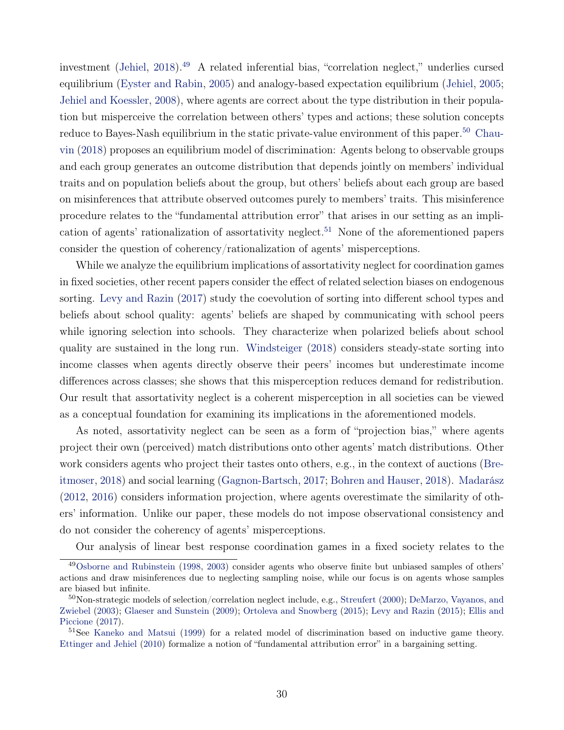investment (Jehiel, 2018).[49] A related inferential bias, "correlation neglect," underlies cursed equilibrium (Eyster and Rabin, 2005) and analogy-based expectation equilibrium (Jehiel, 2005; Jehiel and Koessler, 2008), where agents are correct about the type distribution in their population but misperceive the correlation between others' types and actions; these solution concepts reduce to Bayes-Nash equilibrium in the static private-value environment of this paper.[50] Chauvin (2018) proposes an equilibrium model of discrimination: Agents belong to observable groups and each group generates an outcome distribution that depends jointly on members' individual traits and on population beliefs about the group, but others' beliefs about each group are based on misinferences that attribute observed outcomes purely to members' traits. This misinference procedure relates to the "fundamental attribution error" that arises in our setting as an implication of agents' rationalization of assortativity neglect.[51] None of the aforementioned papers consider the question of coherency/rationalization of agents' misperceptions.

While we analyze the equilibrium implications of assortativity neglect for coordination games in fixed societies, other recent papers consider the effect of related selection biases on endogenous sorting. Levy and Razin (2017) study the coevolution of sorting into different school types and beliefs about school quality: agents' beliefs are shaped by communicating with school peers while ignoring selection into schools. They characterize when polarized beliefs about school quality are sustained in the long run. Windsteiger (2018) considers steady-state sorting into income classes when agents directly observe their peers' incomes but underestimate income differences across classes; she shows that this misperception reduces demand for redistribution. Our result that assortativity neglect is a coherent misperception in all societies can be viewed as a conceptual foundation for examining its implications in the aforementioned models.

As noted, assortativity neglect can be seen as a form of "projection bias," where agents project their own (perceived) match distributions onto other agents' match distributions. Other work considers agents who project their tastes onto others, e.g., in the context of auctions (Breitmoser, 2018) and social learning (Gagnon-Bartsch, 2017; Bohren and Hauser, 2018). Madarász (2012, 2016) considers information projection, where agents overestimate the similarity of others' information. Unlike our paper, these models do not impose observational consistency and do not consider the coherency of agents' misperceptions.

Our analysis of linear best response coordination games in a fixed society relates to the

[49] Osborne and Rubinstein (1998, 2003) consider agents who observe finite but unbiased samples of others' actions and draw misinferences due to neglecting sampling noise, while our focus is on agents whose samples are biased but infinite.

[50] Non-strategic models of selection/correlation neglect include, e.g., Streufert (2000); DeMarzo, Vayanos, and Zwiebel (2003); Glaeser and Sunstein (2009); Ortoleva and Snowberg (2015); Levy and Razin (2015); Ellis and Piccione (2017).

[51] See Kaneko and Matsui (1999) for a related model of discrimination based on inductive game theory. Ettinger and Jehiel (2010) formalize a notion of "fundamental attribution error" in a bargaining setting.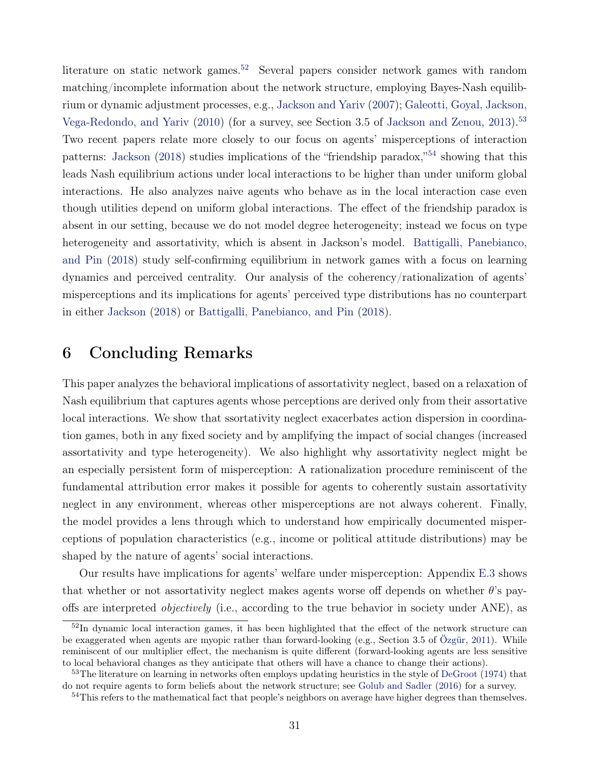literature on static network games.[52] Several papers consider network games with random matching/incomplete information about the network structure, employing Bayes-Nash equilibrium or dynamic adjustment processes, e.g., Jackson and Yariv (2007); Galeotti, Goyal, Jackson, Vega-Redondo, and Yariv (2010) (for a survey, see Section 3.5 of Jackson and Zenou, 2013).[53] Two recent papers relate more closely to our focus on agents' misperceptions of interaction patterns: Jackson (2018) studies implications of the "friendship paradox,"[54] showing that this leads Nash equilibrium actions under local interactions to be higher than under uniform global interactions. He also analyzes naive agents who behave as in the local interaction case even though utilities depend on uniform global interactions. The effect of the friendship paradox is absent in our setting, because we do not model degree heterogeneity; instead we focus on type heterogeneity and assortativity, which is absent in Jackson's model. Battigalli, Panebianco, and Pin (2018) study self-confirming equilibrium in network games with a focus on learning dynamics and perceived centrality. Our analysis of the coherency/rationalization of agents' misperceptions and its implications for agents' perceived type distributions has no counterpart in either Jackson (2018) or Battigalli, Panebianco, and Pin (2018).

# 6 Concluding Remarks

This paper analyzes the behavioral implications of assortativity neglect, based on a relaxation of Nash equilibrium that captures agents whose perceptions are derived only from their assortative local interactions. We show that ssortativity neglect exacerbates action dispersion in coordination games, both in any fixed society and by amplifying the impact of social changes (increased assortativity and type heterogeneity). We also highlight why assortativity neglect might be an especially persistent form of misperception: A rationalization procedure reminiscent of the fundamental attribution error makes it possible for agents to coherently sustain assortativity neglect in any environment, whereas other misperceptions are not always coherent. Finally, the model provides a lens through which to understand how empirically documented misperceptions of population characteristics (e.g., income or political attitude distributions) may be shaped by the nature of agents' social interactions.

Our results have implications for agents' welfare under misperception: Appendix E.3 shows that whether or not assortativity neglect makes agents worse off depends on whether $\theta$'s payoffs are interpreted *objectively* (i.e., according to the true behavior in society under ANE), as

[52] In dynamic local interaction games, it has been highlighted that the effect of the network structure can be exaggerated when agents are myopic rather than forward-looking (e.g., Section 3.5 of Özgür, 2011). While reminiscent of our multiplier effect, the mechanism is quite different (forward-looking agents are less sensitive to local behavioral changes as they anticipate that others will have a chance to change their actions).

[53] The literature on learning in networks often employs updating heuristics in the style of DeGroot (1974) that do not require agents to form beliefs about the network structure; see Golub and Sadler (2016) for a survey.

[54] This refers to the mathematical fact that people's neighbors on average have higher degrees than themselves.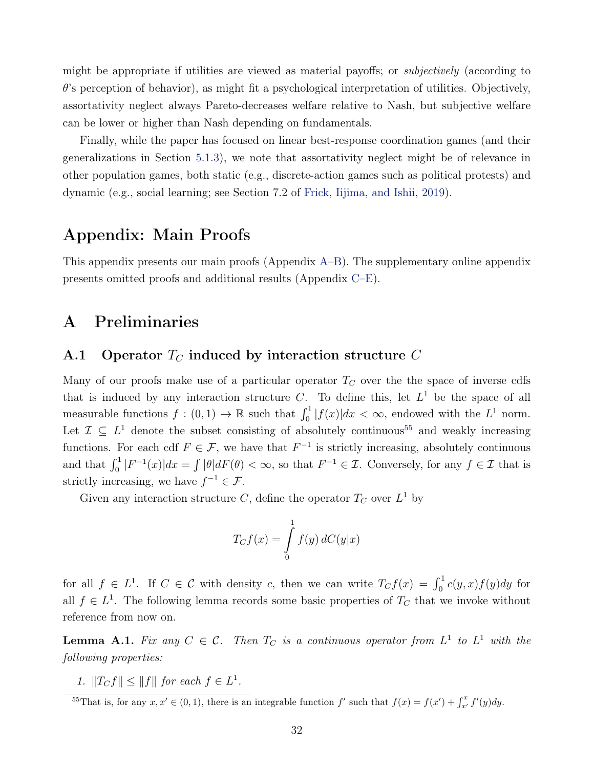might be appropriate if utilities are viewed as material payoffs; or *subjectively* (according to $\theta$'s perception of behavior), as might fit a psychological interpretation of utilities. Objectively, assortativity neglect always Pareto-decreases welfare relative to Nash, but subjective welfare can be lower or higher than Nash depending on fundamentals.

Finally, while the paper has focused on linear best-response coordination games (and their generalizations in Section 5.1.3), we note that assortativity neglect might be of relevance in other population games, both static (e.g., discrete-action games such as political protests) and dynamic (e.g., social learning; see Section 7.2 of Frick, Iijima, and Ishii, 2019).

# Appendix: Main Proofs

This appendix presents our main proofs (Appendix A–B). The supplementary online appendix presents omitted proofs and additional results (Appendix C–E).

# A Preliminaries

## A.1 Operator $T_C$ induced by interaction structure $C$

Many of our proofs make use of a particular operator $T_C$ over the the space of inverse cdfs that is induced by any interaction structure $C$. To define this, let $L^1$ be the space of all measurable functions $f : (0,1) \to \mathbb{R}$ such that $\int_0^1 |f(x)|dx < \infty$, endowed with the $L^1$ norm. Let $\mathcal{I} \subseteq L^1$ denote the subset consisting of absolutely continuous[55] and weakly increasing functions. For each cdf $F \in \mathcal{F}$, we have that $F^{-1}$ is strictly increasing, absolutely continuous and that $\int_0^1 |F^{-1}(x)|dx = \int |\theta| dF(\theta) < \infty$, so that $F^{-1} \in \mathcal{I}$. Conversely, for any $f \in \mathcal{I}$ that is strictly increasing, we have $f^{-1} \in \mathcal{F}$.

Given any interaction structure $C$, define the operator $T_C$ over $L^1$ by

$$T_C f(x) = \int_0^1 f(y)\, dC(y|x)$$

for all $f \in L^1$. If $C \in \mathcal{C}$ with density $c$, then we can write $T_C f(x) = \int_0^1 c(y,x) f(y) dy$ for all $f \in L^1$. The following lemma records some basic properties of $T_C$ that we invoke without reference from now on.

**Lemma A.1.** *Fix any $C \in \mathcal{C}$. Then $T_C$ is a continuous operator from $L^1$ to $L^1$ with the following properties:*

1. *$\|T_C f\| \leq \|f\|$ for each $f \in L^1$.*

[55] That is, for any $x, x' \in (0,1)$, there is an integrable function $f'$ such that $f(x) = f(x') + \int_{x'}^{x} f'(y)dy$.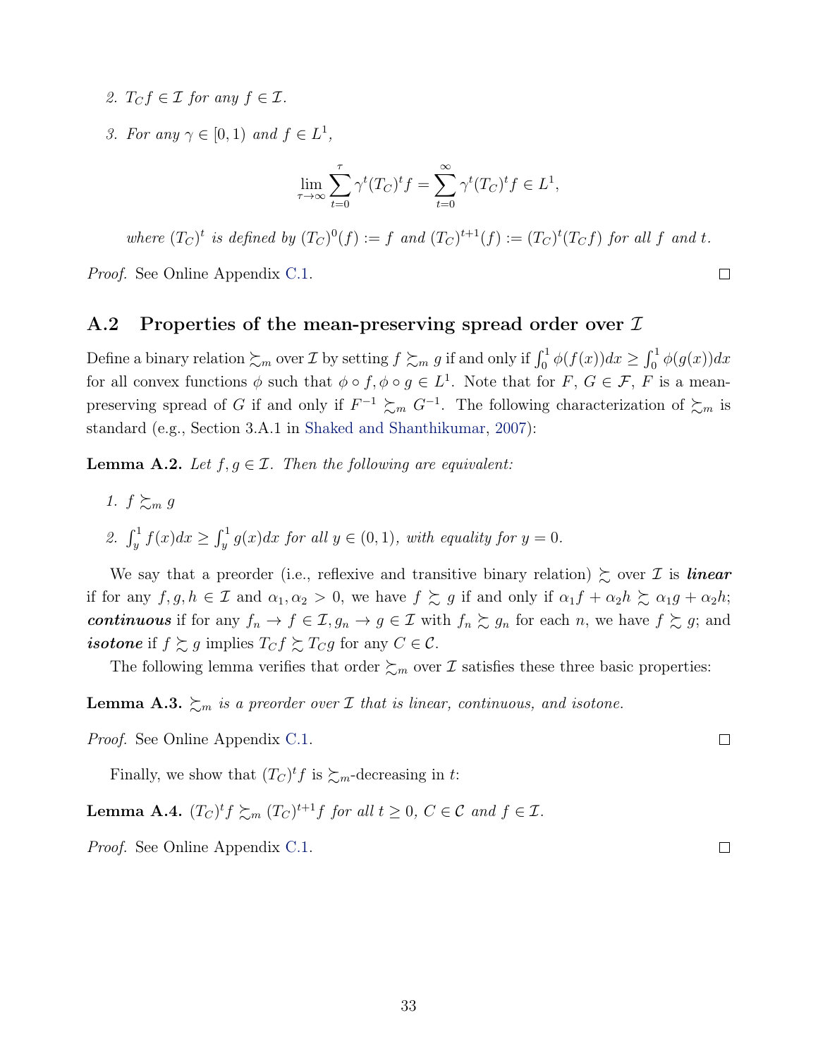2. *$T_C f \in \mathcal{I}$ for any $f \in \mathcal{I}$.*

3. *For any $\gamma \in [0, 1)$ and $f \in L^1$,*

$$\lim_{\tau \to \infty} \sum_{t=0}^{\tau} \gamma^t (T_C)^t f = \sum_{t=0}^{\infty} \gamma^t (T_C)^t f \in L^1,$$

*where $(T_C)^t$ is defined by $(T_C)^0(f) := f$ and $(T_C)^{t+1}(f) := (T_C)^t(T_C f)$ for all $f$ and $t$.*

*Proof.* See Online Appendix C.1. □

## A.2 Properties of the mean-preserving spread order over $\mathcal{I}$

Define a binary relation $\succsim_m$ over $\mathcal{I}$ by setting $f \succsim_m g$ if and only if $\int_0^1 \phi(f(x))dx \geq \int_0^1 \phi(g(x))dx$ for all convex functions $\phi$ such that $\phi \circ f, \phi \circ g \in L^1$. Note that for $F$, $G \in \mathcal{F}$, $F$ is a mean-preserving spread of $G$ if and only if $F^{-1} \succsim_m G^{-1}$. The following characterization of $\succsim_m$ is standard (e.g., Section 3.A.1 in Shaked and Shanthikumar, 2007):

**Lemma A.2.** *Let $f, g \in \mathcal{I}$. Then the following are equivalent:*

1. *$f \succsim_m g$*
2. *$\int_y^1 f(x)dx \geq \int_y^1 g(x)dx$ for all $y \in (0, 1)$, with equality for $y = 0$.*

We say that a preorder (i.e., reflexive and transitive binary relation) $\succsim$ over $\mathcal{I}$ is ***linear*** if for any $f, g, h \in \mathcal{I}$ and $\alpha_1, \alpha_2 > 0$, we have $f \succsim g$ if and only if $\alpha_1 f + \alpha_2 h \succsim \alpha_1 g + \alpha_2 h$; ***continuous*** if for any $f_n \to f \in \mathcal{I}, g_n \to g \in \mathcal{I}$ with $f_n \succsim g_n$ for each $n$, we have $f \succsim g$; and ***isotone*** if $f \succsim g$ implies $T_C f \succsim T_C g$ for any $C \in \mathcal{C}$.

The following lemma verifies that order $\succsim_m$ over $\mathcal{I}$ satisfies these three basic properties:

**Lemma A.3.** *$\succsim_m$ is a preorder over $\mathcal{I}$ that is linear, continuous, and isotone.*

*Proof.* See Online Appendix C.1. □

Finally, we show that $(T_C)^t f$ is $\succsim_m$-decreasing in $t$:

**Lemma A.4.** *$(T_C)^t f \succsim_m (T_C)^{t+1} f$ for all $t \geq 0$, $C \in \mathcal{C}$ and $f \in \mathcal{I}$.*

*Proof.* See Online Appendix C.1. □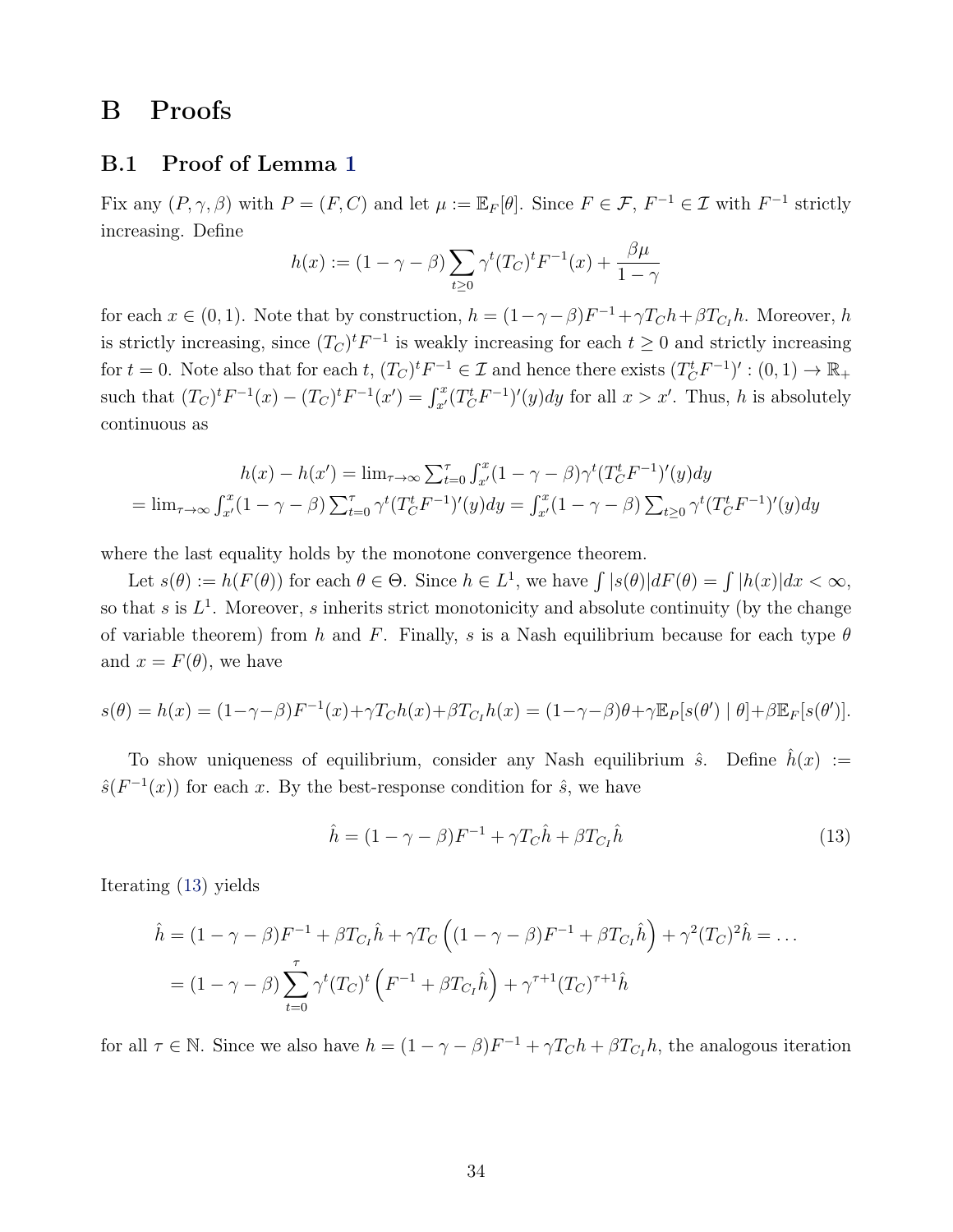# B Proofs

## B.1 Proof of Lemma 1

Fix any $(P, \gamma, \beta)$ with $P = (F, C)$ and let $\mu := \mathbb{E}_F[\theta]$. Since $F \in \mathcal{F}$, $F^{-1} \in \mathcal{I}$ with $F^{-1}$ strictly increasing. Define

$$h(x) := (1 - \gamma - \beta) \sum_{t \geq 0} \gamma^t (T_C)^t F^{-1}(x) + \frac{\beta \mu}{1 - \gamma}$$

for each $x \in (0, 1)$. Note that by construction, $h = (1-\gamma-\beta)F^{-1} + \gamma T_C h + \beta T_{C_I} h$. Moreover, $h$ is strictly increasing, since $(T_C)^t F^{-1}$ is weakly increasing for each $t \geq 0$ and strictly increasing for $t = 0$. Note also that for each $t$, $(T_C)^t F^{-1} \in \mathcal{I}$ and hence there exists $(T_C^t F^{-1})' : (0, 1) \to \mathbb{R}_+$ such that $(T_C)^t F^{-1}(x) - (T_C)^t F^{-1}(x') = \int_{x'}^{x} (T_C^t F^{-1})'(y) dy$ for all $x > x'$. Thus, $h$ is absolutely continuous as

$$h(x) - h(x') = \lim_{\tau \to \infty} \sum_{t=0}^{\tau} \int_{x'}^{x} (1 - \gamma - \beta)\gamma^t (T_C^t F^{-1})'(y) dy$$
$$= \lim_{\tau \to \infty} \int_{x'}^{x} (1 - \gamma - \beta) \sum_{t=0}^{\tau} \gamma^t (T_C^t F^{-1})'(y) dy = \int_{x'}^{x} (1 - \gamma - \beta) \sum_{t \geq 0} \gamma^t (T_C^t F^{-1})'(y) dy$$

where the last equality holds by the monotone convergence theorem.

Let $s(\theta) := h(F(\theta))$ for each $\theta \in \Theta$. Since $h \in L^1$, we have $\int |s(\theta)| dF(\theta) = \int |h(x)| dx < \infty$, so that $s$ is $L^1$. Moreover, $s$ inherits strict monotonicity and absolute continuity (by the change of variable theorem) from $h$ and $F$. Finally, $s$ is a Nash equilibrium because for each type $\theta$ and $x = F(\theta)$, we have

$$s(\theta) = h(x) = (1-\gamma-\beta)F^{-1}(x) + \gamma T_C h(x) + \beta T_{C_I} h(x) = (1-\gamma-\beta)\theta + \gamma \mathbb{E}_P[s(\theta') \mid \theta] + \beta \mathbb{E}_F[s(\theta')].$$

To show uniqueness of equilibrium, consider any Nash equilibrium $\hat{s}$. Define $\hat{h}(x) := \hat{s}(F^{-1}(x))$ for each $x$. By the best-response condition for $\hat{s}$, we have

$$\hat{h} = (1 - \gamma - \beta)F^{-1} + \gamma T_C \hat{h} + \beta T_{C_I} \hat{h} \tag{13}$$

Iterating (13) yields

$$\hat{h} = (1 - \gamma - \beta)F^{-1} + \beta T_{C_I} \hat{h} + \gamma T_C \left( (1 - \gamma - \beta)F^{-1} + \beta T_{C_I} \hat{h} \right) + \gamma^2 (T_C)^2 \hat{h} = \dots$$
$$= (1 - \gamma - \beta) \sum_{t=0}^{\tau} \gamma^t (T_C)^t \left( F^{-1} + \beta T_{C_I} \hat{h} \right) + \gamma^{\tau+1} (T_C)^{\tau+1} \hat{h}$$

for all $\tau \in \mathbb{N}$. Since we also have $h = (1 - \gamma - \beta)F^{-1} + \gamma T_C h + \beta T_{C_I} h$, the analogous iteration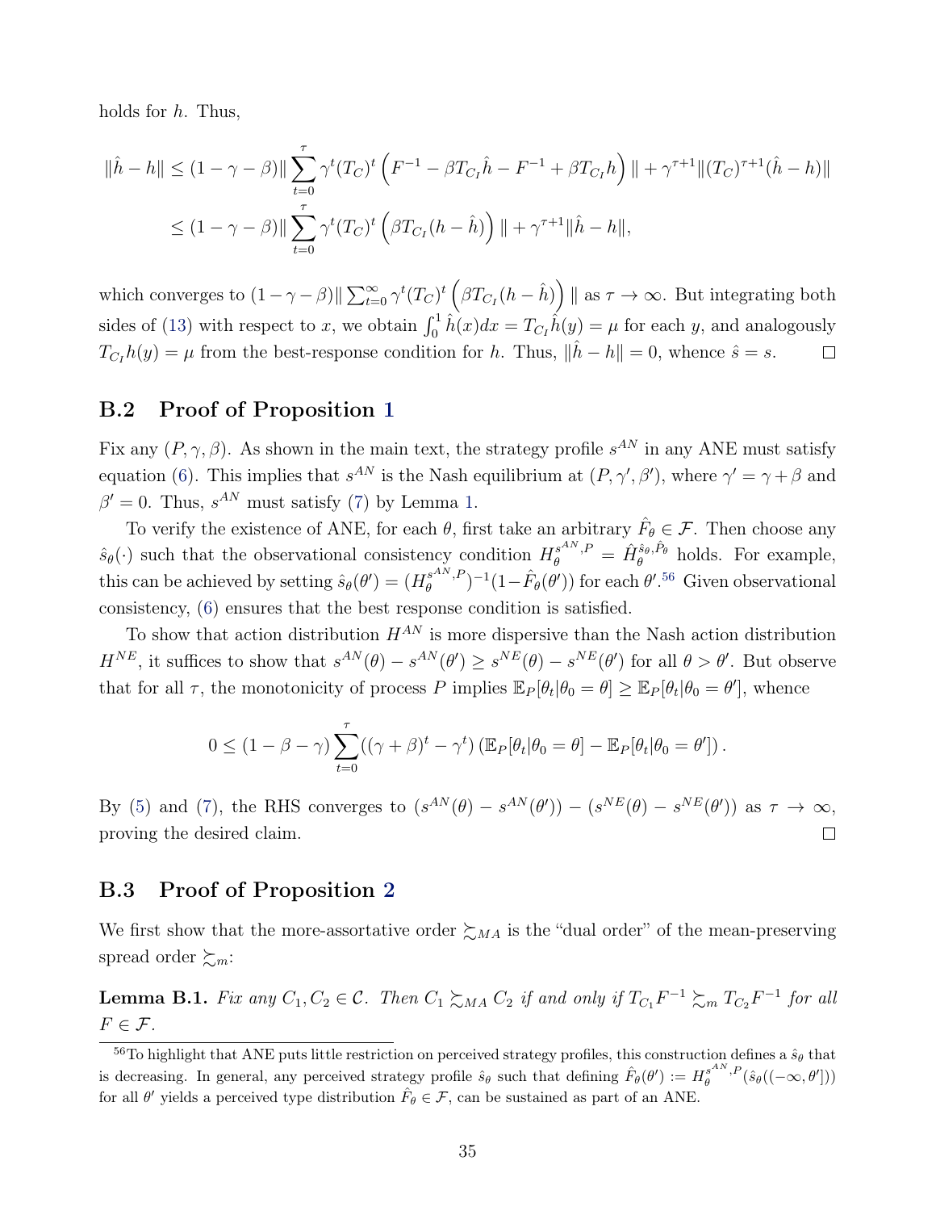holds for $h$. Thus,

$$
\begin{aligned}
\|\hat{h} - h\| &\leq (1-\gamma-\beta)\| \sum_{t=0}^{\tau} \gamma^t (T_C)^t \left( F^{-1} - \beta T_{C_I}\hat{h} - F^{-1} + \beta T_{C_I} h \right) \| + \gamma^{\tau+1} \|(T_C)^{\tau+1}(\hat{h} - h)\| \\
&\leq (1-\gamma-\beta)\| \sum_{t=0}^{\tau} \gamma^t (T_C)^t \left( \beta T_{C_I}(h - \hat{h}) \right) \| + \gamma^{\tau+1}\|\hat{h} - h\|,
\end{aligned}
$$

which converges to $(1-\gamma-\beta)\| \sum_{t=0}^{\infty} \gamma^t (T_C)^t \left( \beta T_{C_I}(h-\hat{h}) \right) \|$ as $\tau \to \infty$. But integrating both sides of (13) with respect to $x$, we obtain $\int_0^1 \hat{h}(x)dx = T_{C_I}\hat{h}(y) = \mu$ for each $y$, and analogously $T_{C_I}h(y) = \mu$ from the best-response condition for $h$. Thus, $\|\hat{h} - h\| = 0$, whence $\hat{s} = s$. □

## B.2 Proof of Proposition 1

Fix any $(P, \gamma, \beta)$. As shown in the main text, the strategy profile $s^{AN}$ in any ANE must satisfy equation (6). This implies that $s^{AN}$ is the Nash equilibrium at $(P, \gamma', \beta')$, where $\gamma' = \gamma + \beta$ and $\beta' = 0$. Thus, $s^{AN}$ must satisfy (7) by Lemma 1.

To verify the existence of ANE, for each $\theta$, first take an arbitrary $\hat{F}_\theta \in \mathcal{F}$. Then choose any $\hat{s}_\theta(\cdot)$ such that the observational consistency condition $H_\theta^{s^{AN},P} = \hat{H}_\theta^{\hat{s}_\theta, \hat{P}_\theta}$ holds. For example, this can be achieved by setting $\hat{s}_\theta(\theta') = (H_\theta^{s^{AN},P})^{-1}(1 - \hat{F}_\theta(\theta'))$ for each $\theta'$.[56] Given observational consistency, (6) ensures that the best response condition is satisfied.

To show that action distribution $H^{AN}$ is more dispersive than the Nash action distribution $H^{NE}$, it suffices to show that $s^{AN}(\theta) - s^{AN}(\theta') \geq s^{NE}(\theta) - s^{NE}(\theta')$ for all $\theta > \theta'$. But observe that for all $\tau$, the monotonicity of process $P$ implies $\mathbb{E}_P[\theta_t|\theta_0 = \theta] \geq \mathbb{E}_P[\theta_t|\theta_0 = \theta']$, whence

$$
0 \leq (1-\beta-\gamma)\sum_{t=0}^{\tau}((\gamma+\beta)^t - \gamma^t)\left(\mathbb{E}_P[\theta_t|\theta_0 = \theta] - \mathbb{E}_P[\theta_t|\theta_0 = \theta']\right).
$$

By (5) and (7), the RHS converges to $(s^{AN}(\theta) - s^{AN}(\theta')) - (s^{NE}(\theta) - s^{NE}(\theta'))$ as $\tau \to \infty$, proving the desired claim. □

## B.3 Proof of Proposition 2

We first show that the more-assortative order $\succsim_{MA}$ is the "dual order" of the mean-preserving spread order $\succsim_m$:

**Lemma B.1.** *Fix any $C_1, C_2 \in \mathcal{C}$. Then $C_1 \succsim_{MA} C_2$ if and only if $T_{C_1}F^{-1} \succsim_m T_{C_2}F^{-1}$ for all $F \in \mathcal{F}$.*

[56] To highlight that ANE puts little restriction on perceived strategy profiles, this construction defines a $\hat{s}_\theta$ that is decreasing. In general, any perceived strategy profile $\hat{s}_\theta$ such that defining $\hat{F}_\theta(\theta') := H_\theta^{s^{AN},P}(\hat{s}_\theta((-\infty, \theta']))$ for all $\theta'$ yields a perceived type distribution $\hat{F}_\theta \in \mathcal{F}$, can be sustained as part of an ANE.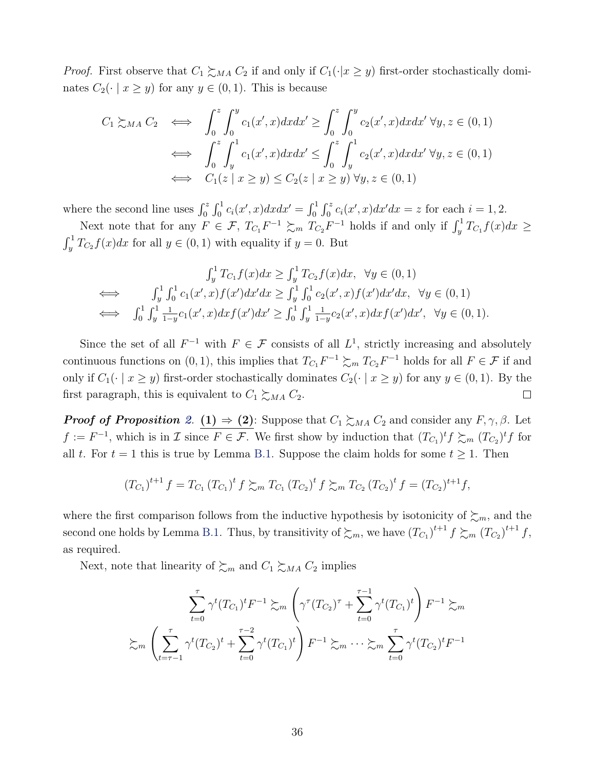*Proof.* First observe that $C_1 \succsim_{MA} C_2$ if and only if $C_1(\cdot|x \geq y)$ first-order stochastically dominates $C_2(\cdot \mid x \geq y)$ for any $y \in (0,1)$. This is because

$$
\begin{aligned}
C_1 \succsim_{MA} C_2 \quad &\iff \quad \int_0^z \int_0^y c_1(x', x) dx dx' \geq \int_0^z \int_0^y c_2(x', x) dx dx' \ \forall y, z \in (0,1) \\
&\iff \quad \int_0^z \int_y^1 c_1(x', x) dx dx' \leq \int_0^z \int_y^1 c_2(x', x) dx dx' \ \forall y, z \in (0,1) \\
&\iff \quad C_1(z \mid x \geq y) \leq C_2(z \mid x \geq y) \ \forall y, z \in (0,1)
\end{aligned}
$$

where the second line uses $\int_0^z \int_0^1 c_i(x', x) dx dx' = \int_0^1 \int_0^z c_i(x', x) dx' dx = z$ for each $i = 1, 2$.

Next note that for any $F \in \mathcal{F}$, $T_{C_1} F^{-1} \succsim_m T_{C_2} F^{-1}$ holds if and only if $\int_y^1 T_{C_1} f(x) dx \geq \int_y^1 T_{C_2} f(x) dx$ for all $y \in (0,1)$ with equality if $y = 0$. But

$$
\begin{aligned}
&\int_y^1 T_{C_1} f(x) dx \geq \int_y^1 T_{C_2} f(x) dx, \quad \forall y \in (0,1) \\
\iff \quad &\int_y^1 \int_0^1 c_1(x', x) f(x') dx' dx \geq \int_y^1 \int_0^1 c_2(x', x) f(x') dx' dx, \quad \forall y \in (0,1) \\
\iff \quad &\int_0^1 \int_y^1 \tfrac{1}{1-y} c_1(x', x) dx f(x') dx' \geq \int_0^1 \int_y^1 \tfrac{1}{1-y} c_2(x', x) dx f(x') dx', \quad \forall y \in (0,1).
\end{aligned}
$$

Since the set of all $F^{-1}$ with $F \in \mathcal{F}$ consists of all $L^1$, strictly increasing and absolutely continuous functions on $(0,1)$, this implies that $T_{C_1} F^{-1} \succsim_m T_{C_2} F^{-1}$ holds for all $F \in \mathcal{F}$ if and only if $C_1(\cdot \mid x \geq y)$ first-order stochastically dominates $C_2(\cdot \mid x \geq y)$ for any $y \in (0,1)$. By the first paragraph, this is equivalent to $C_1 \succsim_{MA} C_2$. $\square$

***Proof of Proposition 2.*** **(1) $\Rightarrow$ (2)**: Suppose that $C_1 \succsim_{MA} C_2$ and consider any $F, \gamma, \beta$. Let $f := F^{-1}$, which is in $\mathcal{I}$ since $F \in \mathcal{F}$. We first show by induction that $(T_{C_1})^t f \succsim_m (T_{C_2})^t f$ for all $t$. For $t = 1$ this is true by Lemma B.1. Suppose the claim holds for some $t \geq 1$. Then

$$
(T_{C_1})^{t+1} f = T_{C_1} (T_{C_1})^t f \succsim_m T_{C_1} (T_{C_2})^t f \succsim_m T_{C_2} (T_{C_2})^t f = (T_{C_2})^{t+1} f,
$$

where the first comparison follows from the inductive hypothesis by isotonicity of $\succsim_m$, and the second one holds by Lemma B.1. Thus, by transitivity of $\succsim_m$, we have $(T_{C_1})^{t+1} f \succsim_m (T_{C_2})^{t+1} f$, as required.

Next, note that linearity of $\succsim_m$ and $C_1 \succsim_{MA} C_2$ implies

$$
\begin{aligned}
&\sum_{t=0}^{\tau} \gamma^t (T_{C_1})^t F^{-1} \succsim_m \left( \gamma^\tau (T_{C_2})^\tau + \sum_{t=0}^{\tau-1} \gamma^t (T_{C_1})^t \right) F^{-1} \succsim_m \\
\succsim_m &\left( \sum_{t=\tau-1}^{\tau} \gamma^t (T_{C_2})^t + \sum_{t=0}^{\tau-2} \gamma^t (T_{C_1})^t \right) F^{-1} \succsim_m \cdots \succsim_m \sum_{t=0}^{\tau} \gamma^t (T_{C_2})^t F^{-1}
\end{aligned}
$$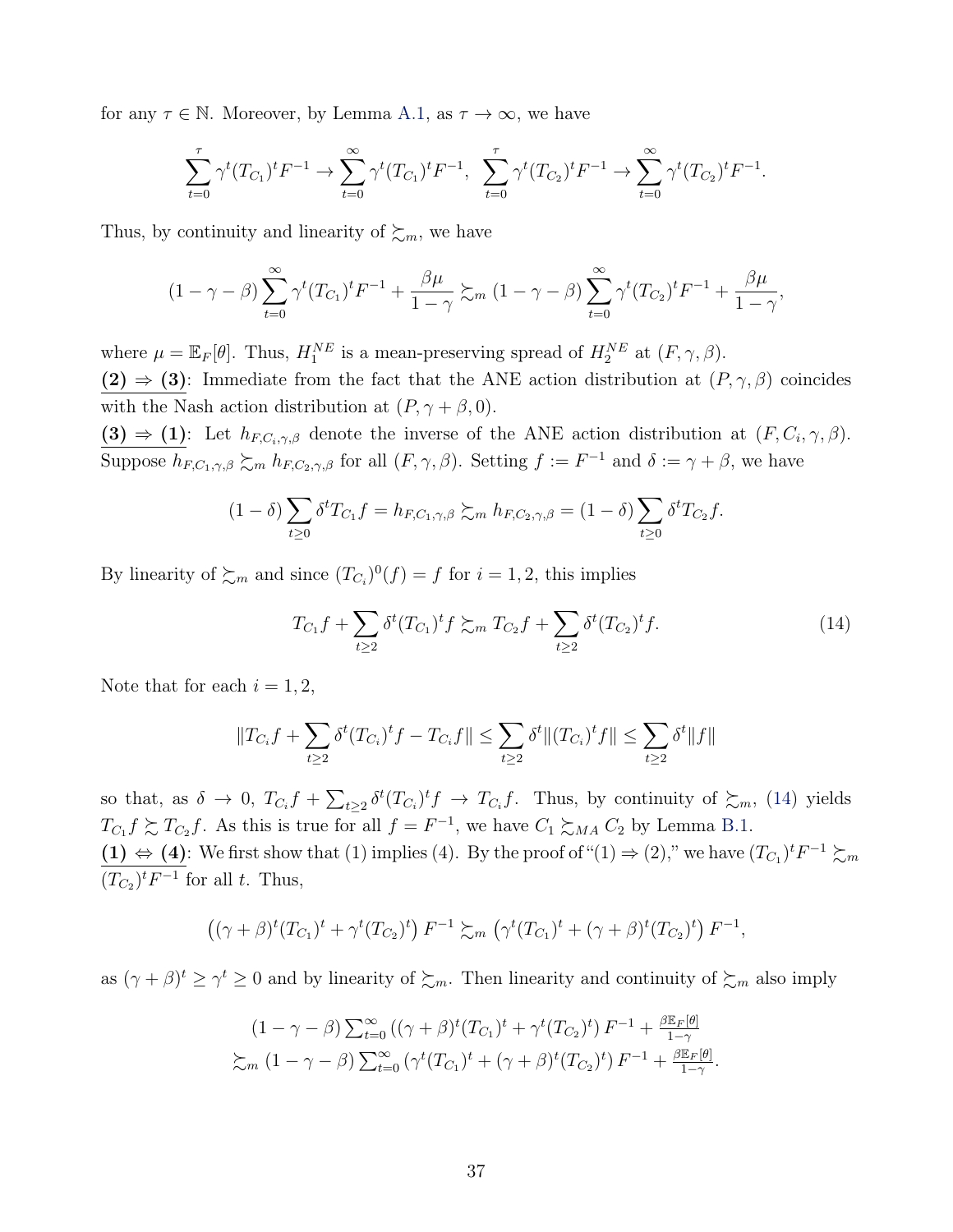for any $\tau \in \mathbb{N}$. Moreover, by Lemma A.1, as $\tau \to \infty$, we have

$$\sum_{t=0}^{\tau} \gamma^t (T_{C_1})^t F^{-1} \to \sum_{t=0}^{\infty} \gamma^t (T_{C_1})^t F^{-1}, \quad \sum_{t=0}^{\tau} \gamma^t (T_{C_2})^t F^{-1} \to \sum_{t=0}^{\infty} \gamma^t (T_{C_2})^t F^{-1}.$$

Thus, by continuity and linearity of $\succsim_m$, we have

$$(1-\gamma-\beta) \sum_{t=0}^{\infty} \gamma^t (T_{C_1})^t F^{-1} + \frac{\beta\mu}{1-\gamma} \succsim_m (1-\gamma-\beta) \sum_{t=0}^{\infty} \gamma^t (T_{C_2})^t F^{-1} + \frac{\beta\mu}{1-\gamma},$$

where $\mu = \mathbb{E}_F[\theta]$. Thus, $H_1^{NE}$ is a mean-preserving spread of $H_2^{NE}$ at $(F, \gamma, \beta)$.

**(2) ⇒ (3)**: Immediate from the fact that the ANE action distribution at $(P, \gamma, \beta)$ coincides with the Nash action distribution at $(P, \gamma+\beta, 0)$.

**(3) ⇒ (1)**: Let $h_{F,C_i,\gamma,\beta}$ denote the inverse of the ANE action distribution at $(F, C_i, \gamma, \beta)$. Suppose $h_{F,C_1,\gamma,\beta} \succsim_m h_{F,C_2,\gamma,\beta}$ for all $(F, \gamma, \beta)$. Setting $f := F^{-1}$ and $\delta := \gamma + \beta$, we have

$$(1-\delta) \sum_{t \geq 0} \delta^t T_{C_1} f = h_{F,C_1,\gamma,\beta} \succsim_m h_{F,C_2,\gamma,\beta} = (1-\delta) \sum_{t \geq 0} \delta^t T_{C_2} f.$$

By linearity of $\succsim_m$ and since $(T_{C_i})^0(f) = f$ for $i = 1, 2$, this implies

$$T_{C_1} f + \sum_{t \geq 2} \delta^t (T_{C_1})^t f \succsim_m T_{C_2} f + \sum_{t \geq 2} \delta^t (T_{C_2})^t f. \tag{14}$$

Note that for each $i = 1, 2$,

$$\|T_{C_i} f + \sum_{t \geq 2} \delta^t (T_{C_i})^t f - T_{C_i} f\| \leq \sum_{t \geq 2} \delta^t \|(T_{C_i})^t f\| \leq \sum_{t \geq 2} \delta^t \|f\|$$

so that, as $\delta \to 0$, $T_{C_i} f + \sum_{t \geq 2} \delta^t (T_{C_i})^t f \to T_{C_i} f$. Thus, by continuity of $\succsim_m$, (14) yields $T_{C_1} f \succsim T_{C_2} f$. As this is true for all $f = F^{-1}$, we have $C_1 \succsim_{MA} C_2$ by Lemma B.1.

**(1) ⇔ (4)**: We first show that (1) implies (4). By the proof of "(1) ⇒ (2)," we have $(T_{C_1})^t F^{-1} \succsim_m (T_{C_2})^t F^{-1}$ for all $t$. Thus,

$$\left((\gamma+\beta)^t (T_{C_1})^t + \gamma^t (T_{C_2})^t\right) F^{-1} \succsim_m \left(\gamma^t (T_{C_1})^t + (\gamma+\beta)^t (T_{C_2})^t\right) F^{-1},$$

as $(\gamma+\beta)^t \geq \gamma^t \geq 0$ and by linearity of $\succsim_m$. Then linearity and continuity of $\succsim_m$ also imply

$$\begin{aligned} &(1-\gamma-\beta) \textstyle\sum_{t=0}^{\infty} \left((\gamma+\beta)^t (T_{C_1})^t + \gamma^t (T_{C_2})^t\right) F^{-1} + \frac{\beta \mathbb{E}_F[\theta]}{1-\gamma} \\ &\succsim_m (1-\gamma-\beta) \textstyle\sum_{t=0}^{\infty} \left(\gamma^t (T_{C_1})^t + (\gamma+\beta)^t (T_{C_2})^t\right) F^{-1} + \frac{\beta \mathbb{E}_F[\theta]}{1-\gamma}. \end{aligned}$$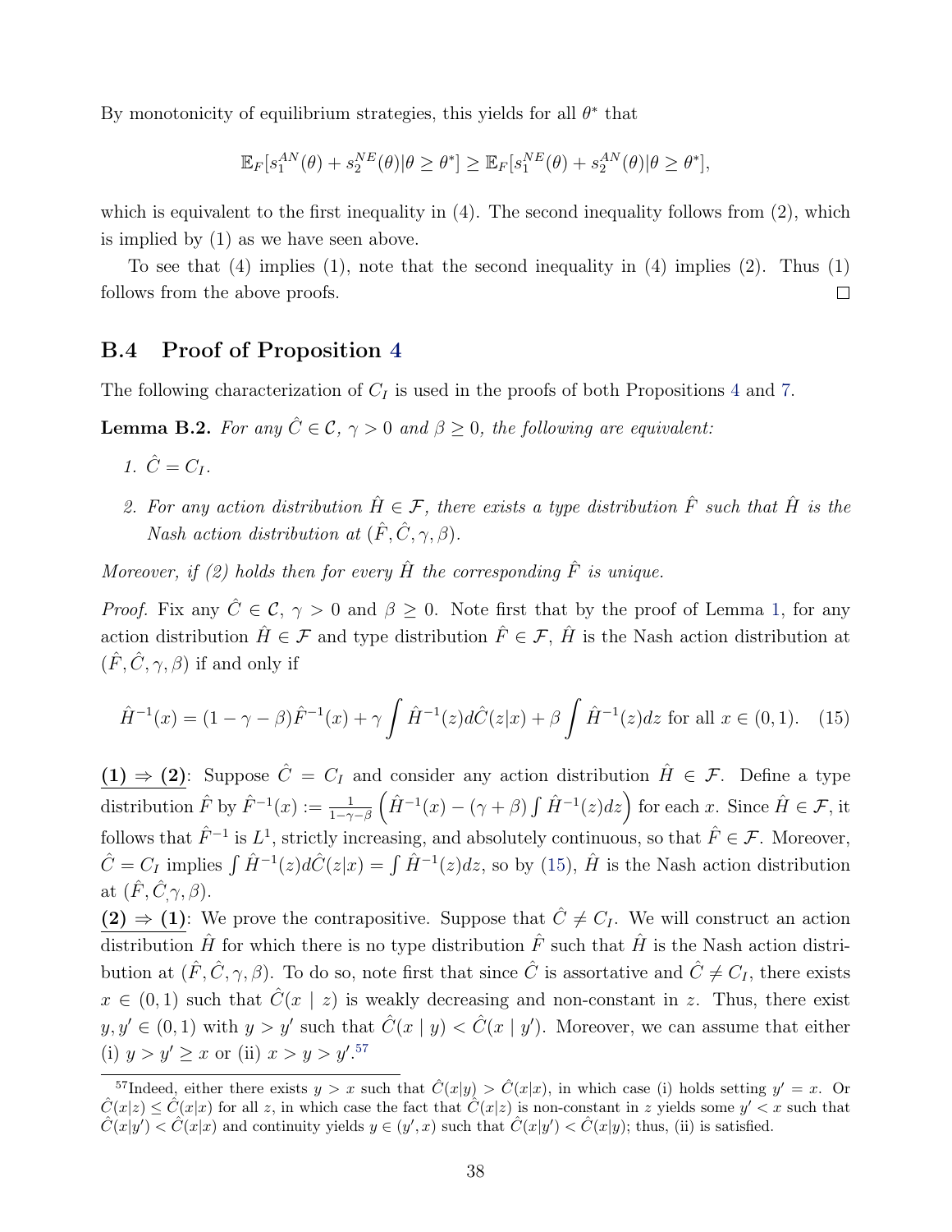By monotonicity of equilibrium strategies, this yields for all $\theta^*$ that

$$\mathbb{E}_F[s_1^{AN}(\theta) + s_2^{NE}(\theta)|\theta \geq \theta^*] \geq \mathbb{E}_F[s_1^{NE}(\theta) + s_2^{AN}(\theta)|\theta \geq \theta^*],$$

which is equivalent to the first inequality in (4). The second inequality follows from (2), which is implied by (1) as we have seen above.

To see that (4) implies (1), note that the second inequality in (4) implies (2). Thus (1) follows from the above proofs. $\square$

## B.4 Proof of Proposition 4

The following characterization of $C_I$ is used in the proofs of both Propositions 4 and 7.

**Lemma B.2.** *For any $\hat{C} \in \mathcal{C}$, $\gamma > 0$ and $\beta \geq 0$, the following are equivalent:*

1. *$\hat{C} = C_I$.*
2. *For any action distribution $\hat{H} \in \mathcal{F}$, there exists a type distribution $\hat{F}$ such that $\hat{H}$ is the Nash action distribution at $(\hat{F}, \hat{C}, \gamma, \beta)$.*

*Moreover, if (2) holds then for every $\hat{H}$ the corresponding $\hat{F}$ is unique.*

*Proof.* Fix any $\hat{C} \in \mathcal{C}$, $\gamma > 0$ and $\beta \geq 0$. Note first that by the proof of Lemma 1, for any action distribution $\hat{H} \in \mathcal{F}$ and type distribution $\hat{F} \in \mathcal{F}$, $\hat{H}$ is the Nash action distribution at $(\hat{F}, \hat{C}, \gamma, \beta)$ if and only if

$$\hat{H}^{-1}(x) = (1 - \gamma - \beta)\hat{F}^{-1}(x) + \gamma \int \hat{H}^{-1}(z) d\hat{C}(z|x) + \beta \int \hat{H}^{-1}(z) dz \text{ for all } x \in (0,1). \quad (15)$$

**(1) $\Rightarrow$ (2)**: Suppose $\hat{C} = C_I$ and consider any action distribution $\hat{H} \in \mathcal{F}$. Define a type distribution $\hat{F}$ by $\hat{F}^{-1}(x) := \frac{1}{1-\gamma-\beta}\left(\hat{H}^{-1}(x) - (\gamma + \beta) \int \hat{H}^{-1}(z) dz\right)$ for each $x$. Since $\hat{H} \in \mathcal{F}$, it follows that $\hat{F}^{-1}$ is $L^1$, strictly increasing, and absolutely continuous, so that $\hat{F} \in \mathcal{F}$. Moreover, $\hat{C} = C_I$ implies $\int \hat{H}^{-1}(z) d\hat{C}(z|x) = \int \hat{H}^{-1}(z) dz$, so by (15), $\hat{H}$ is the Nash action distribution at $(\hat{F}, \hat{C}, \gamma, \beta)$.

**(2) $\Rightarrow$ (1)**: We prove the contrapositive. Suppose that $\hat{C} \neq C_I$. We will construct an action distribution $\hat{H}$ for which there is no type distribution $\hat{F}$ such that $\hat{H}$ is the Nash action distribution at $(\hat{F}, \hat{C}, \gamma, \beta)$. To do so, note first that since $\hat{C}$ is assortative and $\hat{C} \neq C_I$, there exists $x \in (0,1)$ such that $\hat{C}(x \mid z)$ is weakly decreasing and non-constant in $z$. Thus, there exist $y, y' \in (0,1)$ with $y > y'$ such that $\hat{C}(x \mid y) < \hat{C}(x \mid y')$. Moreover, we can assume that either (i) $y > y' \geq x$ or (ii) $x > y > y'$.[57]

[57] Indeed, either there exists $y > x$ such that $\hat{C}(x|y) > \hat{C}(x|x)$, in which case (i) holds setting $y' = x$. Or $\hat{C}(x|z) \leq \hat{C}(x|x)$ for all $z$, in which case the fact that $\hat{C}(x|z)$ is non-constant in $z$ yields some $y' < x$ such that $\hat{C}(x|y') < \hat{C}(x|x)$ and continuity yields $y \in (y', x)$ such that $\hat{C}(x|y') < \hat{C}(x|y)$; thus, (ii) is satisfied.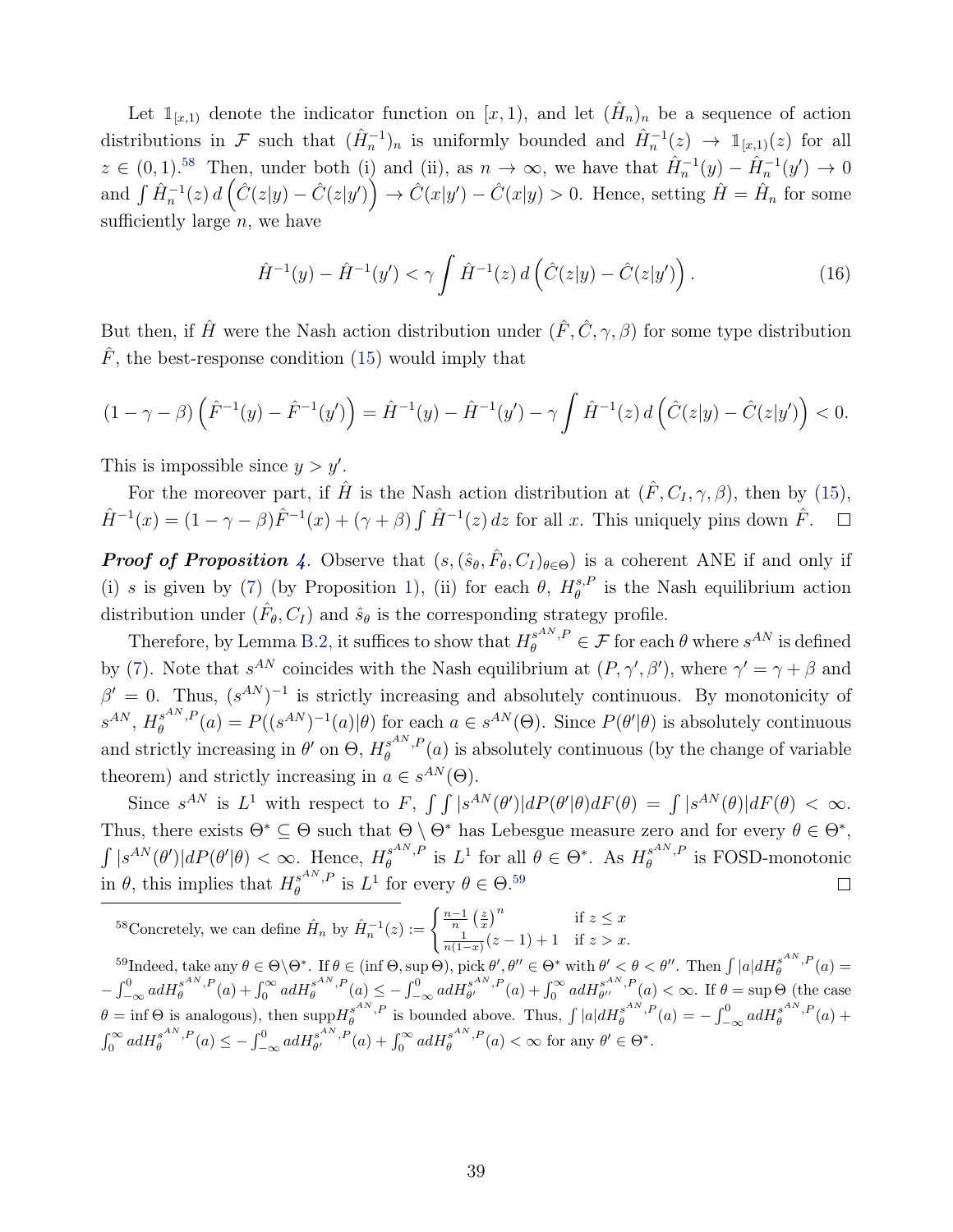Let $\mathbb{1}_{[x,1)}$ denote the indicator function on $[x, 1)$, and let $(\hat{H}_n)_n$ be a sequence of action distributions in $\mathcal{F}$ such that $(\hat{H}_n^{-1})_n$ is uniformly bounded and $\hat{H}_n^{-1}(z) \to \mathbb{1}_{[x,1)}(z)$ for all $z \in (0, 1)$.[58] Then, under both (i) and (ii), as $n \to \infty$, we have that $\hat{H}_n^{-1}(y) - \hat{H}_n^{-1}(y') \to 0$ and $\int \hat{H}_n^{-1}(z)\, d\left(\hat{C}(z|y) - \hat{C}(z|y')\right) \to \hat{C}(x|y') - \hat{C}(x|y) > 0$. Hence, setting $\hat{H} = \hat{H}_n$ for some sufficiently large $n$, we have

$$\hat{H}^{-1}(y) - \hat{H}^{-1}(y') < \gamma \int \hat{H}^{-1}(z)\, d\left(\hat{C}(z|y) - \hat{C}(z|y')\right). \tag{16}$$

But then, if $\hat{H}$ were the Nash action distribution under $(\hat{F}, \hat{C}, \gamma, \beta)$ for some type distribution $\hat{F}$, the best-response condition (15) would imply that

$$(1 - \gamma - \beta)\left(\hat{F}^{-1}(y) - \hat{F}^{-1}(y')\right) = \hat{H}^{-1}(y) - \hat{H}^{-1}(y') - \gamma \int \hat{H}^{-1}(z)\, d\left(\hat{C}(z|y) - \hat{C}(z|y')\right) < 0.$$

This is impossible since $y > y'$.

For the moreover part, if $\hat{H}$ is the Nash action distribution at $(\hat{F}, C_I, \gamma, \beta)$, then by (15), $\hat{H}^{-1}(x) = (1 - \gamma - \beta)\hat{F}^{-1}(x) + (\gamma + \beta) \int \hat{H}^{-1}(z)\, dz$ for all $x$. This uniquely pins down $\hat{F}$. $\square$

***Proof of Proposition 4.*** Observe that $(s, (\hat{s}_\theta, \hat{F}_\theta, C_I)_{\theta\in\Theta})$ is a coherent ANE if and only if (i) $s$ is given by (7) (by Proposition 1), (ii) for each $\theta$, $H_\theta^{s,P}$ is the Nash equilibrium action distribution under $(\hat{F}_\theta, C_I)$ and $\hat{s}_\theta$ is the corresponding strategy profile.

Therefore, by Lemma B.2, it suffices to show that $H_\theta^{s^{AN},P} \in \mathcal{F}$ for each $\theta$ where $s^{AN}$ is defined by (7). Note that $s^{AN}$ coincides with the Nash equilibrium at $(P, \gamma', \beta')$, where $\gamma' = \gamma + \beta$ and $\beta' = 0$. Thus, $(s^{AN})^{-1}$ is strictly increasing and absolutely continuous. By monotonicity of $s^{AN}$, $H_\theta^{s^{AN},P}(a) = P((s^{AN})^{-1}(a)|\theta)$ for each $a \in s^{AN}(\Theta)$. Since $P(\theta'|\theta)$ is absolutely continuous and strictly increasing in $\theta'$ on $\Theta$, $H_\theta^{s^{AN},P}(a)$ is absolutely continuous (by the change of variable theorem) and strictly increasing in $a \in s^{AN}(\Theta)$.

Since $s^{AN}$ is $L^1$ with respect to $F$, $\int\int |s^{AN}(\theta')| dP(\theta'|\theta) dF(\theta) = \int |s^{AN}(\theta)| dF(\theta) < \infty$. Thus, there exists $\Theta^* \subseteq \Theta$ such that $\Theta \setminus \Theta^*$ has Lebesgue measure zero and for every $\theta \in \Theta^*$, $\int |s^{AN}(\theta')| dP(\theta'|\theta) < \infty$. Hence, $H_\theta^{s^{AN},P}$ is $L^1$ for all $\theta \in \Theta^*$. As $H_\theta^{s^{AN},P}$ is FOSD-monotonic in $\theta$, this implies that $H_\theta^{s^{AN},P}$ is $L^1$ for every $\theta \in \Theta$.[59] $\square$

---

[58] Concretely, we can define $\hat{H}_n$ by $\hat{H}_n^{-1}(z) := \begin{cases} \frac{n-1}{n}\left(\frac{z}{x}\right)^n & \text{if } z \le x \\ \frac{1}{n(1-x)}(z-1) + 1 & \text{if } z > x. \end{cases}$

[59] Indeed, take any $\theta \in \Theta \setminus \Theta^*$. If $\theta \in (\inf \Theta, \sup \Theta)$, pick $\theta', \theta'' \in \Theta^*$ with $\theta' < \theta < \theta''$. Then $\int |a| dH_\theta^{s^{AN},P}(a) = -\int_{-\infty}^0 a dH_\theta^{s^{AN},P}(a) + \int_0^\infty a dH_\theta^{s^{AN},P}(a) \le -\int_{-\infty}^0 a dH_{\theta'}^{s^{AN},P}(a) + \int_0^\infty a dH_{\theta''}^{s^{AN},P}(a) < \infty$. If $\theta = \sup \Theta$ (the case $\theta = \inf \Theta$ is analogous), then $\text{supp} H_\theta^{s^{AN},P}$ is bounded above. Thus, $\int |a| dH_\theta^{s^{AN},P}(a) = -\int_{-\infty}^0 a dH_\theta^{s^{AN},P}(a) + \int_0^\infty a dH_\theta^{s^{AN},P}(a) \le -\int_{-\infty}^0 a dH_{\theta'}^{s^{AN},P}(a) + \int_0^\infty a dH_\theta^{s^{AN},P}(a) < \infty$ for any $\theta' \in \Theta^*$.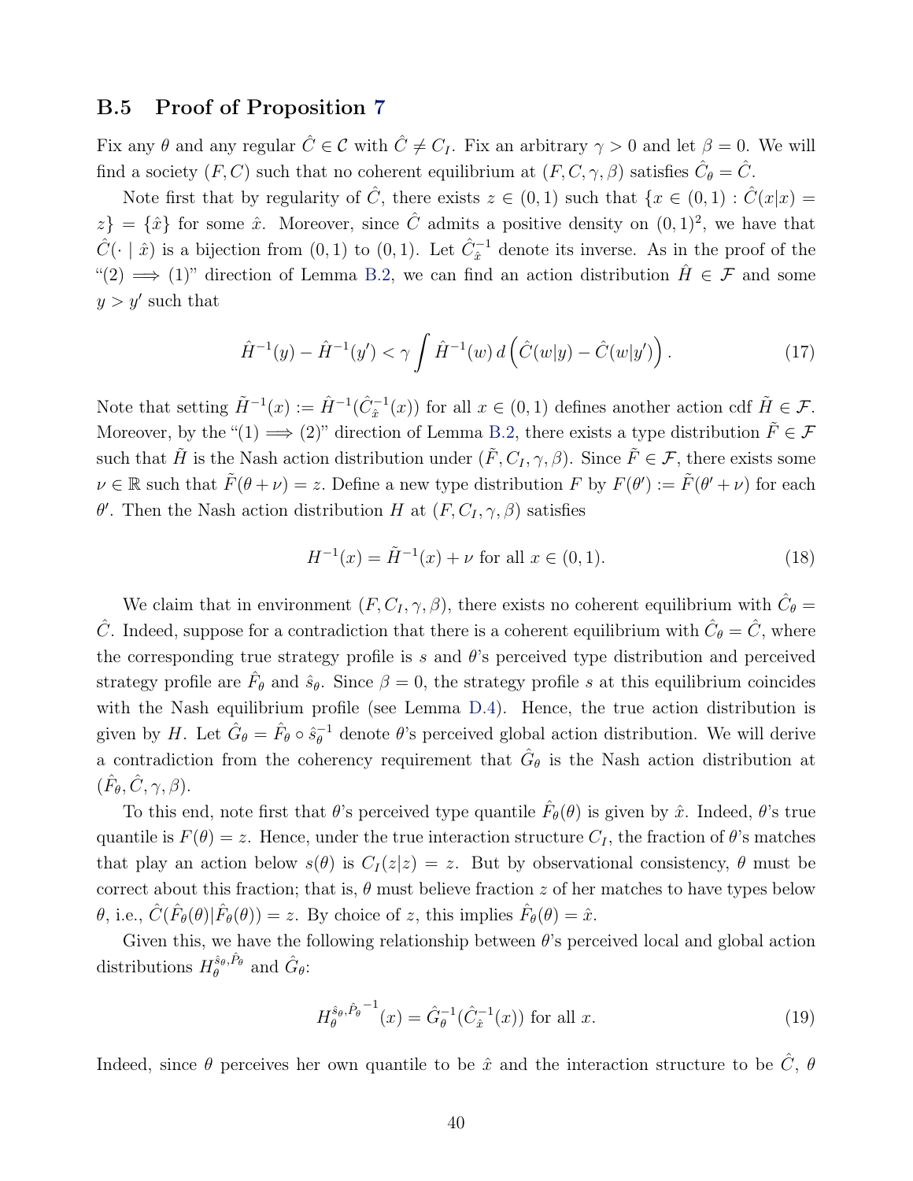### B.5 Proof of Proposition 7

Fix any $\theta$ and any regular $\hat{C} \in \mathcal{C}$ with $\hat{C} \neq C_I$. Fix an arbitrary $\gamma > 0$ and let $\beta = 0$. We will find a society $(F, C)$ such that no coherent equilibrium at $(F, C, \gamma, \beta)$ satisfies $\hat{C}_\theta = \hat{C}$.

Note first that by regularity of $\hat{C}$, there exists $z \in (0,1)$ such that $\{x \in (0,1) : \hat{C}(x|x) = z\} = \{\hat{x}\}$ for some $\hat{x}$. Moreover, since $\hat{C}$ admits a positive density on $(0,1)^2$, we have that $\hat{C}(\cdot \mid \hat{x})$ is a bijection from $(0,1)$ to $(0,1)$. Let $\hat{C}_{\hat{x}}^{-1}$ denote its inverse. As in the proof of the "(2) $\implies$ (1)" direction of Lemma B.2, we can find an action distribution $\hat{H} \in \mathcal{F}$ and some $y > y'$ such that

$$\hat{H}^{-1}(y) - \hat{H}^{-1}(y') < \gamma \int \hat{H}^{-1}(w)\, d\left(\hat{C}(w|y) - \hat{C}(w|y')\right). \tag{17}$$

Note that setting $\tilde{H}^{-1}(x) := \hat{H}^{-1}(\hat{C}_{\hat{x}}^{-1}(x))$ for all $x \in (0,1)$ defines another action cdf $\tilde{H} \in \mathcal{F}$. Moreover, by the "(1) $\implies$ (2)" direction of Lemma B.2, there exists a type distribution $\tilde{F} \in \mathcal{F}$ such that $\tilde{H}$ is the Nash action distribution under $(\tilde{F}, C_I, \gamma, \beta)$. Since $\tilde{F} \in \mathcal{F}$, there exists some $\nu \in \mathbb{R}$ such that $\tilde{F}(\theta + \nu) = z$. Define a new type distribution $F$ by $F(\theta') := \tilde{F}(\theta' + \nu)$ for each $\theta'$. Then the Nash action distribution $H$ at $(F, C_I, \gamma, \beta)$ satisfies

$$H^{-1}(x) = \tilde{H}^{-1}(x) + \nu \text{ for all } x \in (0,1). \tag{18}$$

We claim that in environment $(F, C_I, \gamma, \beta)$, there exists no coherent equilibrium with $\hat{C}_\theta = \hat{C}$. Indeed, suppose for a contradiction that there is a coherent equilibrium with $\hat{C}_\theta = \hat{C}$, where the corresponding true strategy profile is $s$ and $\theta$'s perceived type distribution and perceived strategy profile are $\hat{F}_\theta$ and $\hat{s}_\theta$. Since $\beta = 0$, the strategy profile $s$ at this equilibrium coincides with the Nash equilibrium profile (see Lemma D.4). Hence, the true action distribution is given by $H$. Let $\hat{G}_\theta = \hat{F}_\theta \circ \hat{s}_\theta^{-1}$ denote $\theta$'s perceived global action distribution. We will derive a contradiction from the coherency requirement that $\hat{G}_\theta$ is the Nash action distribution at $(\hat{F}_\theta, \hat{C}, \gamma, \beta)$.

To this end, note first that $\theta$'s perceived type quantile $\hat{F}_\theta(\theta)$ is given by $\hat{x}$. Indeed, $\theta$'s true quantile is $F(\theta) = z$. Hence, under the true interaction structure $C_I$, the fraction of $\theta$'s matches that play an action below $s(\theta)$ is $C_I(z|z) = z$. But by observational consistency, $\theta$ must be correct about this fraction; that is, $\theta$ must believe fraction $z$ of her matches to have types below $\theta$, i.e., $\hat{C}(\hat{F}_\theta(\theta)|\hat{F}_\theta(\theta)) = z$. By choice of $z$, this implies $\hat{F}_\theta(\theta) = \hat{x}$.

Given this, we have the following relationship between $\theta$'s perceived local and global action distributions $H_\theta^{\hat{s}_\theta, \hat{P}_\theta}$ and $\hat{G}_\theta$:

$${H_\theta^{\hat{s}_\theta, \hat{P}_\theta}}^{-1}(x) = \hat{G}_\theta^{-1}(\hat{C}_{\hat{x}}^{-1}(x)) \text{ for all } x. \tag{19}$$

Indeed, since $\theta$ perceives her own quantile to be $\hat{x}$ and the interaction structure to be $\hat{C}$, $\theta$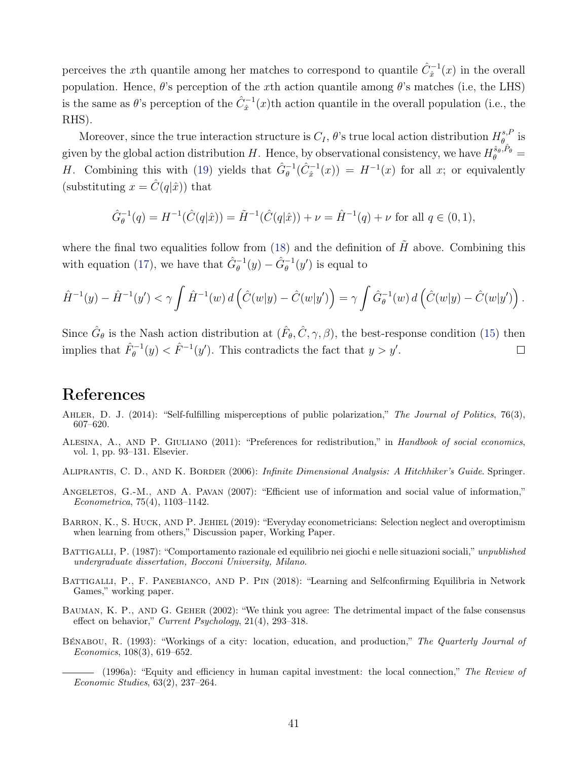perceives the $x$th quantile among her matches to correspond to quantile $\hat{C}_{\hat{x}}^{-1}(x)$ in the overall population. Hence, $\theta$'s perception of the $x$th action quantile among $\theta$'s matches (i.e, the LHS) is the same as $\theta$'s perception of the $\hat{C}_{\hat{x}}^{-1}(x)$th action quantile in the overall population (i.e., the RHS).

Moreover, since the true interaction structure is $C_I$, $\theta$'s true local action distribution $H_\theta^{s,P}$ is given by the global action distribution $H$. Hence, by observational consistency, we have $H_\theta^{\hat{s}_\theta, \hat{P}_\theta} = H$. Combining this with (19) yields that $\hat{G}_\theta^{-1}(\hat{C}_{\hat{x}}^{-1}(x)) = H^{-1}(x)$ for all $x$; or equivalently (substituting $x = \hat{C}(q|\hat{x})$) that

$$\hat{G}_\theta^{-1}(q) = H^{-1}(\hat{C}(q|\hat{x})) = \tilde{H}^{-1}(\hat{C}(q|\hat{x})) + \nu = \hat{H}^{-1}(q) + \nu \text{ for all } q \in (0,1),$$

where the final two equalities follow from (18) and the definition of $\tilde{H}$ above. Combining this with equation (17), we have that $\hat{G}_\theta^{-1}(y) - \hat{G}_\theta^{-1}(y')$ is equal to

$$\hat{H}^{-1}(y) - \hat{H}^{-1}(y') < \gamma \int \hat{H}^{-1}(w)\, d\left(\hat{C}(w|y) - \hat{C}(w|y')\right) = \gamma \int \hat{G}_\theta^{-1}(w)\, d\left(\hat{C}(w|y) - \hat{C}(w|y')\right).$$

Since $\hat{G}_\theta$ is the Nash action distribution at $(\hat{F}_\theta, \hat{C}, \gamma, \beta)$, the best-response condition (15) then implies that $\hat{F}_\theta^{-1}(y) < \hat{F}^{-1}(y')$. This contradicts the fact that $y > y'$. $\square$

# References

Ahler, D. J. (2014): "Self-fulfilling misperceptions of public polarization," *The Journal of Politics*, 76(3), 607–620.

Alesina, A., and P. Giuliano (2011): "Preferences for redistribution," in *Handbook of social economics*, vol. 1, pp. 93–131. Elsevier.

Aliprantis, C. D., and K. Border (2006): *Infinite Dimensional Analysis: A Hitchhiker's Guide*. Springer.

Angeletos, G.-M., and A. Pavan (2007): "Efficient use of information and social value of information," *Econometrica*, 75(4), 1103–1142.

Barron, K., S. Huck, and P. Jehiel (2019): "Everyday econometricians: Selection neglect and overoptimism when learning from others," Discussion paper, Working Paper.

Battigalli, P. (1987): "Comportamento razionale ed equilibrio nei giochi e nelle situazioni sociali," *unpublished undergraduate dissertation, Bocconi University, Milano*.

Battigalli, P., F. Panebianco, and P. Pin (2018): "Learning and Selfconfirming Equilibria in Network Games," working paper.

Bauman, K. P., and G. Geher (2002): "We think you agree: The detrimental impact of the false consensus effect on behavior," *Current Psychology*, 21(4), 293–318.

Bénabou, R. (1993): "Workings of a city: location, education, and production," *The Quarterly Journal of Economics*, 108(3), 619–652.

——— (1996a): "Equity and efficiency in human capital investment: the local connection," *The Review of Economic Studies*, 63(2), 237–264.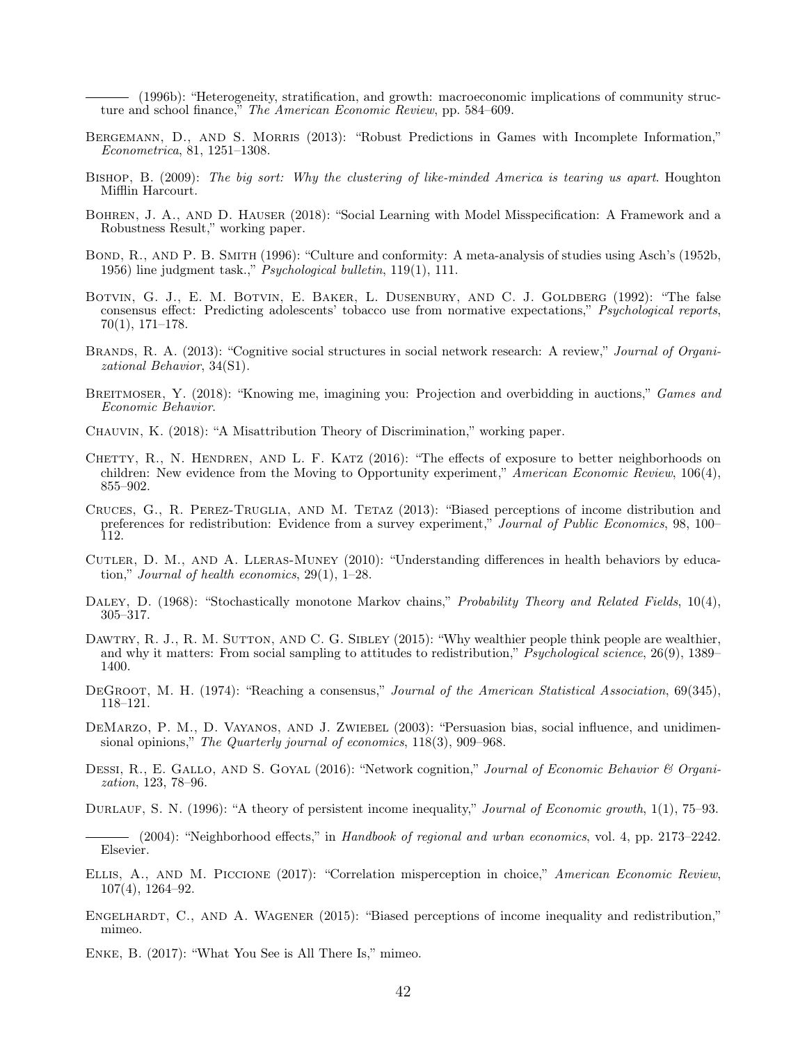——— (1996b): "Heterogeneity, stratification, and growth: macroeconomic implications of community structure and school finance," *The American Economic Review*, pp. 584–609.

Bergemann, D., and S. Morris (2013): "Robust Predictions in Games with Incomplete Information," *Econometrica*, 81, 1251–1308.

Bishop, B. (2009): *The big sort: Why the clustering of like-minded America is tearing us apart*. Houghton Mifflin Harcourt.

Bohren, J. A., and D. Hauser (2018): "Social Learning with Model Misspecification: A Framework and a Robustness Result," working paper.

Bond, R., and P. B. Smith (1996): "Culture and conformity: A meta-analysis of studies using Asch's (1952b, 1956) line judgment task.," *Psychological bulletin*, 119(1), 111.

Botvin, G. J., E. M. Botvin, E. Baker, L. Dusenbury, and C. J. Goldberg (1992): "The false consensus effect: Predicting adolescents' tobacco use from normative expectations," *Psychological reports*, 70(1), 171–178.

Brands, R. A. (2013): "Cognitive social structures in social network research: A review," *Journal of Organizational Behavior*, 34(S1).

Breitmoser, Y. (2018): "Knowing me, imagining you: Projection and overbidding in auctions," *Games and Economic Behavior*.

Chauvin, K. (2018): "A Misattribution Theory of Discrimination," working paper.

Chetty, R., N. Hendren, and L. F. Katz (2016): "The effects of exposure to better neighborhoods on children: New evidence from the Moving to Opportunity experiment," *American Economic Review*, 106(4), 855–902.

Cruces, G., R. Perez-Truglia, and M. Tetaz (2013): "Biased perceptions of income distribution and preferences for redistribution: Evidence from a survey experiment," *Journal of Public Economics*, 98, 100–112.

Cutler, D. M., and A. Lleras-Muney (2010): "Understanding differences in health behaviors by education," *Journal of health economics*, 29(1), 1–28.

Daley, D. (1968): "Stochastically monotone Markov chains," *Probability Theory and Related Fields*, 10(4), 305–317.

Dawtry, R. J., R. M. Sutton, and C. G. Sibley (2015): "Why wealthier people think people are wealthier, and why it matters: From social sampling to attitudes to redistribution," *Psychological science*, 26(9), 1389–1400.

DeGroot, M. H. (1974): "Reaching a consensus," *Journal of the American Statistical Association*, 69(345), 118–121.

DeMarzo, P. M., D. Vayanos, and J. Zwiebel (2003): "Persuasion bias, social influence, and unidimensional opinions," *The Quarterly journal of economics*, 118(3), 909–968.

Dessi, R., E. Gallo, and S. Goyal (2016): "Network cognition," *Journal of Economic Behavior & Organization*, 123, 78–96.

Durlauf, S. N. (1996): "A theory of persistent income inequality," *Journal of Economic growth*, 1(1), 75–93.

——— (2004): "Neighborhood effects," in *Handbook of regional and urban economics*, vol. 4, pp. 2173–2242. Elsevier.

Ellis, A., and M. Piccione (2017): "Correlation misperception in choice," *American Economic Review*, 107(4), 1264–92.

Engelhardt, C., and A. Wagener (2015): "Biased perceptions of income inequality and redistribution," mimeo.

Enke, B. (2017): "What You See is All There Is," mimeo.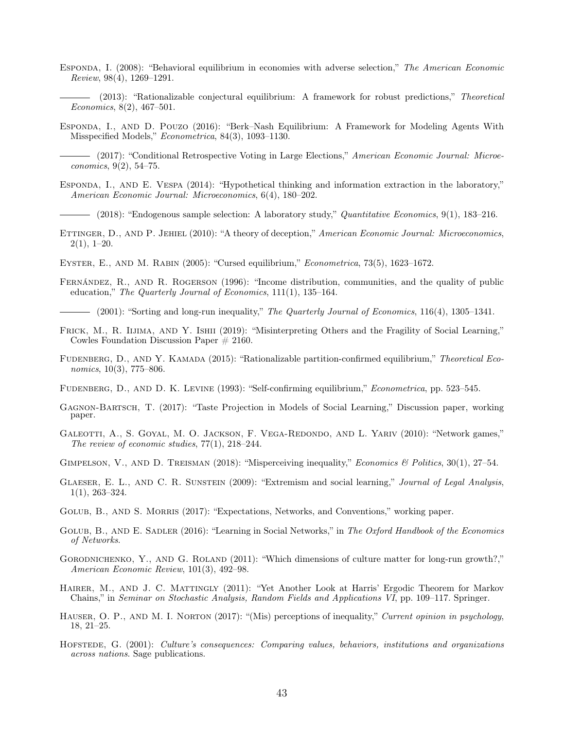Esponda, I. (2008): "Behavioral equilibrium in economies with adverse selection," *The American Economic Review*, 98(4), 1269–1291.

——— (2013): "Rationalizable conjectural equilibrium: A framework for robust predictions," *Theoretical Economics*, 8(2), 467–501.

Esponda, I., and D. Pouzo (2016): "Berk–Nash Equilibrium: A Framework for Modeling Agents With Misspecified Models," *Econometrica*, 84(3), 1093–1130.

——— (2017): "Conditional Retrospective Voting in Large Elections," *American Economic Journal: Microeconomics*, 9(2), 54–75.

Esponda, I., and E. Vespa (2014): "Hypothetical thinking and information extraction in the laboratory," *American Economic Journal: Microeconomics*, 6(4), 180–202.

——— (2018): "Endogenous sample selection: A laboratory study," *Quantitative Economics*, 9(1), 183–216.

Ettinger, D., and P. Jehiel (2010): "A theory of deception," *American Economic Journal: Microeconomics*, 2(1), 1–20.

Eyster, E., and M. Rabin (2005): "Cursed equilibrium," *Econometrica*, 73(5), 1623–1672.

Fernández, R., and R. Rogerson (1996): "Income distribution, communities, and the quality of public education," *The Quarterly Journal of Economics*, 111(1), 135–164.

——— (2001): "Sorting and long-run inequality," *The Quarterly Journal of Economics*, 116(4), 1305–1341.

Frick, M., R. Iijima, and Y. Ishii (2019): "Misinterpreting Others and the Fragility of Social Learning," Cowles Foundation Discussion Paper # 2160.

Fudenberg, D., and Y. Kamada (2015): "Rationalizable partition-confirmed equilibrium," *Theoretical Economics*, 10(3), 775–806.

Fudenberg, D., and D. K. Levine (1993): "Self-confirming equilibrium," *Econometrica*, pp. 523–545.

Gagnon-Bartsch, T. (2017): "Taste Projection in Models of Social Learning," Discussion paper, working paper.

Galeotti, A., S. Goyal, M. O. Jackson, F. Vega-Redondo, and L. Yariv (2010): "Network games," *The review of economic studies*, 77(1), 218–244.

Gimpelson, V., and D. Treisman (2018): "Misperceiving inequality," *Economics & Politics*, 30(1), 27–54.

Glaeser, E. L., and C. R. Sunstein (2009): "Extremism and social learning," *Journal of Legal Analysis*, 1(1), 263–324.

Golub, B., and S. Morris (2017): "Expectations, Networks, and Conventions," working paper.

Golub, B., and E. Sadler (2016): "Learning in Social Networks," in *The Oxford Handbook of the Economics of Networks*.

Gorodnichenko, Y., and G. Roland (2011): "Which dimensions of culture matter for long-run growth?," *American Economic Review*, 101(3), 492–98.

Hairer, M., and J. C. Mattingly (2011): "Yet Another Look at Harris' Ergodic Theorem for Markov Chains," in *Seminar on Stochastic Analysis, Random Fields and Applications VI*, pp. 109–117. Springer.

Hauser, O. P., and M. I. Norton (2017): "(Mis) perceptions of inequality," *Current opinion in psychology*, 18, 21–25.

Hofstede, G. (2001): *Culture's consequences: Comparing values, behaviors, institutions and organizations across nations*. Sage publications.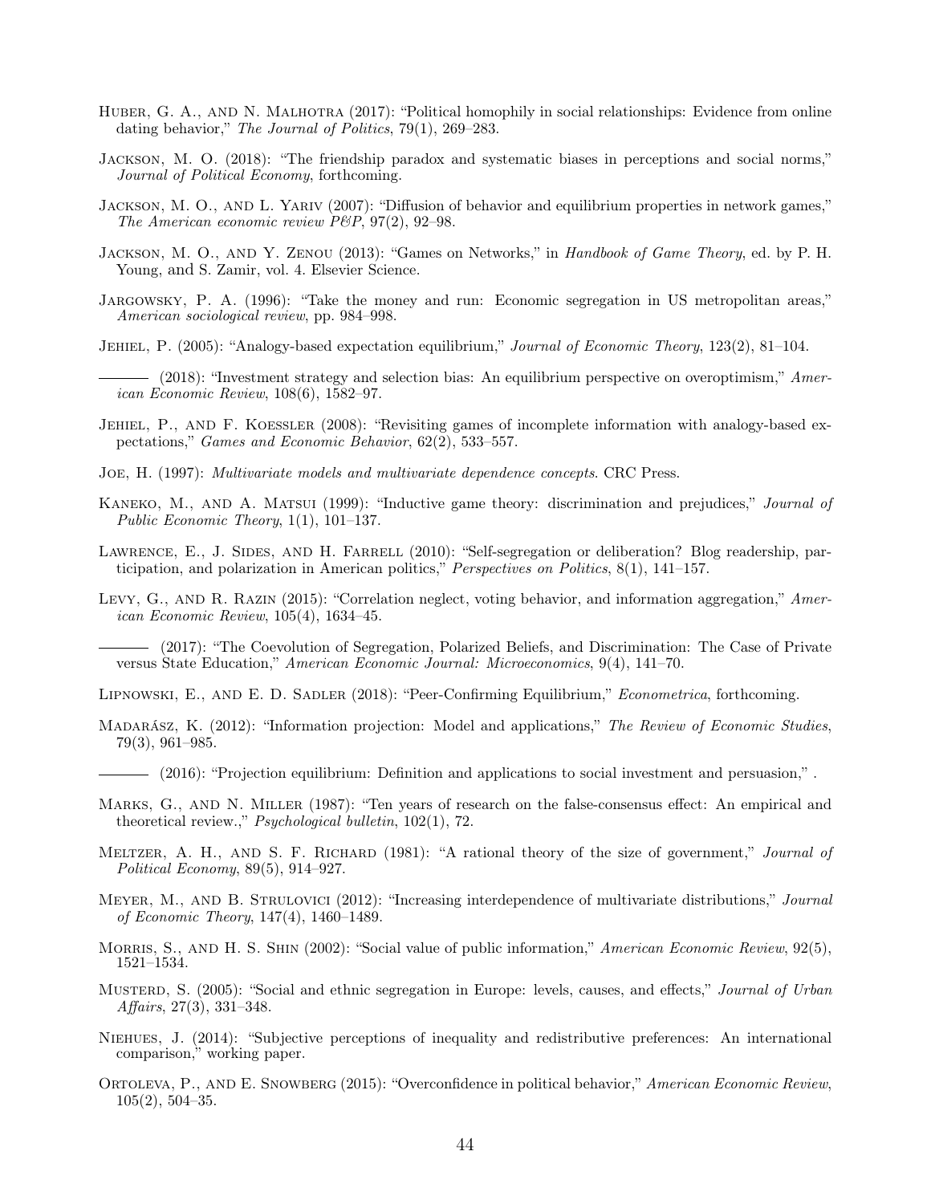Huber, G. A., and N. Malhotra (2017): "Political homophily in social relationships: Evidence from online dating behavior," *The Journal of Politics*, 79(1), 269–283.

Jackson, M. O. (2018): "The friendship paradox and systematic biases in perceptions and social norms," *Journal of Political Economy*, forthcoming.

Jackson, M. O., and L. Yariv (2007): "Diffusion of behavior and equilibrium properties in network games," *The American economic review P&P*, 97(2), 92–98.

Jackson, M. O., and Y. Zenou (2013): "Games on Networks," in *Handbook of Game Theory*, ed. by P. H. Young, and S. Zamir, vol. 4. Elsevier Science.

Jargowsky, P. A. (1996): "Take the money and run: Economic segregation in US metropolitan areas," *American sociological review*, pp. 984–998.

Jehiel, P. (2005): "Analogy-based expectation equilibrium," *Journal of Economic Theory*, 123(2), 81–104.

——— (2018): "Investment strategy and selection bias: An equilibrium perspective on overoptimism," *American Economic Review*, 108(6), 1582–97.

Jehiel, P., and F. Koessler (2008): "Revisiting games of incomplete information with analogy-based expectations," *Games and Economic Behavior*, 62(2), 533–557.

Joe, H. (1997): *Multivariate models and multivariate dependence concepts*. CRC Press.

Kaneko, M., and A. Matsui (1999): "Inductive game theory: discrimination and prejudices," *Journal of Public Economic Theory*, 1(1), 101–137.

Lawrence, E., J. Sides, and H. Farrell (2010): "Self-segregation or deliberation? Blog readership, participation, and polarization in American politics," *Perspectives on Politics*, 8(1), 141–157.

Levy, G., and R. Razin (2015): "Correlation neglect, voting behavior, and information aggregation," *American Economic Review*, 105(4), 1634–45.

——— (2017): "The Coevolution of Segregation, Polarized Beliefs, and Discrimination: The Case of Private versus State Education," *American Economic Journal: Microeconomics*, 9(4), 141–70.

Lipnowski, E., and E. D. Sadler (2018): "Peer-Confirming Equilibrium," *Econometrica*, forthcoming.

Madarász, K. (2012): "Information projection: Model and applications," *The Review of Economic Studies*, 79(3), 961–985.

——— (2016): "Projection equilibrium: Definition and applications to social investment and persuasion," .

Marks, G., and N. Miller (1987): "Ten years of research on the false-consensus effect: An empirical and theoretical review.," *Psychological bulletin*, 102(1), 72.

Meltzer, A. H., and S. F. Richard (1981): "A rational theory of the size of government," *Journal of Political Economy*, 89(5), 914–927.

Meyer, M., and B. Strulovici (2012): "Increasing interdependence of multivariate distributions," *Journal of Economic Theory*, 147(4), 1460–1489.

Morris, S., and H. S. Shin (2002): "Social value of public information," *American Economic Review*, 92(5), 1521–1534.

Musterd, S. (2005): "Social and ethnic segregation in Europe: levels, causes, and effects," *Journal of Urban Affairs*, 27(3), 331–348.

Niehues, J. (2014): "Subjective perceptions of inequality and redistributive preferences: An international comparison," working paper.

Ortoleva, P., and E. Snowberg (2015): "Overconfidence in political behavior," *American Economic Review*, 105(2), 504–35.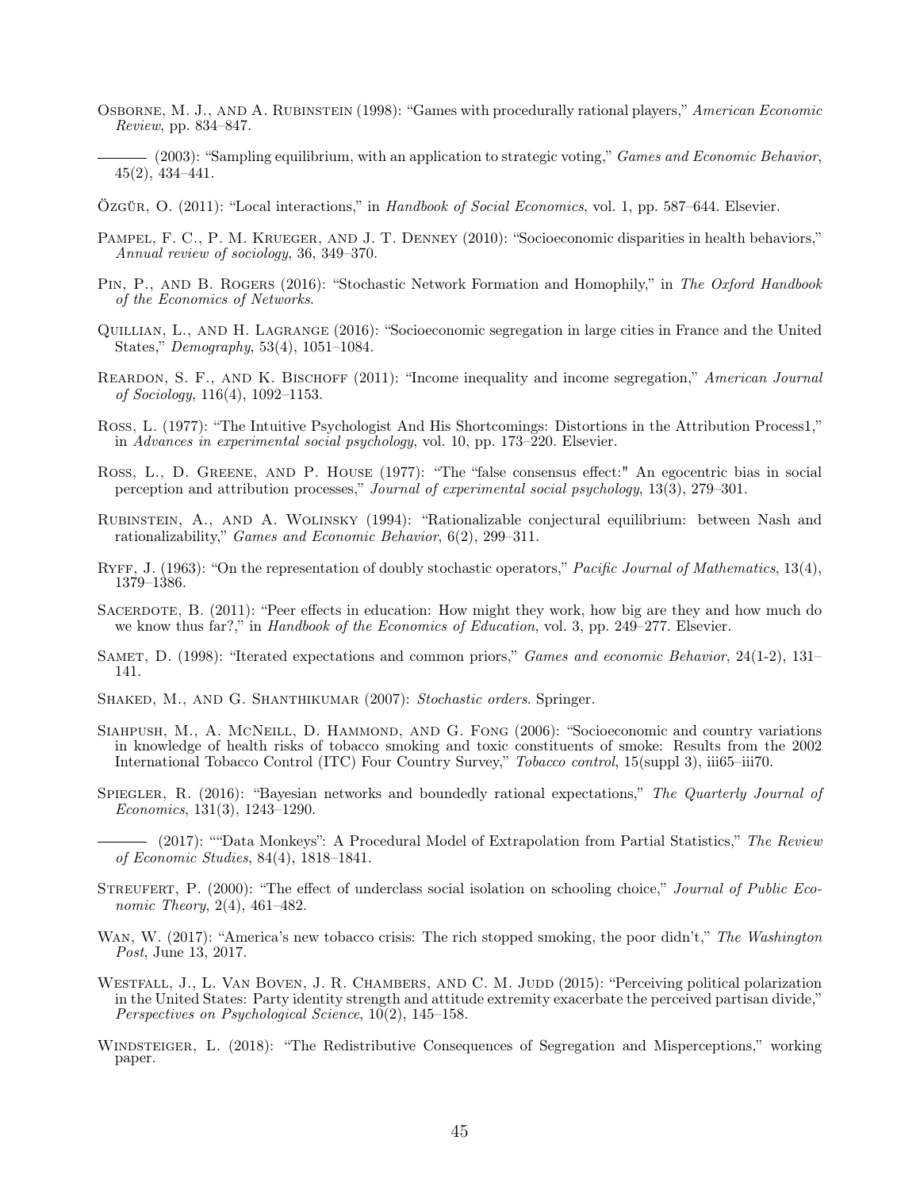Osborne, M. J., and A. Rubinstein (1998): "Games with procedurally rational players," *American Economic Review*, pp. 834–847.

——— (2003): "Sampling equilibrium, with an application to strategic voting," *Games and Economic Behavior*, 45(2), 434–441.

Özgür, O. (2011): "Local interactions," in *Handbook of Social Economics*, vol. 1, pp. 587–644. Elsevier.

Pampel, F. C., P. M. Krueger, and J. T. Denney (2010): "Socioeconomic disparities in health behaviors," *Annual review of sociology*, 36, 349–370.

Pin, P., and B. Rogers (2016): "Stochastic Network Formation and Homophily," in *The Oxford Handbook of the Economics of Networks*.

Quillian, L., and H. Lagrange (2016): "Socioeconomic segregation in large cities in France and the United States," *Demography*, 53(4), 1051–1084.

Reardon, S. F., and K. Bischoff (2011): "Income inequality and income segregation," *American Journal of Sociology*, 116(4), 1092–1153.

Ross, L. (1977): "The Intuitive Psychologist And His Shortcomings: Distortions in the Attribution Process1," in *Advances in experimental social psychology*, vol. 10, pp. 173–220. Elsevier.

Ross, L., D. Greene, and P. House (1977): "The "false consensus effect:" An egocentric bias in social perception and attribution processes," *Journal of experimental social psychology*, 13(3), 279–301.

Rubinstein, A., and A. Wolinsky (1994): "Rationalizable conjectural equilibrium: between Nash and rationalizability," *Games and Economic Behavior*, 6(2), 299–311.

Ryff, J. (1963): "On the representation of doubly stochastic operators," *Pacific Journal of Mathematics*, 13(4), 1379–1386.

Sacerdote, B. (2011): "Peer effects in education: How might they work, how big are they and how much do we know thus far?," in *Handbook of the Economics of Education*, vol. 3, pp. 249–277. Elsevier.

Samet, D. (1998): "Iterated expectations and common priors," *Games and economic Behavior*, 24(1-2), 131–141.

Shaked, M., and G. Shanthikumar (2007): *Stochastic orders*. Springer.

Siahpush, M., A. McNeill, D. Hammond, and G. Fong (2006): "Socioeconomic and country variations in knowledge of health risks of tobacco smoking and toxic constituents of smoke: Results from the 2002 International Tobacco Control (ITC) Four Country Survey," *Tobacco control*, 15(suppl 3), iii65–iii70.

Spiegler, R. (2016): "Bayesian networks and boundedly rational expectations," *The Quarterly Journal of Economics*, 131(3), 1243–1290.

——— (2017): ""Data Monkeys": A Procedural Model of Extrapolation from Partial Statistics," *The Review of Economic Studies*, 84(4), 1818–1841.

Streufert, P. (2000): "The effect of underclass social isolation on schooling choice," *Journal of Public Economic Theory*, 2(4), 461–482.

Wan, W. (2017): "America's new tobacco crisis: The rich stopped smoking, the poor didn't," *The Washington Post*, June 13, 2017.

Westfall, J., L. Van Boven, J. R. Chambers, and C. M. Judd (2015): "Perceiving political polarization in the United States: Party identity strength and attitude extremity exacerbate the perceived partisan divide," *Perspectives on Psychological Science*, 10(2), 145–158.

Windsteiger, L. (2018): "The Redistributive Consequences of Segregation and Misperceptions," working paper.